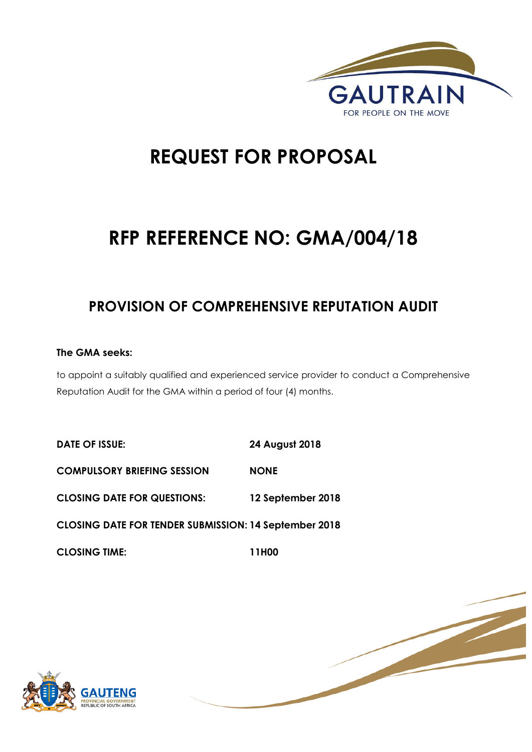# REQUEST FOR PROPOSAL

# RFP REFERENCE NO: GMA/004/18

## PROVISION OF COMPREHENSIVE REPUTATION AUDIT

**The GMA seeks:**

to appoint a suitably qualified and experienced service provider to conduct a Comprehensive Reputation Audit for the GMA within a period of four (4) months.

| | |
|---|---|
| **DATE OF ISSUE:** | **24 August 2018** |
| **COMPULSORY BRIEFING SESSION** | **NONE** |
| **CLOSING DATE FOR QUESTIONS:** | **12 September 2018** |
| **CLOSING DATE FOR TENDER SUBMISSION:** | **14 September 2018** |
| **CLOSING TIME:** | **11H00** |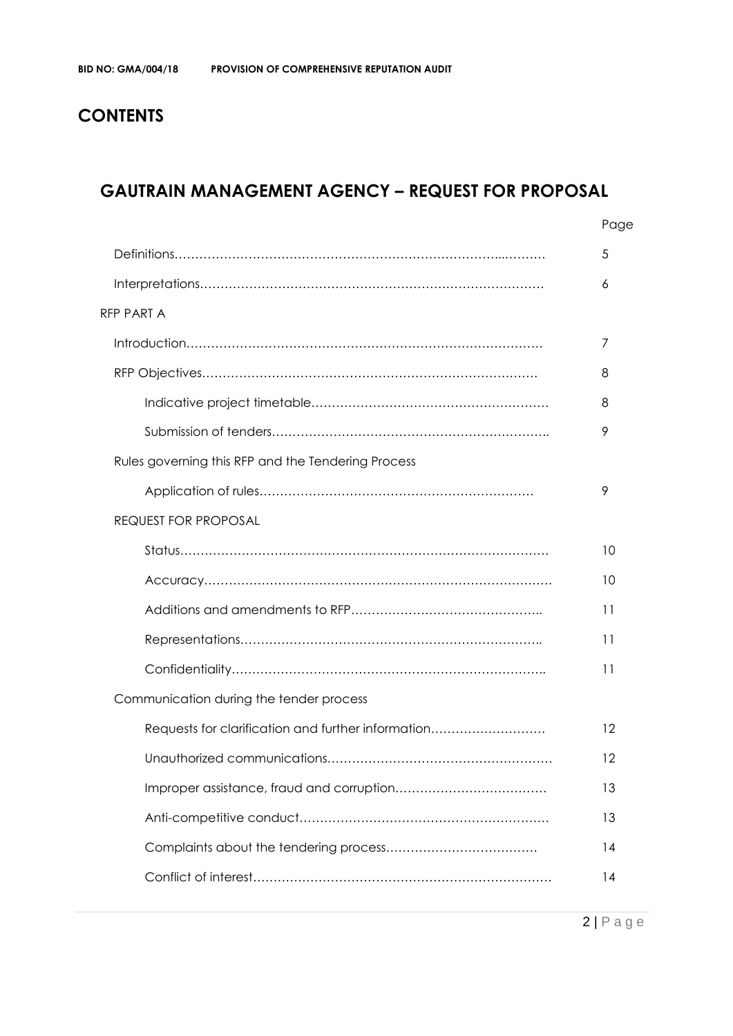## CONTENTS

## GAUTRAIN MANAGEMENT AGENCY – REQUEST FOR PROPOSAL

| | Page |
|---|---|
| Definitions | 5 |
| Interpretations | 6 |
| RFP PART A | |
| Introduction | 7 |
| RFP Objectives | 8 |
| Indicative project timetable | 8 |
| Submission of tenders | 9 |
| Rules governing this RFP and the Tendering Process | |
| Application of rules | 9 |
| REQUEST FOR PROPOSAL | |
| Status | 10 |
| Accuracy | 10 |
| Additions and amendments to RFP | 11 |
| Representations | 11 |
| Confidentiality | 11 |
| Communication during the tender process | |
| Requests for clarification and further information | 12 |
| Unauthorized communications | 12 |
| Improper assistance, fraud and corruption | 13 |
| Anti-competitive conduct | 13 |
| Complaints about the tendering process | 14 |
| Conflict of interest | 14 |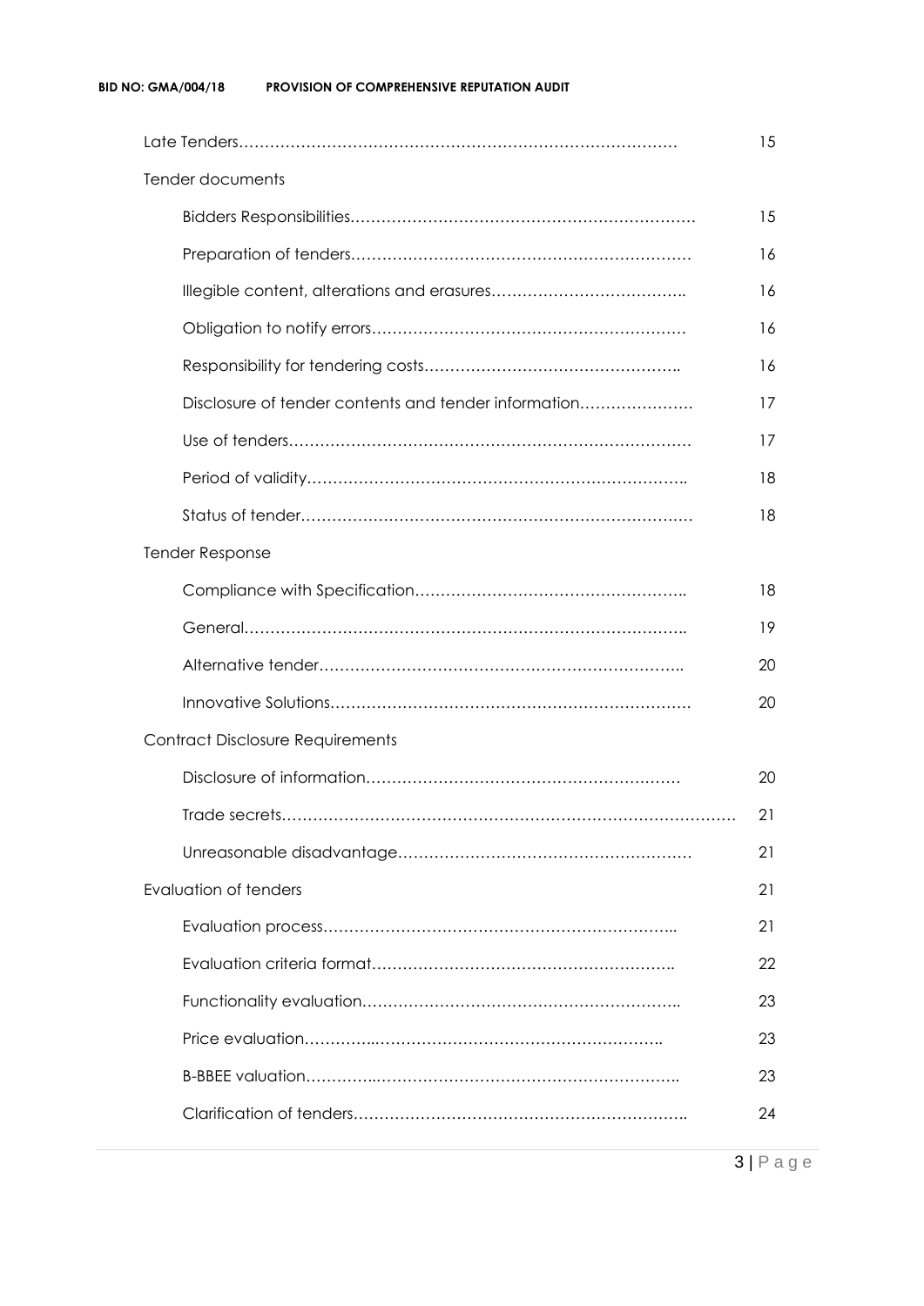| | |
|---|---|
| Late Tenders…………………………………………………………………………… | 15 |
| Tender documents | |
| &nbsp;&nbsp;&nbsp;&nbsp;Bidders Responsibilities………………………………………………………… | 15 |
| &nbsp;&nbsp;&nbsp;&nbsp;Preparation of tenders………………………………………………………… | 16 |
| &nbsp;&nbsp;&nbsp;&nbsp;Illegible content, alterations and erasures……………………………….. | 16 |
| &nbsp;&nbsp;&nbsp;&nbsp;Obligation to notify errors…………………………………………………… | 16 |
| &nbsp;&nbsp;&nbsp;&nbsp;Responsibility for tendering costs………………………………………….. | 16 |
| &nbsp;&nbsp;&nbsp;&nbsp;Disclosure of tender contents and tender information…………………. | 17 |
| &nbsp;&nbsp;&nbsp;&nbsp;Use of tenders…………………………………………………………………… | 17 |
| &nbsp;&nbsp;&nbsp;&nbsp;Period of validity……………………………………………………………….. | 18 |
| &nbsp;&nbsp;&nbsp;&nbsp;Status of tender………………………………………………………………… | 18 |
| Tender Response | |
| &nbsp;&nbsp;&nbsp;&nbsp;Compliance with Specification…………………………………………….. | 18 |
| &nbsp;&nbsp;&nbsp;&nbsp;General………………………………………………………………………….. | 19 |
| &nbsp;&nbsp;&nbsp;&nbsp;Alternative tender…………………………………………………………….. | 20 |
| &nbsp;&nbsp;&nbsp;&nbsp;Innovative Solutions……………………………………………………………. | 20 |
| Contract Disclosure Requirements | |
| &nbsp;&nbsp;&nbsp;&nbsp;Disclosure of information…………………………………………………… | 20 |
| &nbsp;&nbsp;&nbsp;&nbsp;Trade secrets…………………………………………………………………………… | 21 |
| &nbsp;&nbsp;&nbsp;&nbsp;Unreasonable disadvantage………………………………………………… | 21 |
| Evaluation of tenders | 21 |
| &nbsp;&nbsp;&nbsp;&nbsp;Evaluation process…………………………………………………………... | 21 |
| &nbsp;&nbsp;&nbsp;&nbsp;Evaluation criteria format…………………………………………………. | 22 |
| &nbsp;&nbsp;&nbsp;&nbsp;Functionality evaluation…………………………………………………….. | 23 |
| &nbsp;&nbsp;&nbsp;&nbsp;Price evaluation…………..……………………………………………….. | 23 |
| &nbsp;&nbsp;&nbsp;&nbsp;B-BBEE valuation…………..………………………………………………….. | 23 |
| &nbsp;&nbsp;&nbsp;&nbsp;Clarification of tenders……………………………………………………….. | 24 |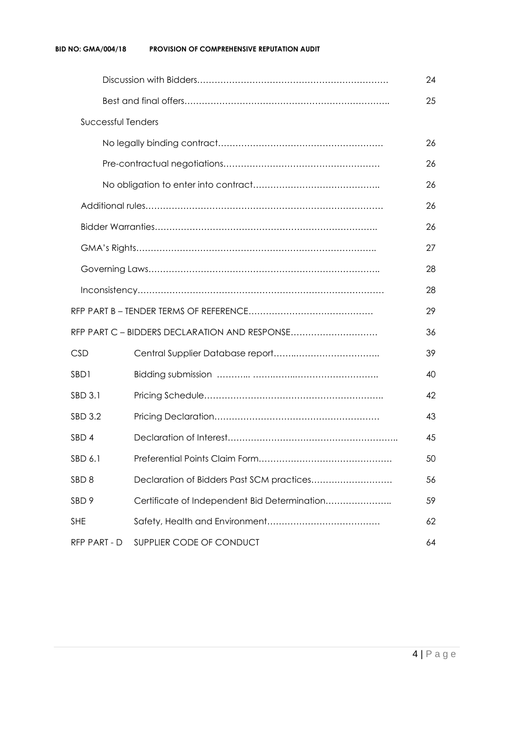Discussion with Bidders………………………………………………………… 24

Best and final offers…………………………………………………………….. 25

Successful Tenders

No legally binding contract………………………………………………… 26

Pre-contractual negotiations……………………………………………… 26

No obligation to enter into contract…………………………………….. 26

Additional rules………………………………………………………………………… 26

Bidder Warranties…………………………………………………………………. 26

GMA's Rights……………………………………………………………………….. 27

Governing Laws…………………………………………………………………….. 28

Inconsistency………………………………………………………………………… 28

RFP PART B – TENDER TERMS OF REFERENCE…………………………………… 29

RFP PART C – BIDDERS DECLARATION AND RESPONSE………………………… 36

| | | |
|---|---|---|
| CSD | Central Supplier Database report……..……………………….. | 39 |
| SBD1 | Bidding submission ……….. ……….…..………………………. | 40 |
| SBD 3.1 | Pricing Schedule…………………………………………………….. | 42 |
| SBD 3.2 | Pricing Declaration………………………………………………… | 43 |
| SBD 4 | Declaration of Interest………………………………………………….. | 45 |
| SBD 6.1 | Preferential Points Claim Form………………………………………. | 50 |
| SBD 8 | Declaration of Bidders Past SCM practices……………………… | 56 |
| SBD 9 | Certificate of Independent Bid Determination………………….. | 59 |
| SHE | Safety, Health and Environment………………………………… | 62 |
| RFP PART - D | SUPPLIER CODE OF CONDUCT | 64 |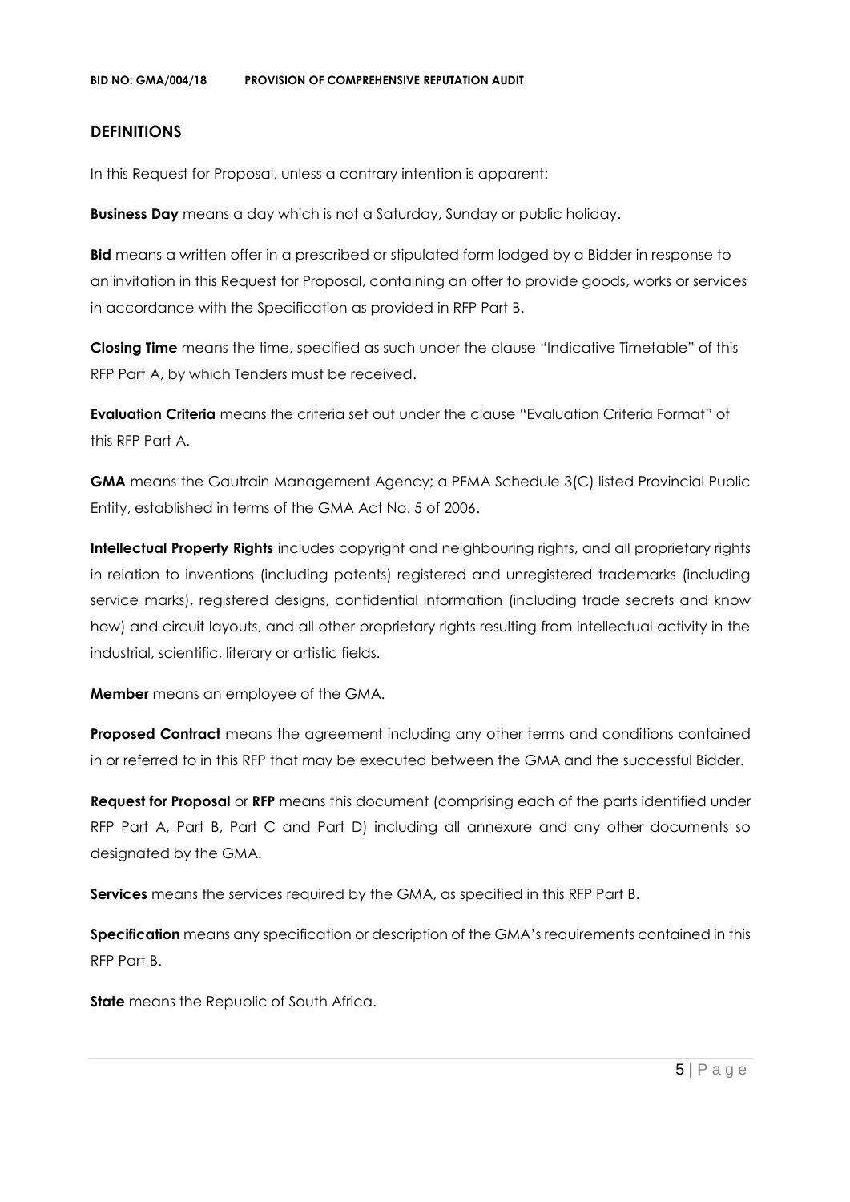## DEFINITIONS

In this Request for Proposal, unless a contrary intention is apparent:

**Business Day** means a day which is not a Saturday, Sunday or public holiday.

**Bid** means a written offer in a prescribed or stipulated form lodged by a Bidder in response to an invitation in this Request for Proposal, containing an offer to provide goods, works or services in accordance with the Specification as provided in RFP Part B.

**Closing Time** means the time, specified as such under the clause "Indicative Timetable" of this RFP Part A, by which Tenders must be received.

**Evaluation Criteria** means the criteria set out under the clause "Evaluation Criteria Format" of this RFP Part A.

**GMA** means the Gautrain Management Agency; a PFMA Schedule 3(C) listed Provincial Public Entity, established in terms of the GMA Act No. 5 of 2006.

**Intellectual Property Rights** includes copyright and neighbouring rights, and all proprietary rights in relation to inventions (including patents) registered and unregistered trademarks (including service marks), registered designs, confidential information (including trade secrets and know how) and circuit layouts, and all other proprietary rights resulting from intellectual activity in the industrial, scientific, literary or artistic fields.

**Member** means an employee of the GMA.

**Proposed Contract** means the agreement including any other terms and conditions contained in or referred to in this RFP that may be executed between the GMA and the successful Bidder.

**Request for Proposal** or **RFP** means this document (comprising each of the parts identified under RFP Part A, Part B, Part C and Part D) including all annexure and any other documents so designated by the GMA.

**Services** means the services required by the GMA, as specified in this RFP Part B.

**Specification** means any specification or description of the GMA's requirements contained in this RFP Part B.

**State** means the Republic of South Africa.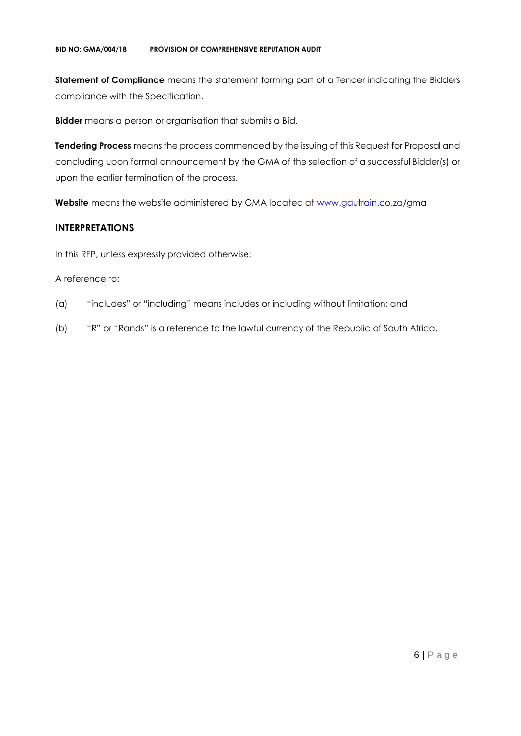**Statement of Compliance** means the statement forming part of a Tender indicating the Bidders compliance with the Specification.

**Bidder** means a person or organisation that submits a Bid.

**Tendering Process** means the process commenced by the issuing of this Request for Proposal and concluding upon formal announcement by the GMA of the selection of a successful Bidder(s) or upon the earlier termination of the process.

**Website** means the website administered by GMA located at [www.gautrain.co.za/gma](www.gautrain.co.za/gma)

## INTERPRETATIONS

In this RFP, unless expressly provided otherwise:

A reference to:

(a) "includes" or "including" means includes or including without limitation; and

(b) "R" or "Rands" is a reference to the lawful currency of the Republic of South Africa.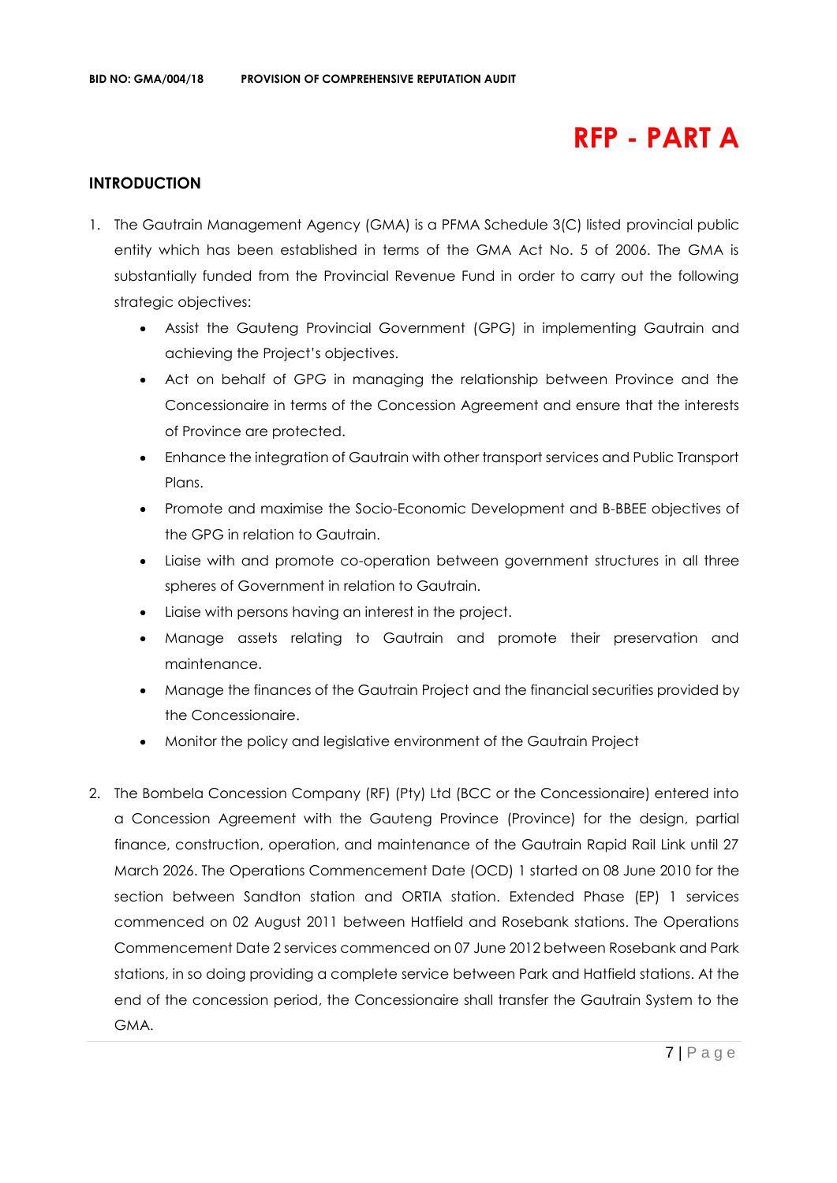# RFP - PART A

## INTRODUCTION

1. The Gautrain Management Agency (GMA) is a PFMA Schedule 3(C) listed provincial public entity which has been established in terms of the GMA Act No. 5 of 2006. The GMA is substantially funded from the Provincial Revenue Fund in order to carry out the following strategic objectives:
   - Assist the Gauteng Provincial Government (GPG) in implementing Gautrain and achieving the Project's objectives.
   - Act on behalf of GPG in managing the relationship between Province and the Concessionaire in terms of the Concession Agreement and ensure that the interests of Province are protected.
   - Enhance the integration of Gautrain with other transport services and Public Transport Plans.
   - Promote and maximise the Socio-Economic Development and B-BBEE objectives of the GPG in relation to Gautrain.
   - Liaise with and promote co-operation between government structures in all three spheres of Government in relation to Gautrain.
   - Liaise with persons having an interest in the project.
   - Manage assets relating to Gautrain and promote their preservation and maintenance.
   - Manage the finances of the Gautrain Project and the financial securities provided by the Concessionaire.
   - Monitor the policy and legislative environment of the Gautrain Project

2. The Bombela Concession Company (RF) (Pty) Ltd (BCC or the Concessionaire) entered into a Concession Agreement with the Gauteng Province (Province) for the design, partial finance, construction, operation, and maintenance of the Gautrain Rapid Rail Link until 27 March 2026. The Operations Commencement Date (OCD) 1 started on 08 June 2010 for the section between Sandton station and ORTIA station. Extended Phase (EP) 1 services commenced on 02 August 2011 between Hatfield and Rosebank stations. The Operations Commencement Date 2 services commenced on 07 June 2012 between Rosebank and Park stations, in so doing providing a complete service between Park and Hatfield stations. At the end of the concession period, the Concessionaire shall transfer the Gautrain System to the GMA.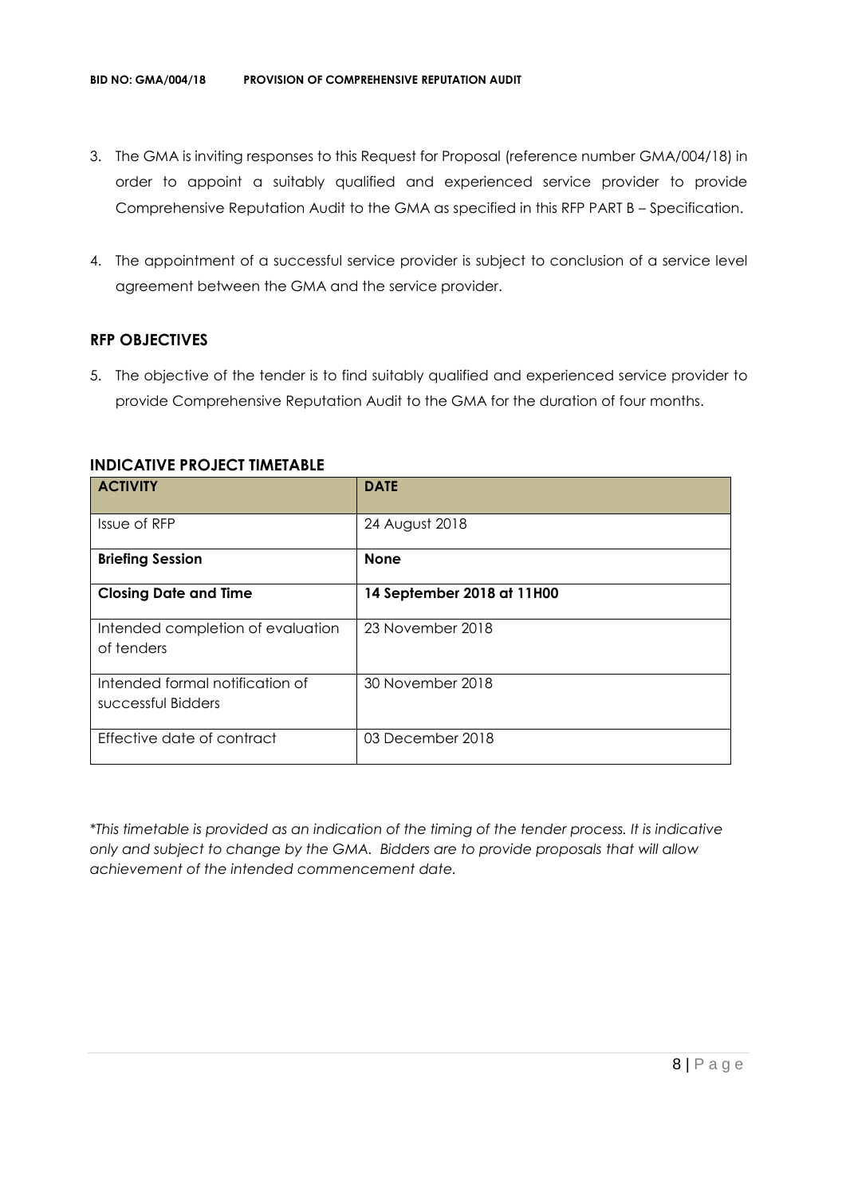3. The GMA is inviting responses to this Request for Proposal (reference number GMA/004/18) in order to appoint a suitably qualified and experienced service provider to provide Comprehensive Reputation Audit to the GMA as specified in this RFP PART B – Specification.

4. The appointment of a successful service provider is subject to conclusion of a service level agreement between the GMA and the service provider.

### RFP OBJECTIVES

5. The objective of the tender is to find suitably qualified and experienced service provider to provide Comprehensive Reputation Audit to the GMA for the duration of four months.

### INDICATIVE PROJECT TIMETABLE

| ACTIVITY | DATE |
|---|---|
| Issue of RFP | 24 August 2018 |
| **Briefing Session** | **None** |
| **Closing Date and Time** | **14 September 2018 at 11H00** |
| Intended completion of evaluation of tenders | 23 November 2018 |
| Intended formal notification of successful Bidders | 30 November 2018 |
| Effective date of contract | 03 December 2018 |

*\*This timetable is provided as an indication of the timing of the tender process. It is indicative only and subject to change by the GMA. Bidders are to provide proposals that will allow achievement of the intended commencement date.*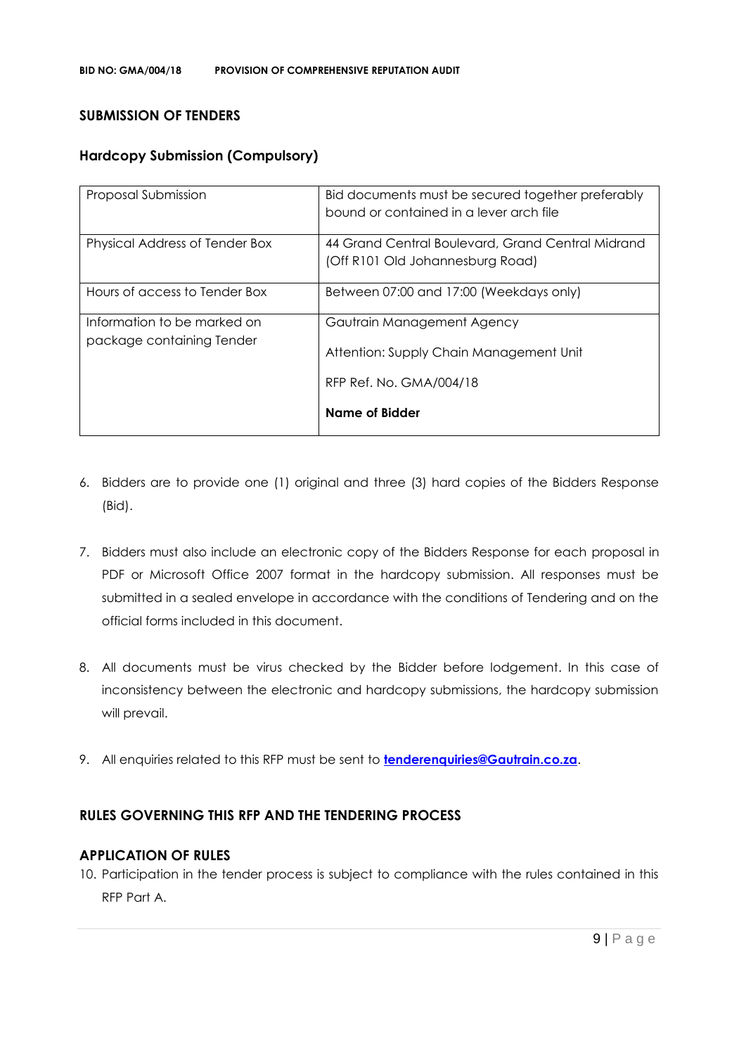## SUBMISSION OF TENDERS

### Hardcopy Submission (Compulsory)

| | |
|---|---|
| Proposal Submission | Bid documents must be secured together preferably bound or contained in a lever arch file |
| Physical Address of Tender Box | 44 Grand Central Boulevard, Grand Central Midrand (Off R101 Old Johannesburg Road) |
| Hours of access to Tender Box | Between 07:00 and 17:00 (Weekdays only) |
| Information to be marked on package containing Tender | Gautrain Management Agency<br><br>Attention: Supply Chain Management Unit<br><br>RFP Ref. No. GMA/004/18<br><br>**Name of Bidder** |

6. Bidders are to provide one (1) original and three (3) hard copies of the Bidders Response (Bid).

7. Bidders must also include an electronic copy of the Bidders Response for each proposal in PDF or Microsoft Office 2007 format in the hardcopy submission. All responses must be submitted in a sealed envelope in accordance with the conditions of Tendering and on the official forms included in this document.

8. All documents must be virus checked by the Bidder before lodgement. In this case of inconsistency between the electronic and hardcopy submissions, the hardcopy submission will prevail.

9. All enquiries related to this RFP must be sent to **tenderenquiries@Gautrain.co.za**.

## RULES GOVERNING THIS RFP AND THE TENDERING PROCESS

### APPLICATION OF RULES

10. Participation in the tender process is subject to compliance with the rules contained in this RFP Part A.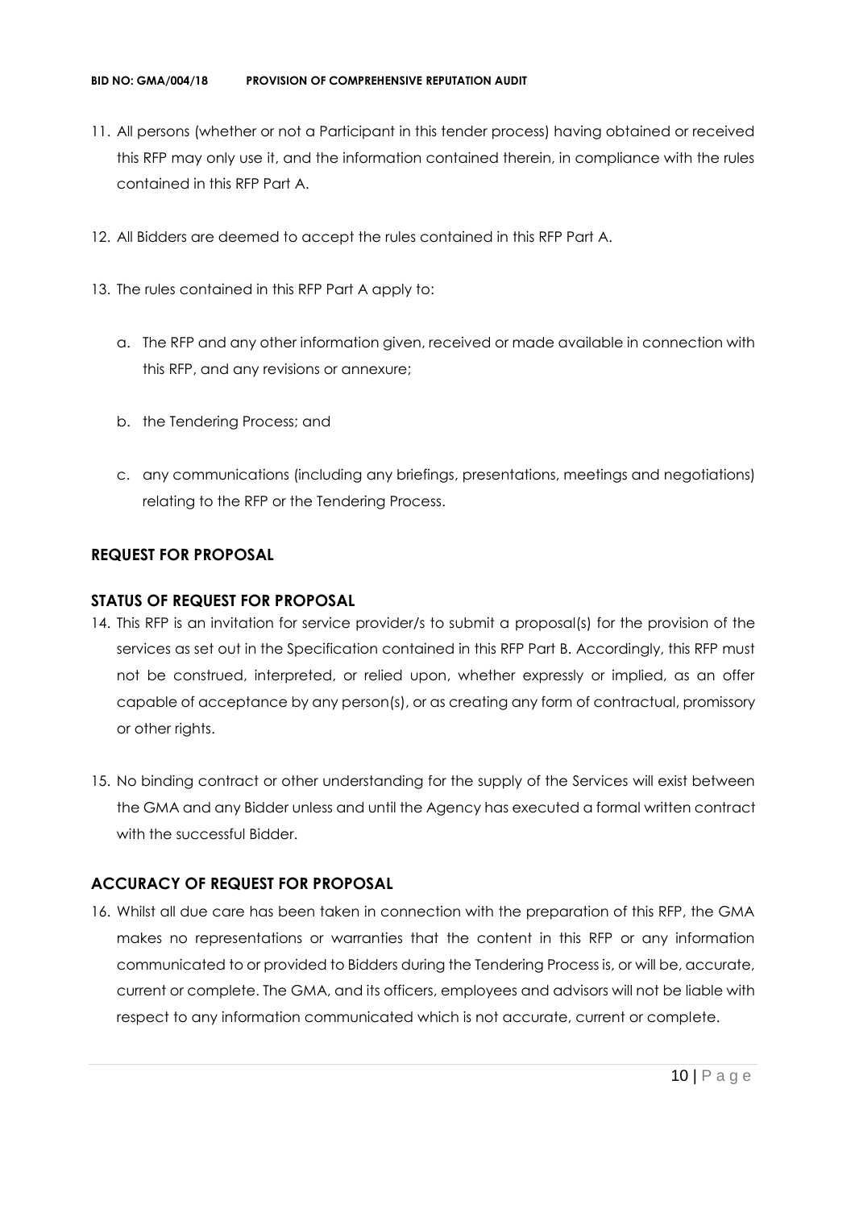11. All persons (whether or not a Participant in this tender process) having obtained or received this RFP may only use it, and the information contained therein, in compliance with the rules contained in this RFP Part A.

12. All Bidders are deemed to accept the rules contained in this RFP Part A.

13. The rules contained in this RFP Part A apply to:

    a. The RFP and any other information given, received or made available in connection with this RFP, and any revisions or annexure;

    b. the Tendering Process; and

    c. any communications (including any briefings, presentations, meetings and negotiations) relating to the RFP or the Tendering Process.

## REQUEST FOR PROPOSAL

## STATUS OF REQUEST FOR PROPOSAL

14. This RFP is an invitation for service provider/s to submit a proposal(s) for the provision of the services as set out in the Specification contained in this RFP Part B. Accordingly, this RFP must not be construed, interpreted, or relied upon, whether expressly or implied, as an offer capable of acceptance by any person(s), or as creating any form of contractual, promissory or other rights.

15. No binding contract or other understanding for the supply of the Services will exist between the GMA and any Bidder unless and until the Agency has executed a formal written contract with the successful Bidder.

## ACCURACY OF REQUEST FOR PROPOSAL

16. Whilst all due care has been taken in connection with the preparation of this RFP, the GMA makes no representations or warranties that the content in this RFP or any information communicated to or provided to Bidders during the Tendering Process is, or will be, accurate, current or complete. The GMA, and its officers, employees and advisors will not be liable with respect to any information communicated which is not accurate, current or complete.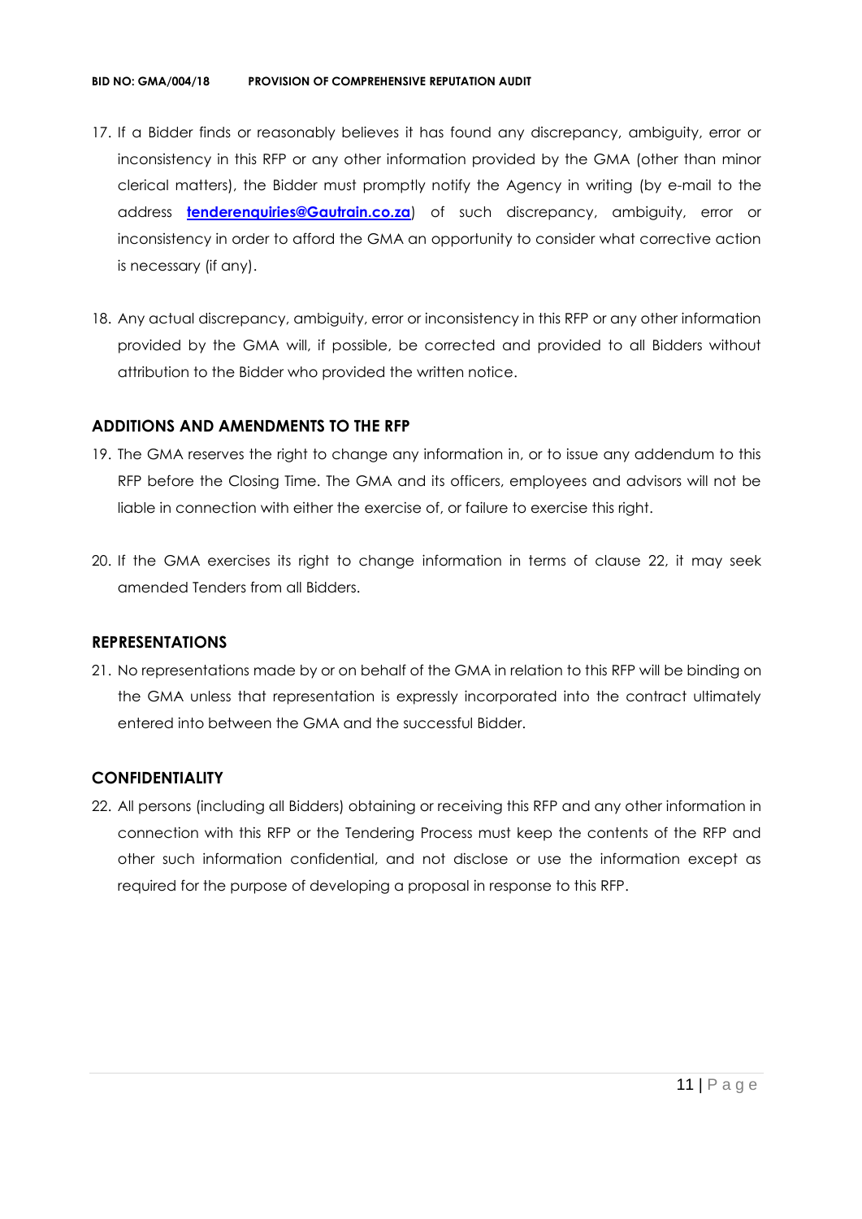17. If a Bidder finds or reasonably believes it has found any discrepancy, ambiguity, error or inconsistency in this RFP or any other information provided by the GMA (other than minor clerical matters), the Bidder must promptly notify the Agency in writing (by e-mail to the address **tenderenquiries@Gautrain.co.za**) of such discrepancy, ambiguity, error or inconsistency in order to afford the GMA an opportunity to consider what corrective action is necessary (if any).

18. Any actual discrepancy, ambiguity, error or inconsistency in this RFP or any other information provided by the GMA will, if possible, be corrected and provided to all Bidders without attribution to the Bidder who provided the written notice.

## ADDITIONS AND AMENDMENTS TO THE RFP

19. The GMA reserves the right to change any information in, or to issue any addendum to this RFP before the Closing Time. The GMA and its officers, employees and advisors will not be liable in connection with either the exercise of, or failure to exercise this right.

20. If the GMA exercises its right to change information in terms of clause 22, it may seek amended Tenders from all Bidders.

## REPRESENTATIONS

21. No representations made by or on behalf of the GMA in relation to this RFP will be binding on the GMA unless that representation is expressly incorporated into the contract ultimately entered into between the GMA and the successful Bidder.

## CONFIDENTIALITY

22. All persons (including all Bidders) obtaining or receiving this RFP and any other information in connection with this RFP or the Tendering Process must keep the contents of the RFP and other such information confidential, and not disclose or use the information except as required for the purpose of developing a proposal in response to this RFP.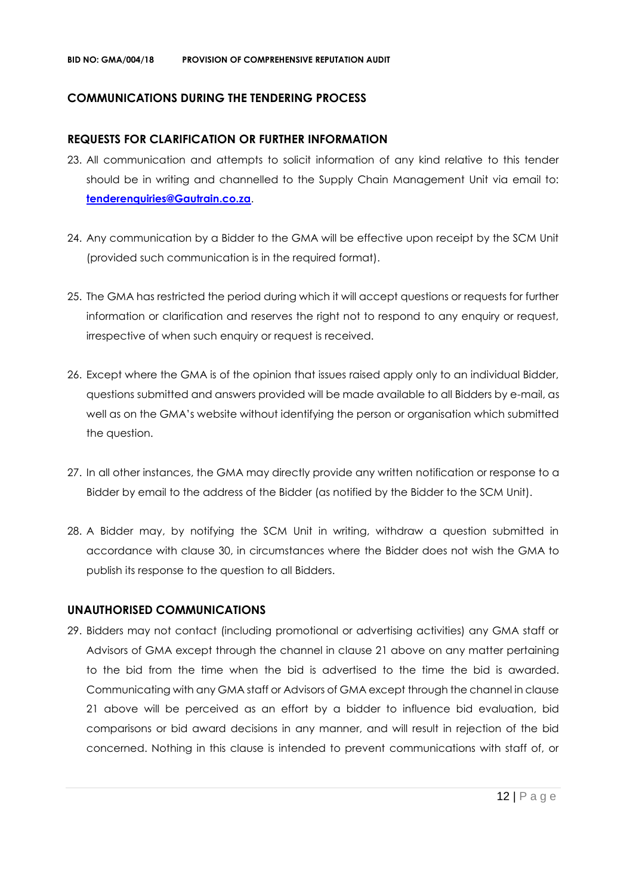## COMMUNICATIONS DURING THE TENDERING PROCESS

### REQUESTS FOR CLARIFICATION OR FURTHER INFORMATION

23. All communication and attempts to solicit information of any kind relative to this tender should be in writing and channelled to the Supply Chain Management Unit via email to: **tenderenquiries@Gautrain.co.za**.

24. Any communication by a Bidder to the GMA will be effective upon receipt by the SCM Unit (provided such communication is in the required format).

25. The GMA has restricted the period during which it will accept questions or requests for further information or clarification and reserves the right not to respond to any enquiry or request, irrespective of when such enquiry or request is received.

26. Except where the GMA is of the opinion that issues raised apply only to an individual Bidder, questions submitted and answers provided will be made available to all Bidders by e-mail, as well as on the GMA's website without identifying the person or organisation which submitted the question.

27. In all other instances, the GMA may directly provide any written notification or response to a Bidder by email to the address of the Bidder (as notified by the Bidder to the SCM Unit).

28. A Bidder may, by notifying the SCM Unit in writing, withdraw a question submitted in accordance with clause 30, in circumstances where the Bidder does not wish the GMA to publish its response to the question to all Bidders.

### UNAUTHORISED COMMUNICATIONS

29. Bidders may not contact (including promotional or advertising activities) any GMA staff or Advisors of GMA except through the channel in clause 21 above on any matter pertaining to the bid from the time when the bid is advertised to the time the bid is awarded. Communicating with any GMA staff or Advisors of GMA except through the channel in clause 21 above will be perceived as an effort by a bidder to influence bid evaluation, bid comparisons or bid award decisions in any manner, and will result in rejection of the bid concerned. Nothing in this clause is intended to prevent communications with staff of, or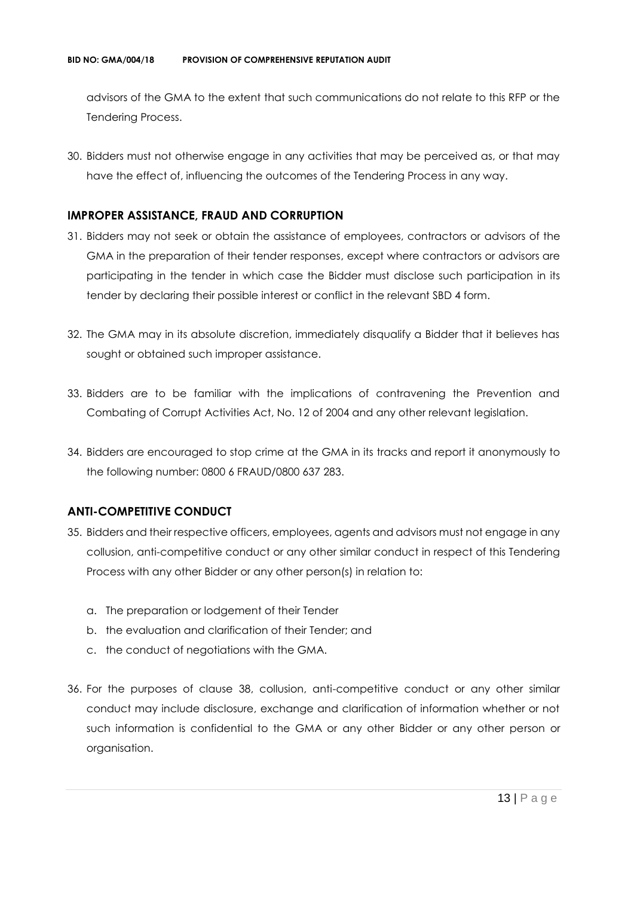advisors of the GMA to the extent that such communications do not relate to this RFP or the Tendering Process.

30. Bidders must not otherwise engage in any activities that may be perceived as, or that may have the effect of, influencing the outcomes of the Tendering Process in any way.

## IMPROPER ASSISTANCE, FRAUD AND CORRUPTION

31. Bidders may not seek or obtain the assistance of employees, contractors or advisors of the GMA in the preparation of their tender responses, except where contractors or advisors are participating in the tender in which case the Bidder must disclose such participation in its tender by declaring their possible interest or conflict in the relevant SBD 4 form.

32. The GMA may in its absolute discretion, immediately disqualify a Bidder that it believes has sought or obtained such improper assistance.

33. Bidders are to be familiar with the implications of contravening the Prevention and Combating of Corrupt Activities Act, No. 12 of 2004 and any other relevant legislation.

34. Bidders are encouraged to stop crime at the GMA in its tracks and report it anonymously to the following number: 0800 6 FRAUD/0800 637 283.

## ANTI-COMPETITIVE CONDUCT

35. Bidders and their respective officers, employees, agents and advisors must not engage in any collusion, anti-competitive conduct or any other similar conduct in respect of this Tendering Process with any other Bidder or any other person(s) in relation to:

    a. The preparation or lodgement of their Tender
    b. the evaluation and clarification of their Tender; and
    c. the conduct of negotiations with the GMA.

36. For the purposes of clause 38, collusion, anti-competitive conduct or any other similar conduct may include disclosure, exchange and clarification of information whether or not such information is confidential to the GMA or any other Bidder or any other person or organisation.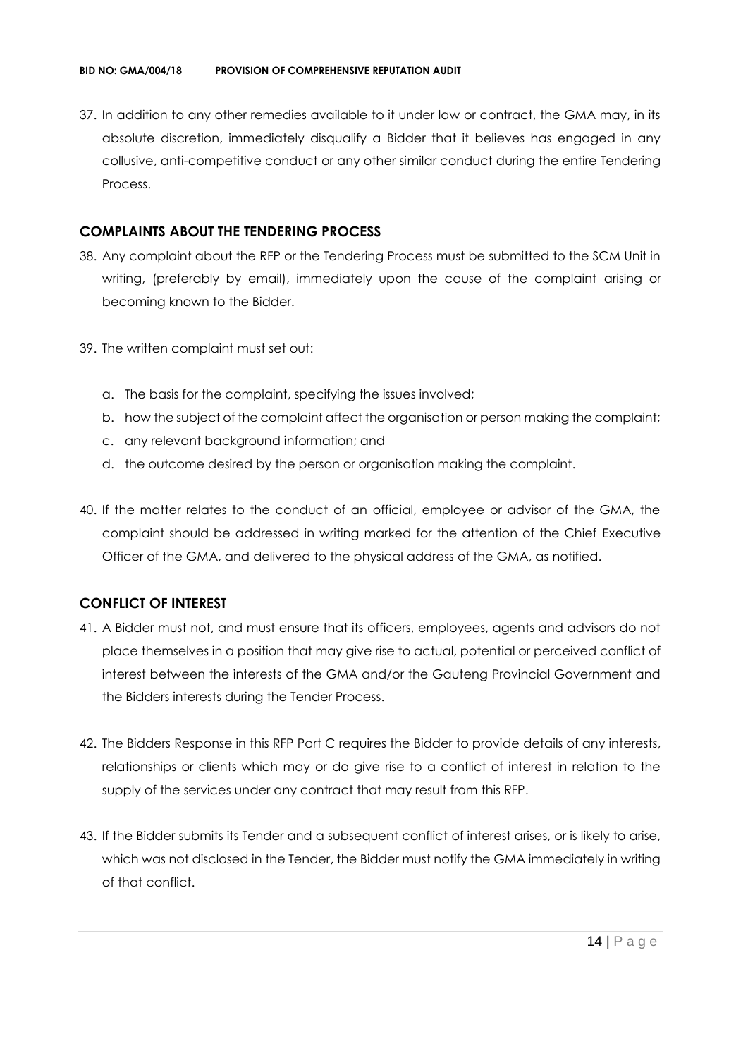37. In addition to any other remedies available to it under law or contract, the GMA may, in its absolute discretion, immediately disqualify a Bidder that it believes has engaged in any collusive, anti-competitive conduct or any other similar conduct during the entire Tendering Process.

## COMPLAINTS ABOUT THE TENDERING PROCESS

38. Any complaint about the RFP or the Tendering Process must be submitted to the SCM Unit in writing, (preferably by email), immediately upon the cause of the complaint arising or becoming known to the Bidder.

39. The written complaint must set out:

    a. The basis for the complaint, specifying the issues involved;
    b. how the subject of the complaint affect the organisation or person making the complaint;
    c. any relevant background information; and
    d. the outcome desired by the person or organisation making the complaint.

40. If the matter relates to the conduct of an official, employee or advisor of the GMA, the complaint should be addressed in writing marked for the attention of the Chief Executive Officer of the GMA, and delivered to the physical address of the GMA, as notified.

## CONFLICT OF INTEREST

41. A Bidder must not, and must ensure that its officers, employees, agents and advisors do not place themselves in a position that may give rise to actual, potential or perceived conflict of interest between the interests of the GMA and/or the Gauteng Provincial Government and the Bidders interests during the Tender Process.

42. The Bidders Response in this RFP Part C requires the Bidder to provide details of any interests, relationships or clients which may or do give rise to a conflict of interest in relation to the supply of the services under any contract that may result from this RFP.

43. If the Bidder submits its Tender and a subsequent conflict of interest arises, or is likely to arise, which was not disclosed in the Tender, the Bidder must notify the GMA immediately in writing of that conflict.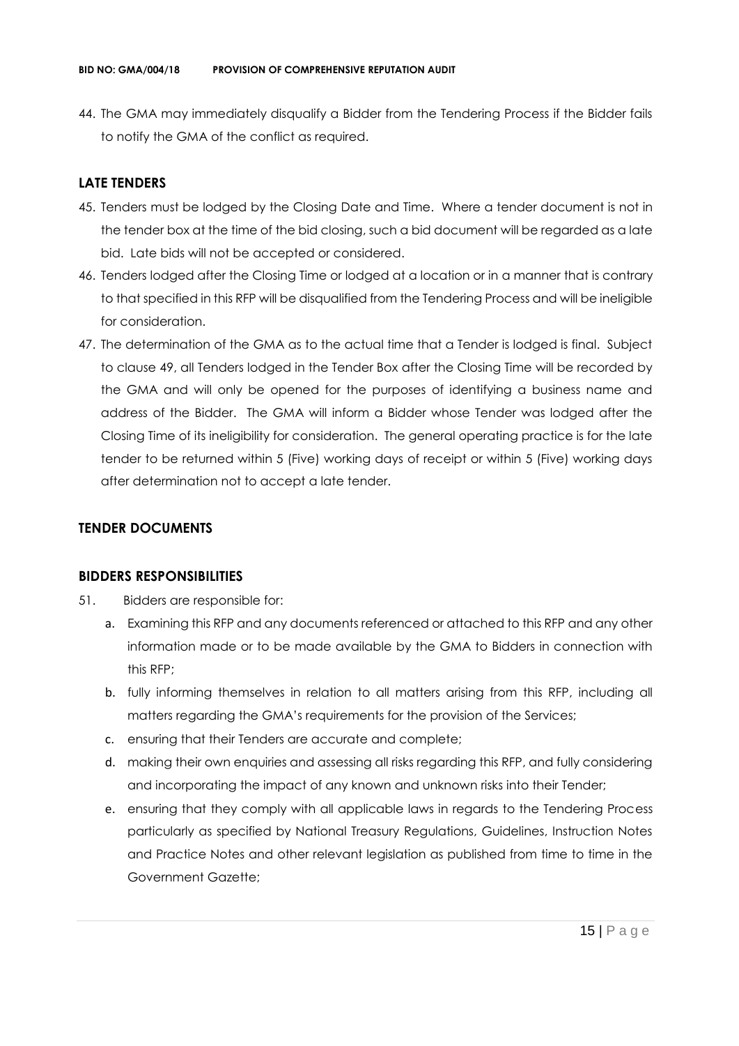44. The GMA may immediately disqualify a Bidder from the Tendering Process if the Bidder fails to notify the GMA of the conflict as required.

## LATE TENDERS

45. Tenders must be lodged by the Closing Date and Time. Where a tender document is not in the tender box at the time of the bid closing, such a bid document will be regarded as a late bid. Late bids will not be accepted or considered.
46. Tenders lodged after the Closing Time or lodged at a location or in a manner that is contrary to that specified in this RFP will be disqualified from the Tendering Process and will be ineligible for consideration.
47. The determination of the GMA as to the actual time that a Tender is lodged is final. Subject to clause 49, all Tenders lodged in the Tender Box after the Closing Time will be recorded by the GMA and will only be opened for the purposes of identifying a business name and address of the Bidder. The GMA will inform a Bidder whose Tender was lodged after the Closing Time of its ineligibility for consideration. The general operating practice is for the late tender to be returned within 5 (Five) working days of receipt or within 5 (Five) working days after determination not to accept a late tender.

## TENDER DOCUMENTS

## BIDDERS RESPONSIBILITIES

51. Bidders are responsible for:
    a. Examining this RFP and any documents referenced or attached to this RFP and any other information made or to be made available by the GMA to Bidders in connection with this RFP;
    b. fully informing themselves in relation to all matters arising from this RFP, including all matters regarding the GMA's requirements for the provision of the Services;
    c. ensuring that their Tenders are accurate and complete;
    d. making their own enquiries and assessing all risks regarding this RFP, and fully considering and incorporating the impact of any known and unknown risks into their Tender;
    e. ensuring that they comply with all applicable laws in regards to the Tendering Process particularly as specified by National Treasury Regulations, Guidelines, Instruction Notes and Practice Notes and other relevant legislation as published from time to time in the Government Gazette;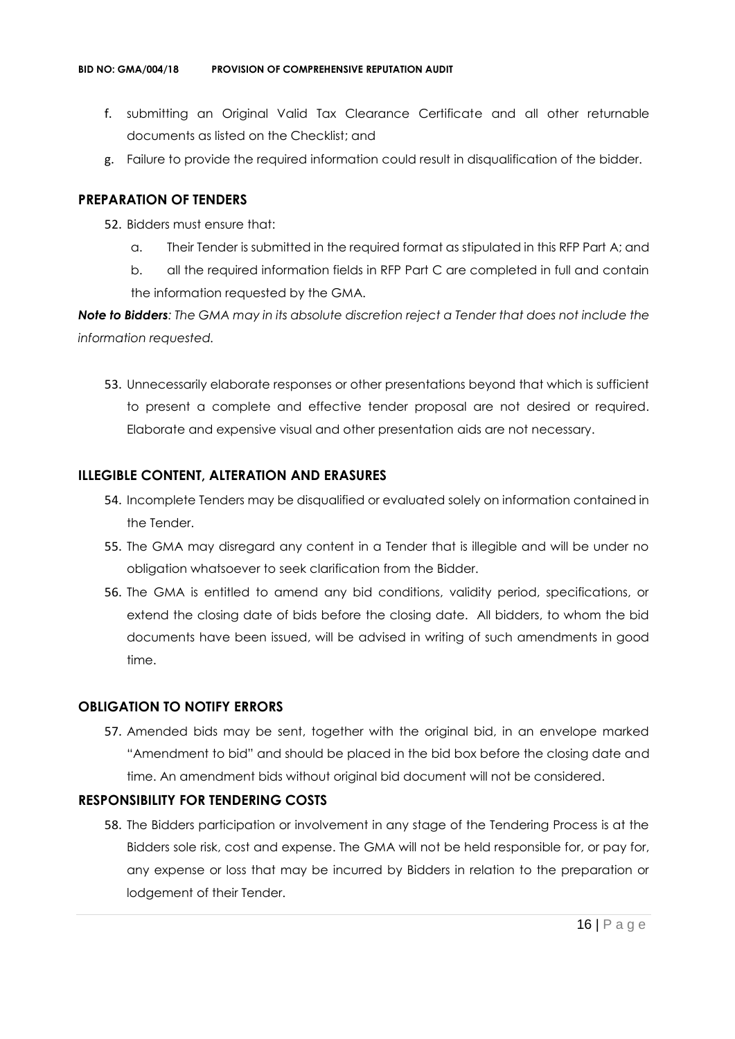f. submitting an Original Valid Tax Clearance Certificate and all other returnable documents as listed on the Checklist; and

g. Failure to provide the required information could result in disqualification of the bidder.

## PREPARATION OF TENDERS

52. Bidders must ensure that:

    a. Their Tender is submitted in the required format as stipulated in this RFP Part A; and

    b. all the required information fields in RFP Part C are completed in full and contain the information requested by the GMA.

***Note to Bidders****: The GMA may in its absolute discretion reject a Tender that does not include the information requested.*

53. Unnecessarily elaborate responses or other presentations beyond that which is sufficient to present a complete and effective tender proposal are not desired or required. Elaborate and expensive visual and other presentation aids are not necessary.

## ILLEGIBLE CONTENT, ALTERATION AND ERASURES

54. Incomplete Tenders may be disqualified or evaluated solely on information contained in the Tender.

55. The GMA may disregard any content in a Tender that is illegible and will be under no obligation whatsoever to seek clarification from the Bidder.

56. The GMA is entitled to amend any bid conditions, validity period, specifications, or extend the closing date of bids before the closing date. All bidders, to whom the bid documents have been issued, will be advised in writing of such amendments in good time.

## OBLIGATION TO NOTIFY ERRORS

57. Amended bids may be sent, together with the original bid, in an envelope marked "Amendment to bid" and should be placed in the bid box before the closing date and time. An amendment bids without original bid document will not be considered.

## RESPONSIBILITY FOR TENDERING COSTS

58. The Bidders participation or involvement in any stage of the Tendering Process is at the Bidders sole risk, cost and expense. The GMA will not be held responsible for, or pay for, any expense or loss that may be incurred by Bidders in relation to the preparation or lodgement of their Tender.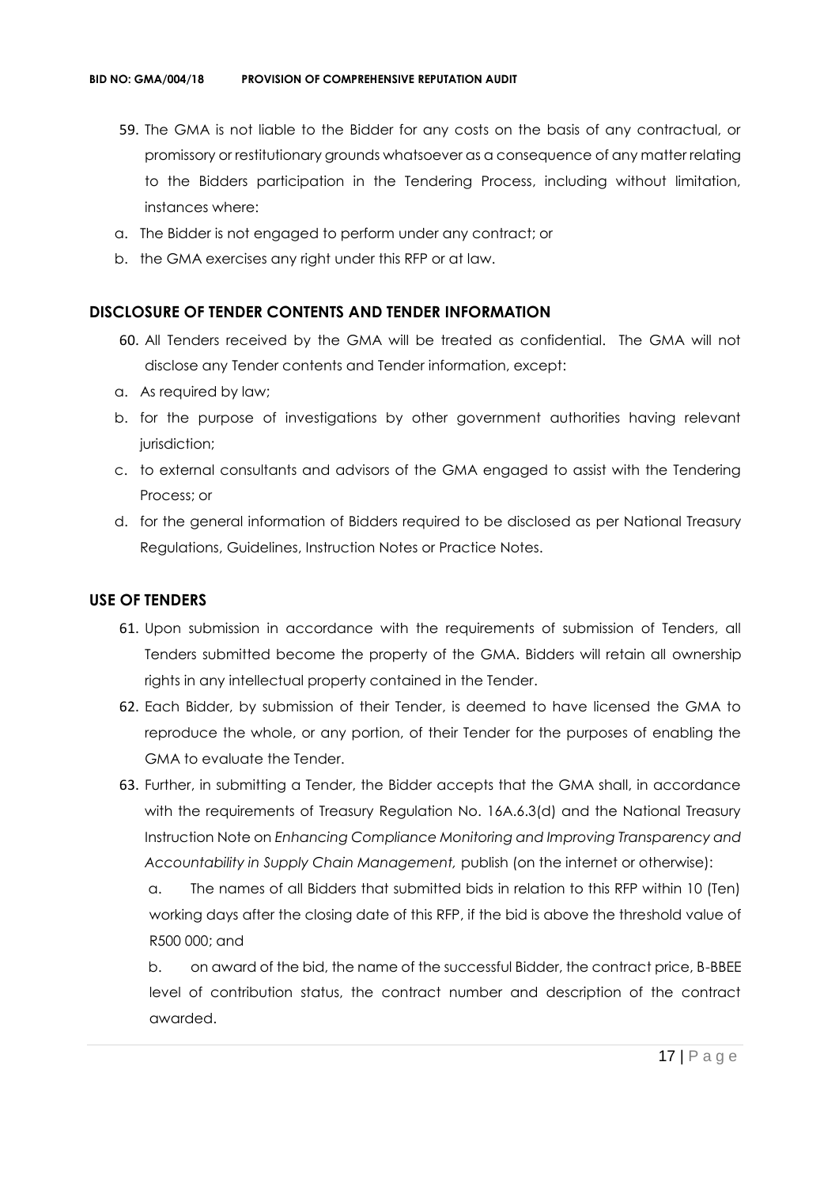59. The GMA is not liable to the Bidder for any costs on the basis of any contractual, or promissory or restitutionary grounds whatsoever as a consequence of any matter relating to the Bidders participation in the Tendering Process, including without limitation, instances where:

a. The Bidder is not engaged to perform under any contract; or

b. the GMA exercises any right under this RFP or at law.

## DISCLOSURE OF TENDER CONTENTS AND TENDER INFORMATION

60. All Tenders received by the GMA will be treated as confidential. The GMA will not disclose any Tender contents and Tender information, except:

a. As required by law;

b. for the purpose of investigations by other government authorities having relevant jurisdiction;

c. to external consultants and advisors of the GMA engaged to assist with the Tendering Process; or

d. for the general information of Bidders required to be disclosed as per National Treasury Regulations, Guidelines, Instruction Notes or Practice Notes.

## USE OF TENDERS

61. Upon submission in accordance with the requirements of submission of Tenders, all Tenders submitted become the property of the GMA. Bidders will retain all ownership rights in any intellectual property contained in the Tender.

62. Each Bidder, by submission of their Tender, is deemed to have licensed the GMA to reproduce the whole, or any portion, of their Tender for the purposes of enabling the GMA to evaluate the Tender.

63. Further, in submitting a Tender, the Bidder accepts that the GMA shall, in accordance with the requirements of Treasury Regulation No. 16A.6.3(d) and the National Treasury Instruction Note on *Enhancing Compliance Monitoring and Improving Transparency and Accountability in Supply Chain Management,* publish (on the internet or otherwise):

    a. The names of all Bidders that submitted bids in relation to this RFP within 10 (Ten) working days after the closing date of this RFP, if the bid is above the threshold value of R500 000; and

    b. on award of the bid, the name of the successful Bidder, the contract price, B-BBEE level of contribution status, the contract number and description of the contract awarded.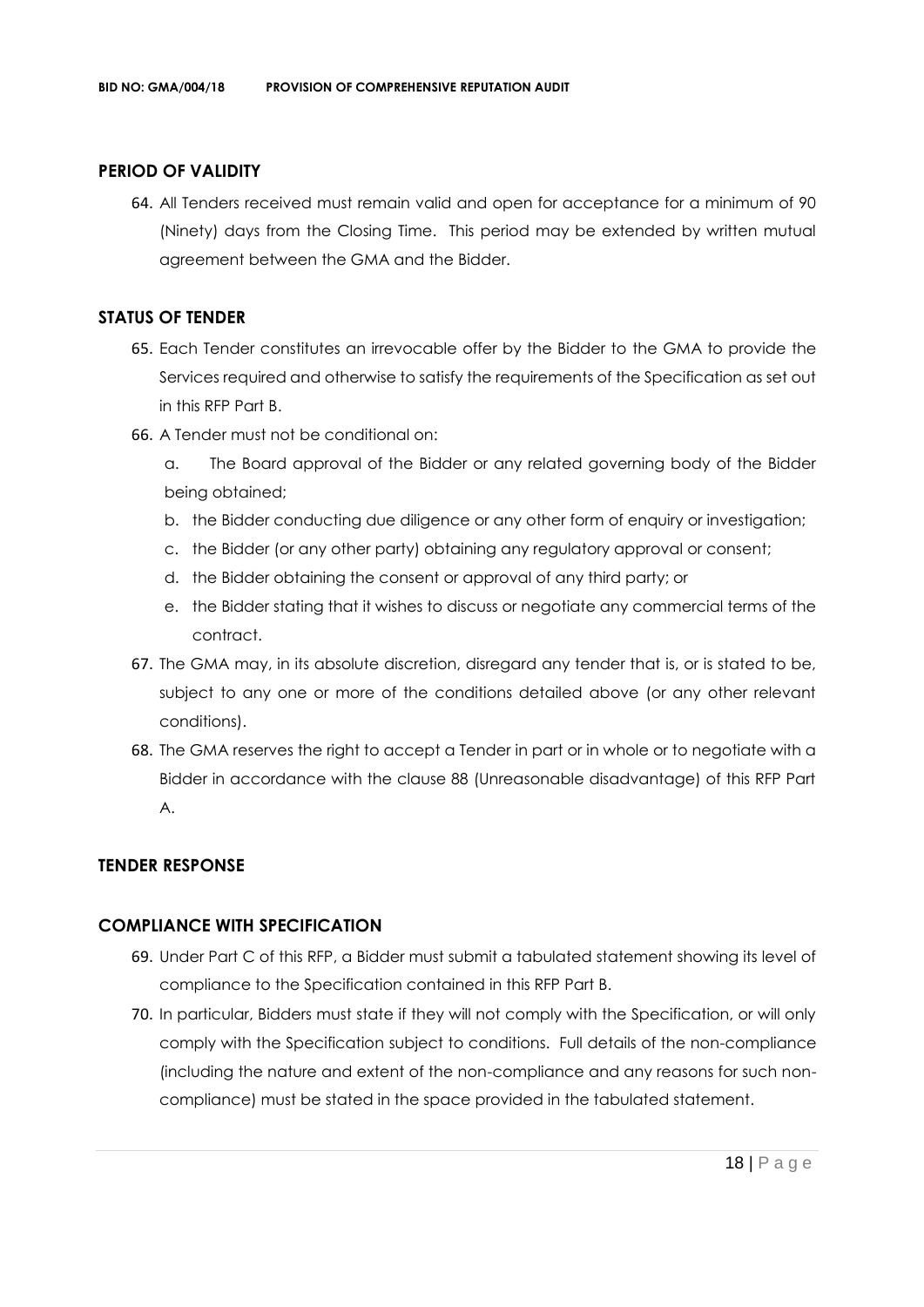## PERIOD OF VALIDITY

64. All Tenders received must remain valid and open for acceptance for a minimum of 90 (Ninety) days from the Closing Time. This period may be extended by written mutual agreement between the GMA and the Bidder.

## STATUS OF TENDER

65. Each Tender constitutes an irrevocable offer by the Bidder to the GMA to provide the Services required and otherwise to satisfy the requirements of the Specification as set out in this RFP Part B.
66. A Tender must not be conditional on:
    a. The Board approval of the Bidder or any related governing body of the Bidder being obtained;
    b. the Bidder conducting due diligence or any other form of enquiry or investigation;
    c. the Bidder (or any other party) obtaining any regulatory approval or consent;
    d. the Bidder obtaining the consent or approval of any third party; or
    e. the Bidder stating that it wishes to discuss or negotiate any commercial terms of the contract.
67. The GMA may, in its absolute discretion, disregard any tender that is, or is stated to be, subject to any one or more of the conditions detailed above (or any other relevant conditions).
68. The GMA reserves the right to accept a Tender in part or in whole or to negotiate with a Bidder in accordance with the clause 88 (Unreasonable disadvantage) of this RFP Part A.

## TENDER RESPONSE

## COMPLIANCE WITH SPECIFICATION

69. Under Part C of this RFP, a Bidder must submit a tabulated statement showing its level of compliance to the Specification contained in this RFP Part B.
70. In particular, Bidders must state if they will not comply with the Specification, or will only comply with the Specification subject to conditions. Full details of the non-compliance (including the nature and extent of the non-compliance and any reasons for such non-compliance) must be stated in the space provided in the tabulated statement.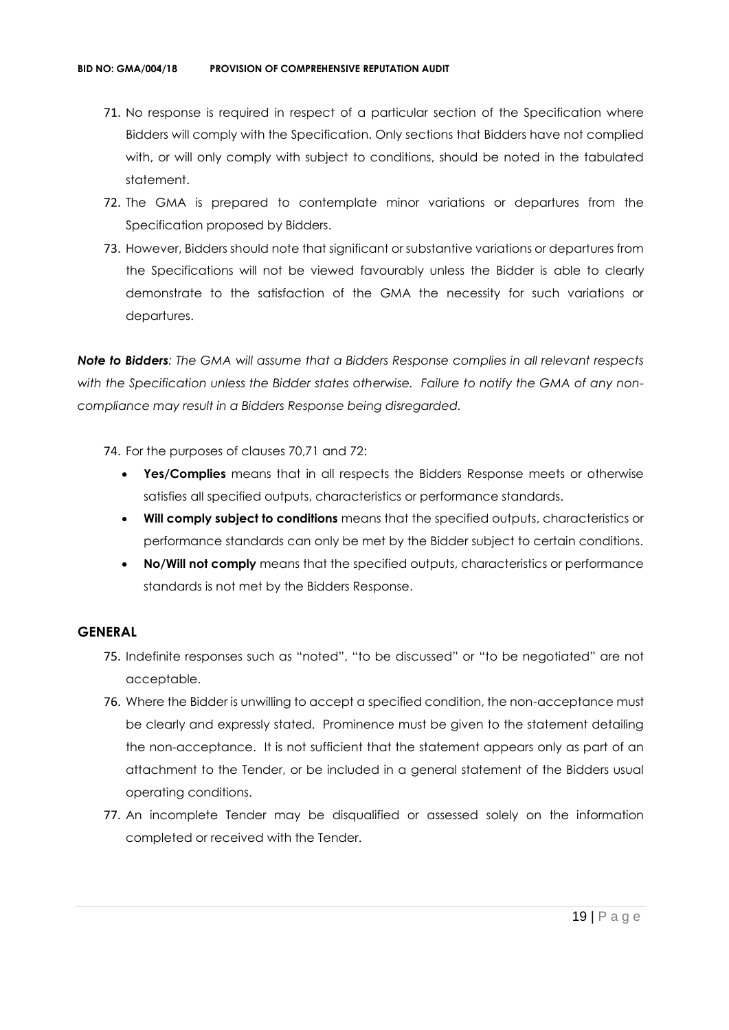71. No response is required in respect of a particular section of the Specification where Bidders will comply with the Specification. Only sections that Bidders have not complied with, or will only comply with subject to conditions, should be noted in the tabulated statement.
72. The GMA is prepared to contemplate minor variations or departures from the Specification proposed by Bidders.
73. However, Bidders should note that significant or substantive variations or departures from the Specifications will not be viewed favourably unless the Bidder is able to clearly demonstrate to the satisfaction of the GMA the necessity for such variations or departures.

***Note to Bidders****: The GMA will assume that a Bidders Response complies in all relevant respects with the Specification unless the Bidder states otherwise. Failure to notify the GMA of any non-compliance may result in a Bidders Response being disregarded.*

74. For the purposes of clauses 70,71 and 72:
    - **Yes/Complies** means that in all respects the Bidders Response meets or otherwise satisfies all specified outputs, characteristics or performance standards.
    - **Will comply subject to conditions** means that the specified outputs, characteristics or performance standards can only be met by the Bidder subject to certain conditions.
    - **No/Will not comply** means that the specified outputs, characteristics or performance standards is not met by the Bidders Response.

## GENERAL

75. Indefinite responses such as "noted", "to be discussed" or "to be negotiated" are not acceptable.
76. Where the Bidder is unwilling to accept a specified condition, the non-acceptance must be clearly and expressly stated. Prominence must be given to the statement detailing the non-acceptance. It is not sufficient that the statement appears only as part of an attachment to the Tender, or be included in a general statement of the Bidders usual operating conditions.
77. An incomplete Tender may be disqualified or assessed solely on the information completed or received with the Tender.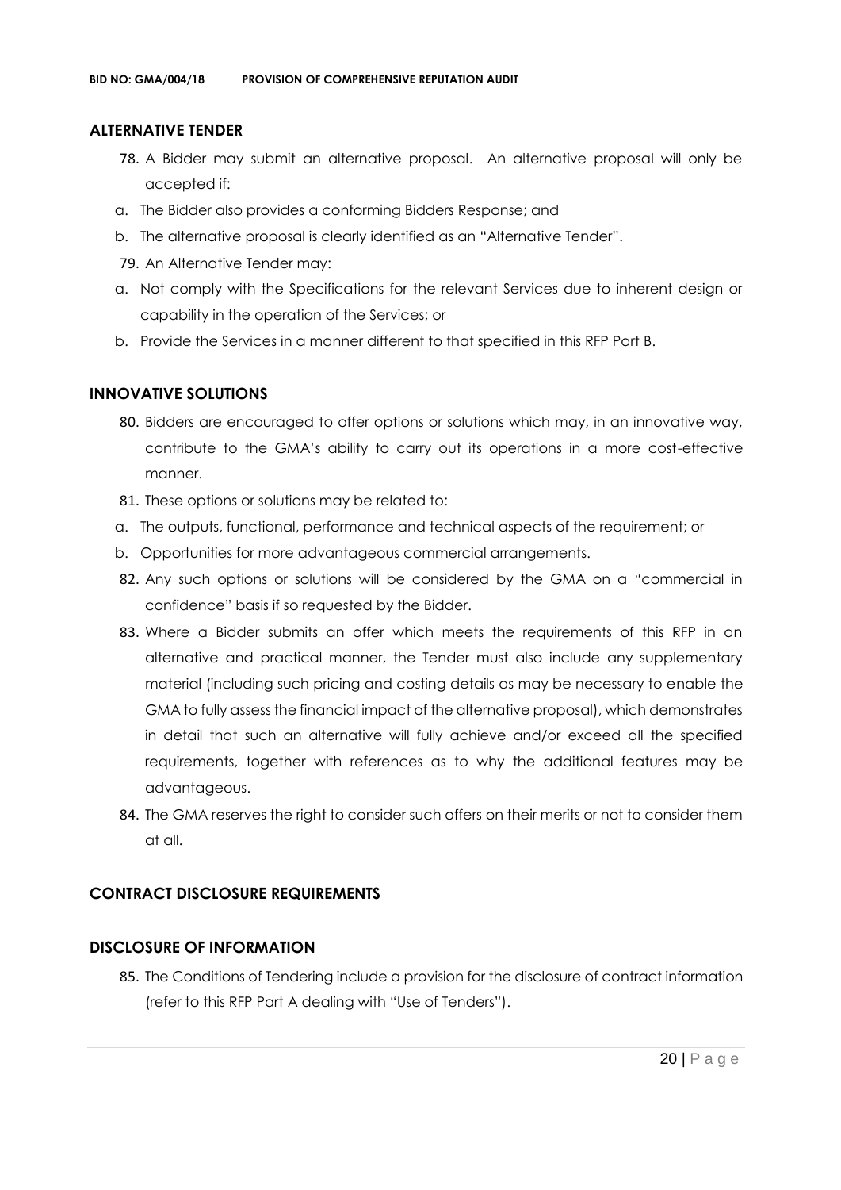## ALTERNATIVE TENDER

78. A Bidder may submit an alternative proposal. An alternative proposal will only be accepted if:

   a. The Bidder also provides a conforming Bidders Response; and
   b. The alternative proposal is clearly identified as an "Alternative Tender".

79. An Alternative Tender may:

   a. Not comply with the Specifications for the relevant Services due to inherent design or capability in the operation of the Services; or
   b. Provide the Services in a manner different to that specified in this RFP Part B.

## INNOVATIVE SOLUTIONS

80. Bidders are encouraged to offer options or solutions which may, in an innovative way, contribute to the GMA's ability to carry out its operations in a more cost-effective manner.

81. These options or solutions may be related to:

   a. The outputs, functional, performance and technical aspects of the requirement; or
   b. Opportunities for more advantageous commercial arrangements.

82. Any such options or solutions will be considered by the GMA on a "commercial in confidence" basis if so requested by the Bidder.

83. Where a Bidder submits an offer which meets the requirements of this RFP in an alternative and practical manner, the Tender must also include any supplementary material (including such pricing and costing details as may be necessary to enable the GMA to fully assess the financial impact of the alternative proposal), which demonstrates in detail that such an alternative will fully achieve and/or exceed all the specified requirements, together with references as to why the additional features may be advantageous.

84. The GMA reserves the right to consider such offers on their merits or not to consider them at all.

## CONTRACT DISCLOSURE REQUIREMENTS

## DISCLOSURE OF INFORMATION

85. The Conditions of Tendering include a provision for the disclosure of contract information (refer to this RFP Part A dealing with "Use of Tenders").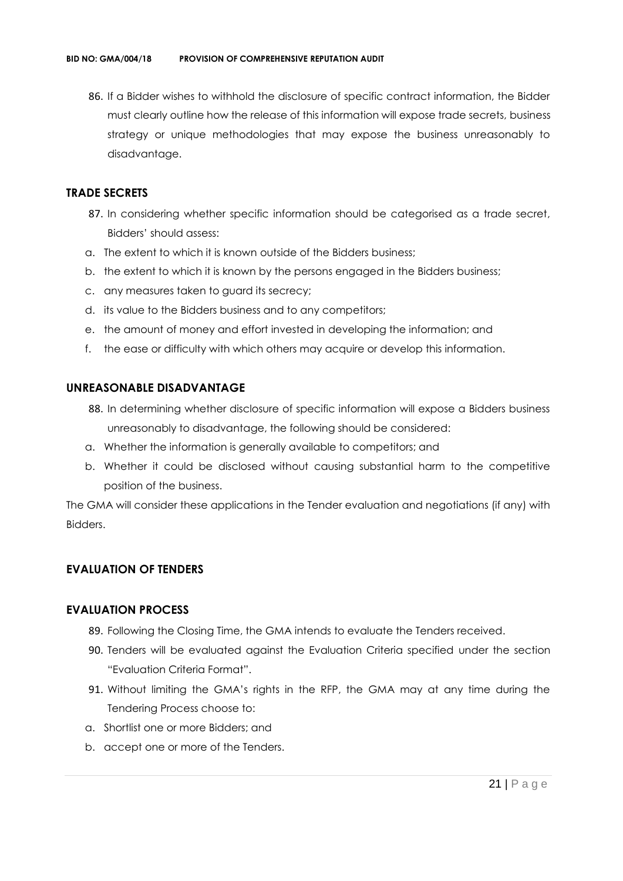86. If a Bidder wishes to withhold the disclosure of specific contract information, the Bidder must clearly outline how the release of this information will expose trade secrets, business strategy or unique methodologies that may expose the business unreasonably to disadvantage.

## TRADE SECRETS

87. In considering whether specific information should be categorised as a trade secret, Bidders' should assess:

a. The extent to which it is known outside of the Bidders business;
b. the extent to which it is known by the persons engaged in the Bidders business;
c. any measures taken to guard its secrecy;
d. its value to the Bidders business and to any competitors;
e. the amount of money and effort invested in developing the information; and
f. the ease or difficulty with which others may acquire or develop this information.

## UNREASONABLE DISADVANTAGE

88. In determining whether disclosure of specific information will expose a Bidders business unreasonably to disadvantage, the following should be considered:

a. Whether the information is generally available to competitors; and
b. Whether it could be disclosed without causing substantial harm to the competitive position of the business.

The GMA will consider these applications in the Tender evaluation and negotiations (if any) with Bidders.

## EVALUATION OF TENDERS

## EVALUATION PROCESS

89. Following the Closing Time, the GMA intends to evaluate the Tenders received.
90. Tenders will be evaluated against the Evaluation Criteria specified under the section "Evaluation Criteria Format".
91. Without limiting the GMA's rights in the RFP, the GMA may at any time during the Tendering Process choose to:

a. Shortlist one or more Bidders; and
b. accept one or more of the Tenders.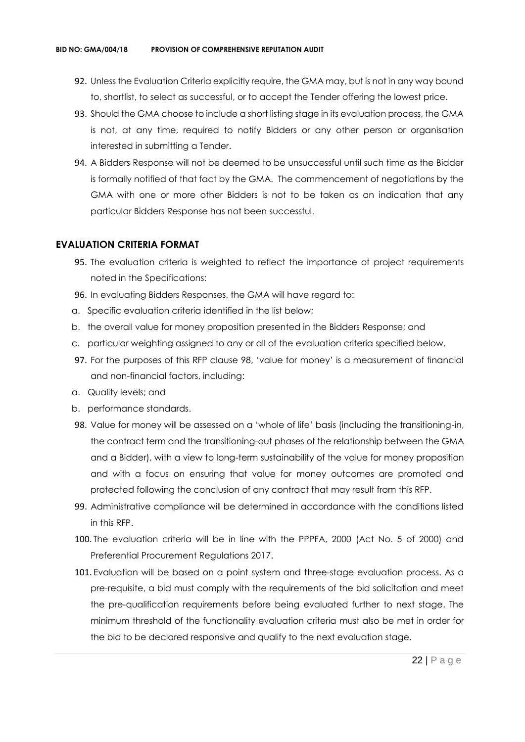92. Unless the Evaluation Criteria explicitly require, the GMA may, but is not in any way bound to, shortlist, to select as successful, or to accept the Tender offering the lowest price.
93. Should the GMA choose to include a short listing stage in its evaluation process, the GMA is not, at any time, required to notify Bidders or any other person or organisation interested in submitting a Tender.
94. A Bidders Response will not be deemed to be unsuccessful until such time as the Bidder is formally notified of that fact by the GMA. The commencement of negotiations by the GMA with one or more other Bidders is not to be taken as an indication that any particular Bidders Response has not been successful.

## EVALUATION CRITERIA FORMAT

95. The evaluation criteria is weighted to reflect the importance of project requirements noted in the Specifications:
96. In evaluating Bidders Responses, the GMA will have regard to:

a. Specific evaluation criteria identified in the list below;
b. the overall value for money proposition presented in the Bidders Response; and
c. particular weighting assigned to any or all of the evaluation criteria specified below.

97. For the purposes of this RFP clause 98, 'value for money' is a measurement of financial and non-financial factors, including:

a. Quality levels; and
b. performance standards.

98. Value for money will be assessed on a 'whole of life' basis (including the transitioning-in, the contract term and the transitioning-out phases of the relationship between the GMA and a Bidder), with a view to long-term sustainability of the value for money proposition and with a focus on ensuring that value for money outcomes are promoted and protected following the conclusion of any contract that may result from this RFP.
99. Administrative compliance will be determined in accordance with the conditions listed in this RFP.
100. The evaluation criteria will be in line with the PPPFA, 2000 (Act No. 5 of 2000) and Preferential Procurement Regulations 2017.
101. Evaluation will be based on a point system and three-stage evaluation process. As a pre-requisite, a bid must comply with the requirements of the bid solicitation and meet the pre-qualification requirements before being evaluated further to next stage. The minimum threshold of the functionality evaluation criteria must also be met in order for the bid to be declared responsive and qualify to the next evaluation stage.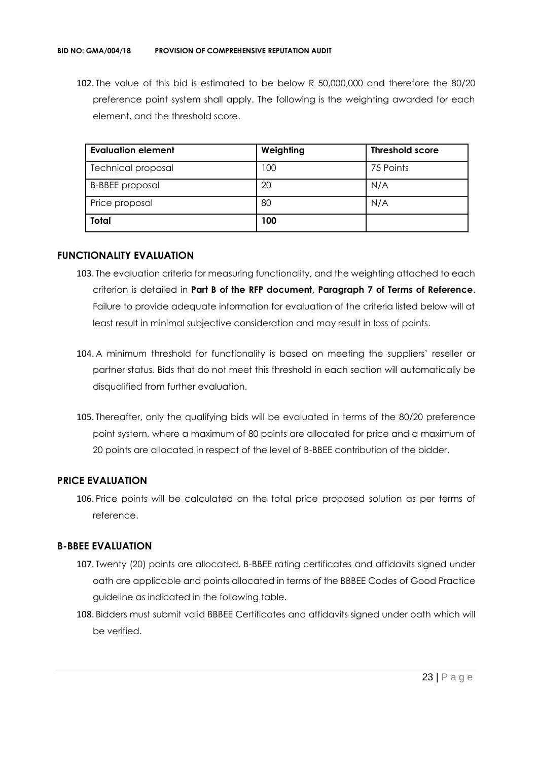102. The value of this bid is estimated to be below R 50,000,000 and therefore the 80/20 preference point system shall apply. The following is the weighting awarded for each element, and the threshold score.

| Evaluation element | Weighting | Threshold score |
|---|---|---|
| Technical proposal | 100 | 75 Points |
| B-BBEE proposal | 20 | N/A |
| Price proposal | 80 | N/A |
| **Total** | **100** | |

## FUNCTIONALITY EVALUATION

103. The evaluation criteria for measuring functionality, and the weighting attached to each criterion is detailed in **Part B of the RFP document, Paragraph 7 of Terms of Reference**. Failure to provide adequate information for evaluation of the criteria listed below will at least result in minimal subjective consideration and may result in loss of points.

104. A minimum threshold for functionality is based on meeting the suppliers' reseller or partner status. Bids that do not meet this threshold in each section will automatically be disqualified from further evaluation.

105. Thereafter, only the qualifying bids will be evaluated in terms of the 80/20 preference point system, where a maximum of 80 points are allocated for price and a maximum of 20 points are allocated in respect of the level of B-BBEE contribution of the bidder.

## PRICE EVALUATION

106. Price points will be calculated on the total price proposed solution as per terms of reference.

## B-BBEE EVALUATION

107. Twenty (20) points are allocated. B-BBEE rating certificates and affidavits signed under oath are applicable and points allocated in terms of the BBBEE Codes of Good Practice guideline as indicated in the following table.

108. Bidders must submit valid BBBEE Certificates and affidavits signed under oath which will be verified.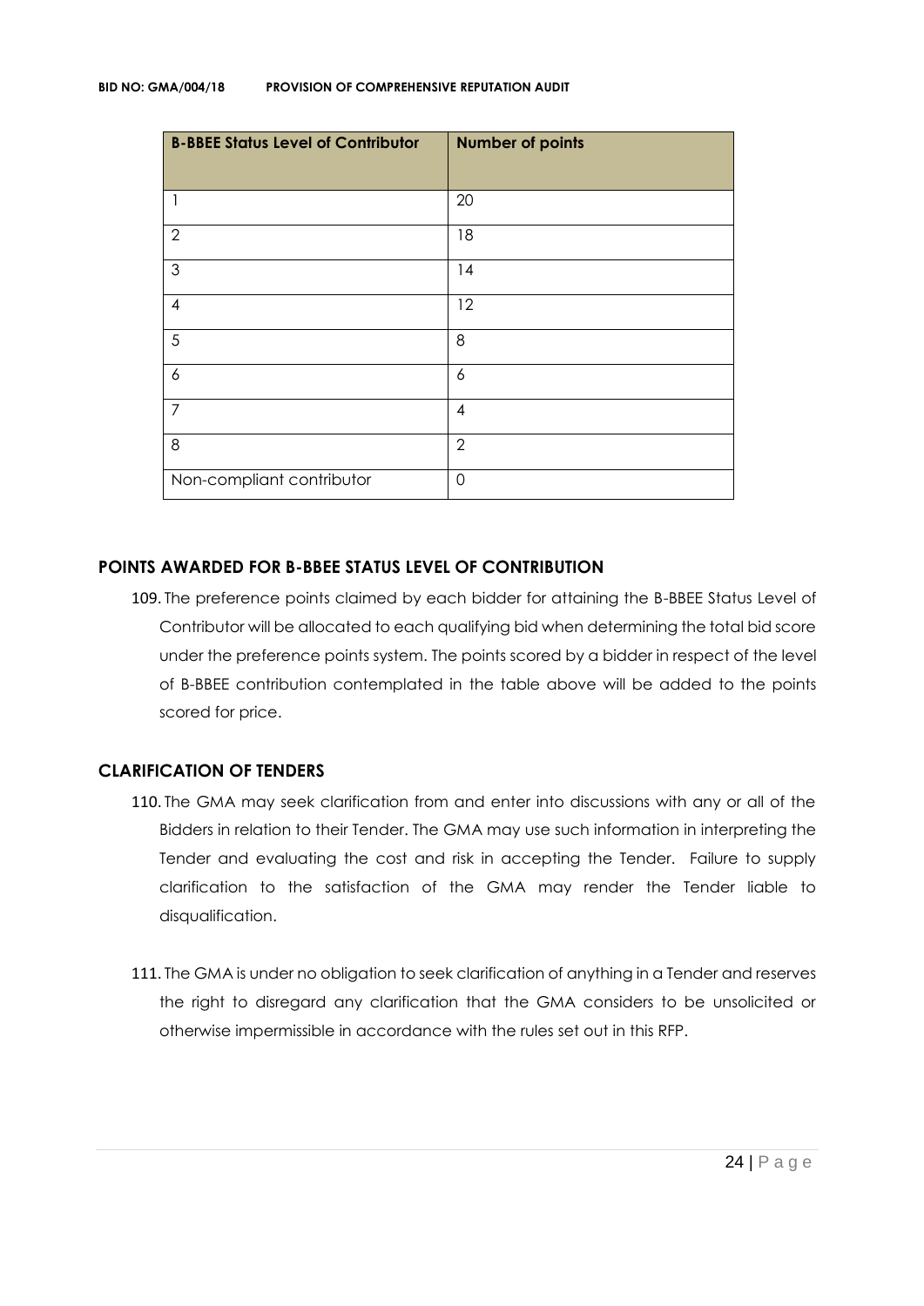| B-BBEE Status Level of Contributor | Number of points |
| --- | --- |
| 1 | 20 |
| 2 | 18 |
| 3 | 14 |
| 4 | 12 |
| 5 | 8 |
| 6 | 6 |
| 7 | 4 |
| 8 | 2 |
| Non-compliant contributor | 0 |

## POINTS AWARDED FOR B-BBEE STATUS LEVEL OF CONTRIBUTION

109. The preference points claimed by each bidder for attaining the B-BBEE Status Level of Contributor will be allocated to each qualifying bid when determining the total bid score under the preference points system. The points scored by a bidder in respect of the level of B-BBEE contribution contemplated in the table above will be added to the points scored for price.

## CLARIFICATION OF TENDERS

110. The GMA may seek clarification from and enter into discussions with any or all of the Bidders in relation to their Tender. The GMA may use such information in interpreting the Tender and evaluating the cost and risk in accepting the Tender. Failure to supply clarification to the satisfaction of the GMA may render the Tender liable to disqualification.

111. The GMA is under no obligation to seek clarification of anything in a Tender and reserves the right to disregard any clarification that the GMA considers to be unsolicited or otherwise impermissible in accordance with the rules set out in this RFP.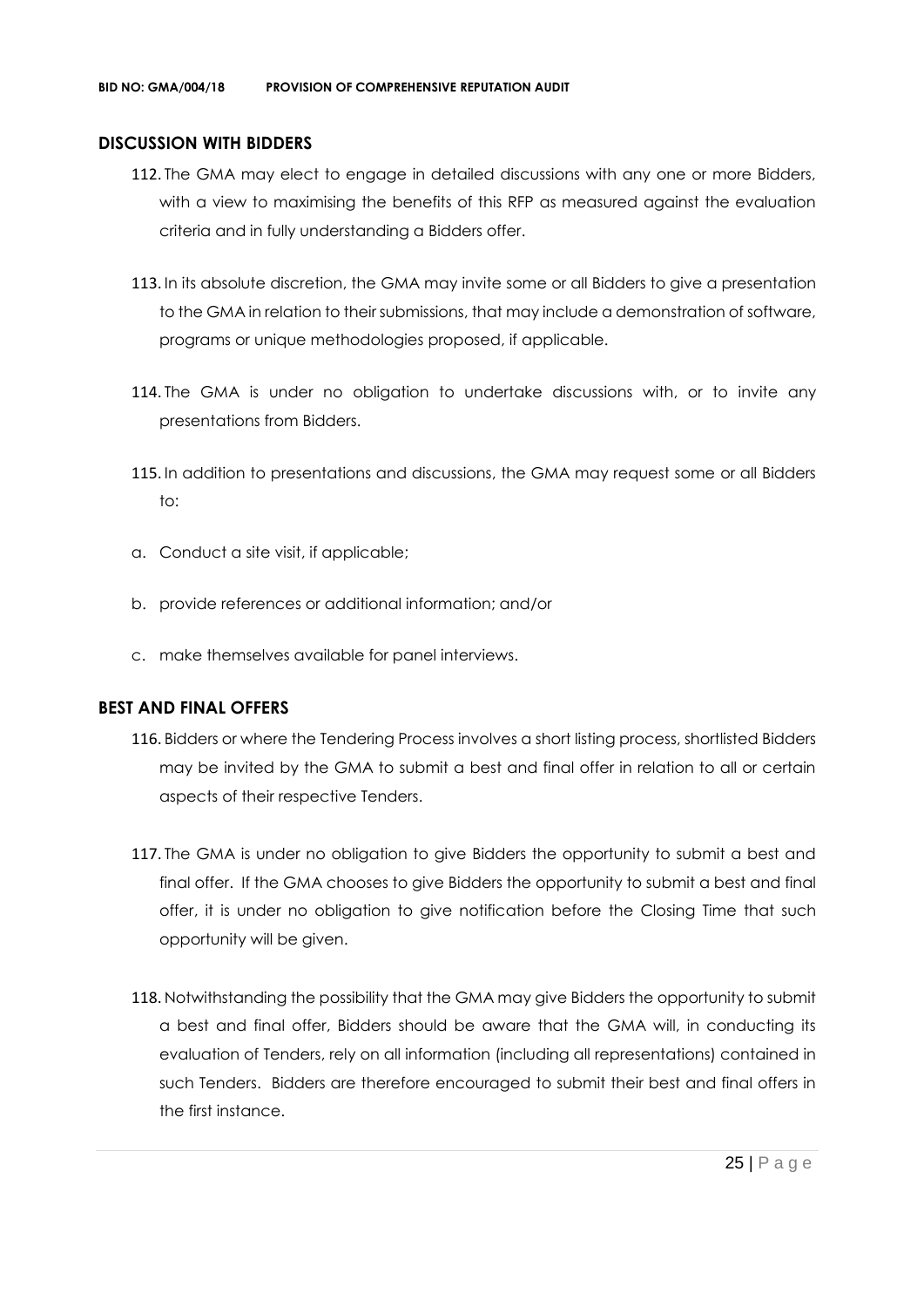## DISCUSSION WITH BIDDERS

112. The GMA may elect to engage in detailed discussions with any one or more Bidders, with a view to maximising the benefits of this RFP as measured against the evaluation criteria and in fully understanding a Bidders offer.

113. In its absolute discretion, the GMA may invite some or all Bidders to give a presentation to the GMA in relation to their submissions, that may include a demonstration of software, programs or unique methodologies proposed, if applicable.

114. The GMA is under no obligation to undertake discussions with, or to invite any presentations from Bidders.

115. In addition to presentations and discussions, the GMA may request some or all Bidders to:

a. Conduct a site visit, if applicable;

b. provide references or additional information; and/or

c. make themselves available for panel interviews.

## BEST AND FINAL OFFERS

116. Bidders or where the Tendering Process involves a short listing process, shortlisted Bidders may be invited by the GMA to submit a best and final offer in relation to all or certain aspects of their respective Tenders.

117. The GMA is under no obligation to give Bidders the opportunity to submit a best and final offer. If the GMA chooses to give Bidders the opportunity to submit a best and final offer, it is under no obligation to give notification before the Closing Time that such opportunity will be given.

118. Notwithstanding the possibility that the GMA may give Bidders the opportunity to submit a best and final offer, Bidders should be aware that the GMA will, in conducting its evaluation of Tenders, rely on all information (including all representations) contained in such Tenders. Bidders are therefore encouraged to submit their best and final offers in the first instance.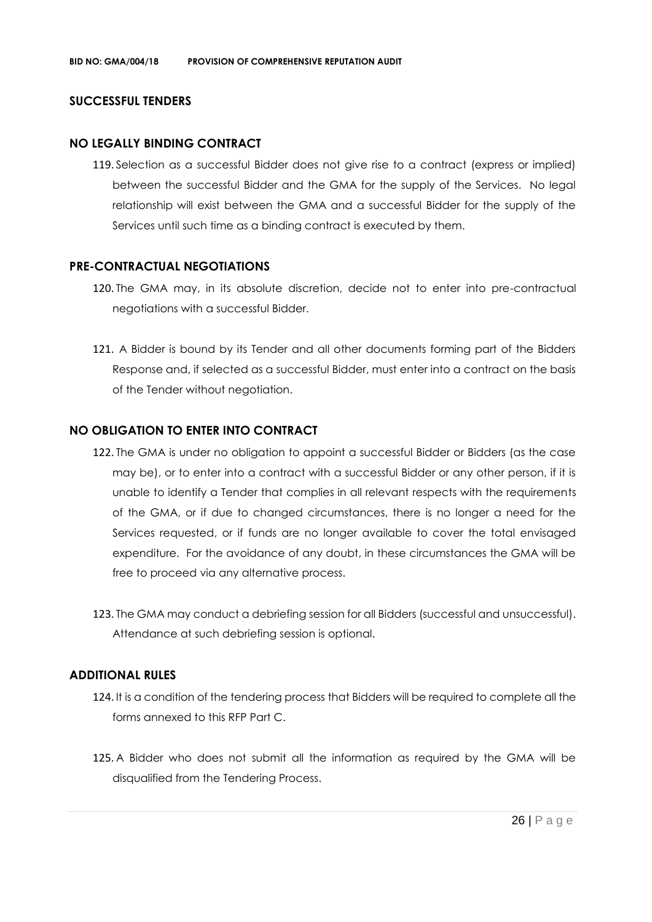## SUCCESSFUL TENDERS

### NO LEGALLY BINDING CONTRACT

119. Selection as a successful Bidder does not give rise to a contract (express or implied) between the successful Bidder and the GMA for the supply of the Services. No legal relationship will exist between the GMA and a successful Bidder for the supply of the Services until such time as a binding contract is executed by them.

### PRE-CONTRACTUAL NEGOTIATIONS

120. The GMA may, in its absolute discretion, decide not to enter into pre-contractual negotiations with a successful Bidder.

121. A Bidder is bound by its Tender and all other documents forming part of the Bidders Response and, if selected as a successful Bidder, must enter into a contract on the basis of the Tender without negotiation.

### NO OBLIGATION TO ENTER INTO CONTRACT

122. The GMA is under no obligation to appoint a successful Bidder or Bidders (as the case may be), or to enter into a contract with a successful Bidder or any other person, if it is unable to identify a Tender that complies in all relevant respects with the requirements of the GMA, or if due to changed circumstances, there is no longer a need for the Services requested, or if funds are no longer available to cover the total envisaged expenditure. For the avoidance of any doubt, in these circumstances the GMA will be free to proceed via any alternative process.

123. The GMA may conduct a debriefing session for all Bidders (successful and unsuccessful). Attendance at such debriefing session is optional.

### ADDITIONAL RULES

124. It is a condition of the tendering process that Bidders will be required to complete all the forms annexed to this RFP Part C.

125. A Bidder who does not submit all the information as required by the GMA will be disqualified from the Tendering Process.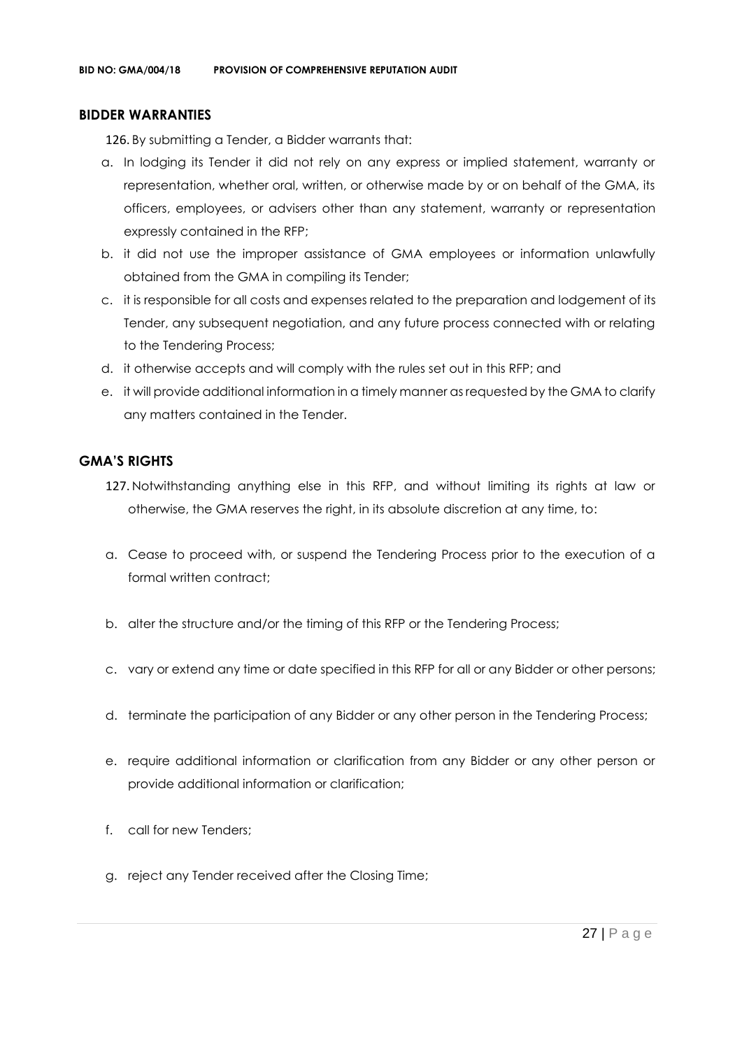## BIDDER WARRANTIES

126. By submitting a Tender, a Bidder warrants that:

a. In lodging its Tender it did not rely on any express or implied statement, warranty or representation, whether oral, written, or otherwise made by or on behalf of the GMA, its officers, employees, or advisers other than any statement, warranty or representation expressly contained in the RFP;

b. it did not use the improper assistance of GMA employees or information unlawfully obtained from the GMA in compiling its Tender;

c. it is responsible for all costs and expenses related to the preparation and lodgement of its Tender, any subsequent negotiation, and any future process connected with or relating to the Tendering Process;

d. it otherwise accepts and will comply with the rules set out in this RFP; and

e. it will provide additional information in a timely manner as requested by the GMA to clarify any matters contained in the Tender.

## GMA'S RIGHTS

127. Notwithstanding anything else in this RFP, and without limiting its rights at law or otherwise, the GMA reserves the right, in its absolute discretion at any time, to:

a. Cease to proceed with, or suspend the Tendering Process prior to the execution of a formal written contract;

b. alter the structure and/or the timing of this RFP or the Tendering Process;

c. vary or extend any time or date specified in this RFP for all or any Bidder or other persons;

d. terminate the participation of any Bidder or any other person in the Tendering Process;

e. require additional information or clarification from any Bidder or any other person or provide additional information or clarification;

f. call for new Tenders;

g. reject any Tender received after the Closing Time;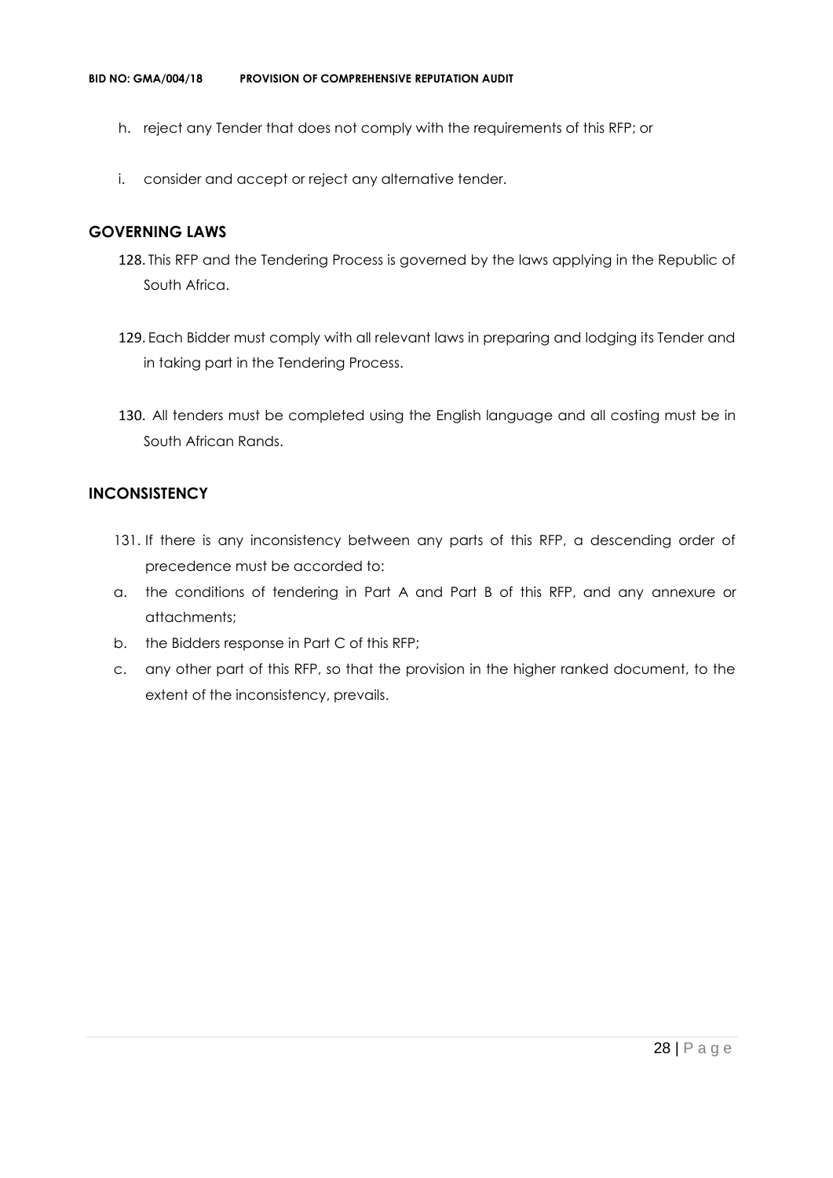h. reject any Tender that does not comply with the requirements of this RFP; or

i. consider and accept or reject any alternative tender.

## GOVERNING LAWS

128. This RFP and the Tendering Process is governed by the laws applying in the Republic of South Africa.

129. Each Bidder must comply with all relevant laws in preparing and lodging its Tender and in taking part in the Tendering Process.

130. All tenders must be completed using the English language and all costing must be in South African Rands.

## INCONSISTENCY

131. If there is any inconsistency between any parts of this RFP, a descending order of precedence must be accorded to:

a. the conditions of tendering in Part A and Part B of this RFP, and any annexure or attachments;
b. the Bidders response in Part C of this RFP;
c. any other part of this RFP, so that the provision in the higher ranked document, to the extent of the inconsistency, prevails.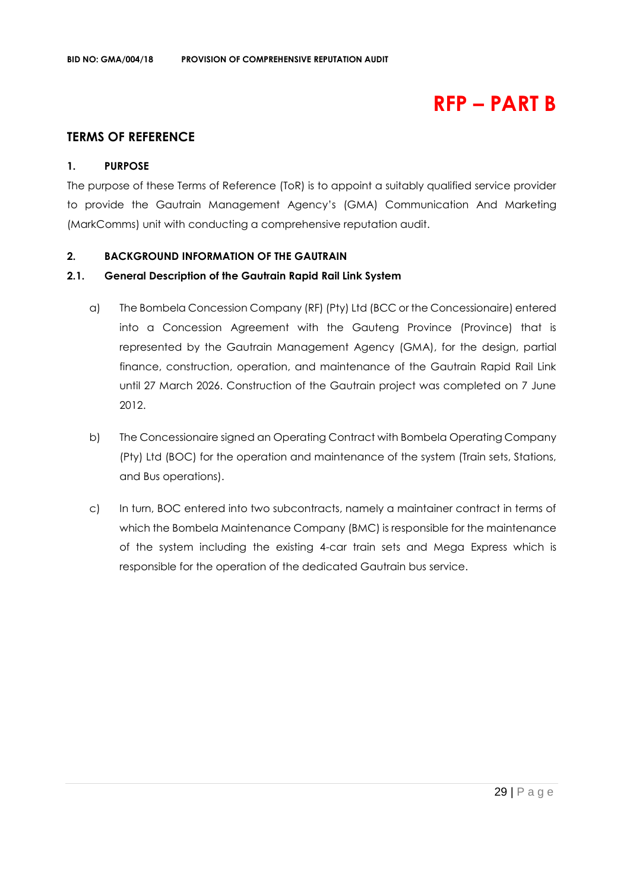# RFP – PART B

## TERMS OF REFERENCE

### 1. PURPOSE

The purpose of these Terms of Reference (ToR) is to appoint a suitably qualified service provider to provide the Gautrain Management Agency's (GMA) Communication And Marketing (MarkComms) unit with conducting a comprehensive reputation audit.

### 2. BACKGROUND INFORMATION OF THE GAUTRAIN

#### 2.1. General Description of the Gautrain Rapid Rail Link System

a) The Bombela Concession Company (RF) (Pty) Ltd (BCC or the Concessionaire) entered into a Concession Agreement with the Gauteng Province (Province) that is represented by the Gautrain Management Agency (GMA), for the design, partial finance, construction, operation, and maintenance of the Gautrain Rapid Rail Link until 27 March 2026. Construction of the Gautrain project was completed on 7 June 2012.

b) The Concessionaire signed an Operating Contract with Bombela Operating Company (Pty) Ltd (BOC) for the operation and maintenance of the system (Train sets, Stations, and Bus operations).

c) In turn, BOC entered into two subcontracts, namely a maintainer contract in terms of which the Bombela Maintenance Company (BMC) is responsible for the maintenance of the system including the existing 4-car train sets and Mega Express which is responsible for the operation of the dedicated Gautrain bus service.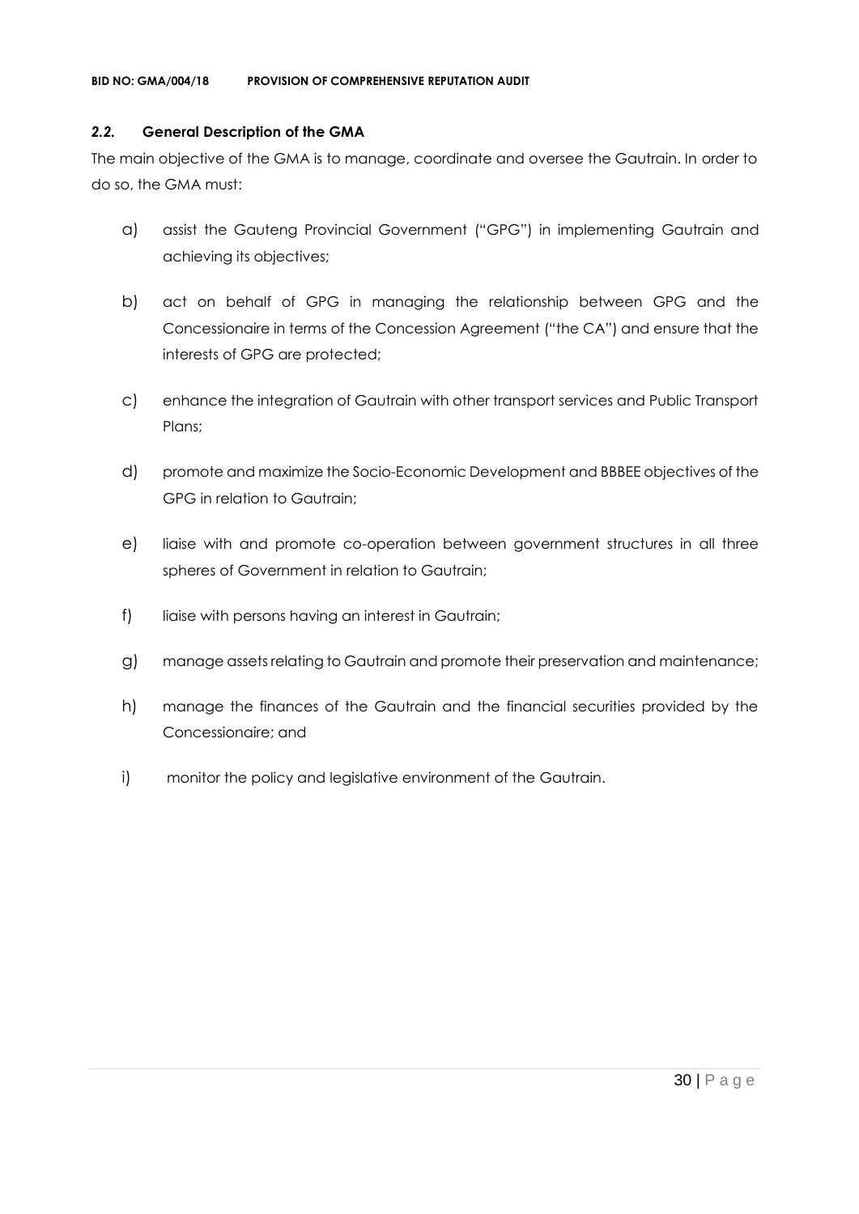### *2.2.* **General Description of the GMA**

The main objective of the GMA is to manage, coordinate and oversee the Gautrain. In order to do so, the GMA must:

a) assist the Gauteng Provincial Government ("GPG") in implementing Gautrain and achieving its objectives;

b) act on behalf of GPG in managing the relationship between GPG and the Concessionaire in terms of the Concession Agreement ("the CA") and ensure that the interests of GPG are protected;

c) enhance the integration of Gautrain with other transport services and Public Transport Plans;

d) promote and maximize the Socio-Economic Development and BBBEE objectives of the GPG in relation to Gautrain;

e) liaise with and promote co-operation between government structures in all three spheres of Government in relation to Gautrain;

f) liaise with persons having an interest in Gautrain;

g) manage assets relating to Gautrain and promote their preservation and maintenance;

h) manage the finances of the Gautrain and the financial securities provided by the Concessionaire; and

i) monitor the policy and legislative environment of the Gautrain.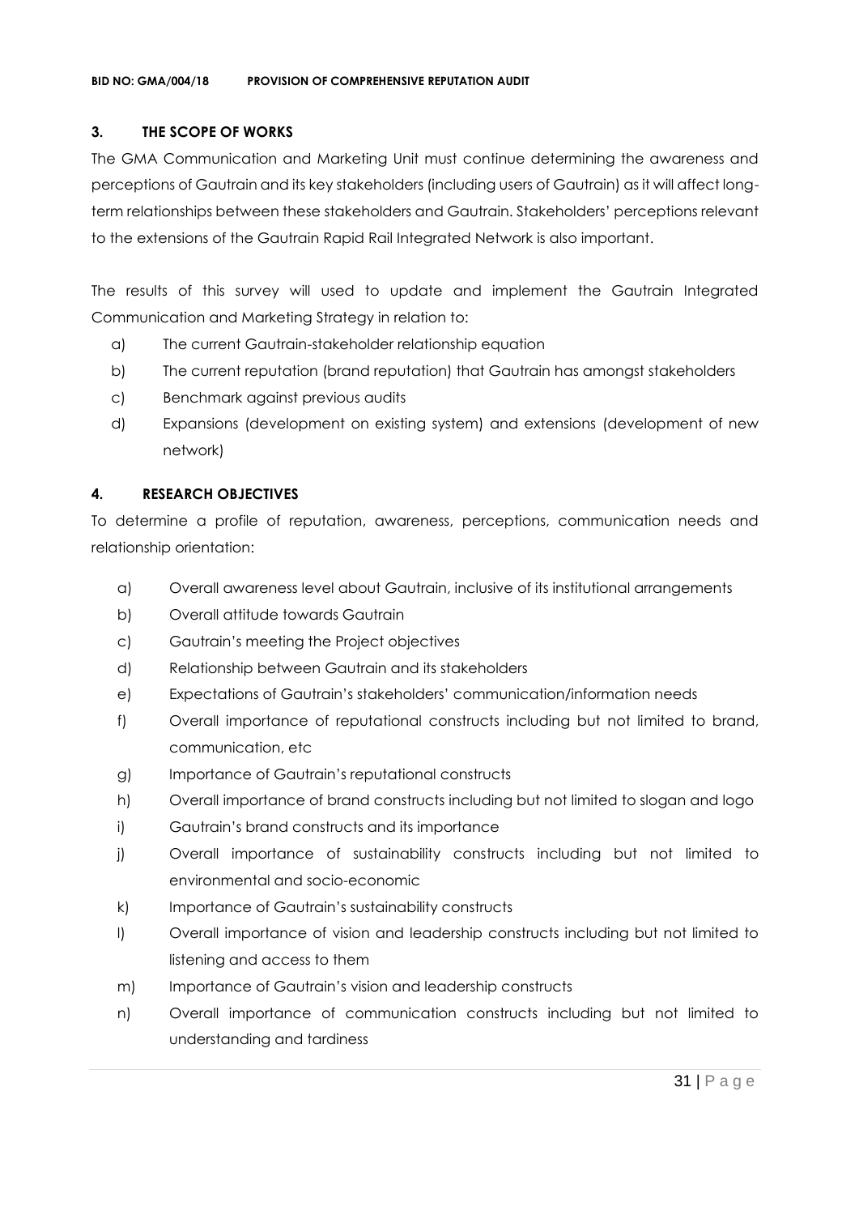## 3. THE SCOPE OF WORKS

The GMA Communication and Marketing Unit must continue determining the awareness and perceptions of Gautrain and its key stakeholders (including users of Gautrain) as it will affect long-term relationships between these stakeholders and Gautrain. Stakeholders' perceptions relevant to the extensions of the Gautrain Rapid Rail Integrated Network is also important.

The results of this survey will used to update and implement the Gautrain Integrated Communication and Marketing Strategy in relation to:

a) The current Gautrain-stakeholder relationship equation
b) The current reputation (brand reputation) that Gautrain has amongst stakeholders
c) Benchmark against previous audits
d) Expansions (development on existing system) and extensions (development of new network)

## 4. RESEARCH OBJECTIVES

To determine a profile of reputation, awareness, perceptions, communication needs and relationship orientation:

a) Overall awareness level about Gautrain, inclusive of its institutional arrangements
b) Overall attitude towards Gautrain
c) Gautrain's meeting the Project objectives
d) Relationship between Gautrain and its stakeholders
e) Expectations of Gautrain's stakeholders' communication/information needs
f) Overall importance of reputational constructs including but not limited to brand, communication, etc
g) Importance of Gautrain's reputational constructs
h) Overall importance of brand constructs including but not limited to slogan and logo
i) Gautrain's brand constructs and its importance
j) Overall importance of sustainability constructs including but not limited to environmental and socio-economic
k) Importance of Gautrain's sustainability constructs
l) Overall importance of vision and leadership constructs including but not limited to listening and access to them
m) Importance of Gautrain's vision and leadership constructs
n) Overall importance of communication constructs including but not limited to understanding and tardiness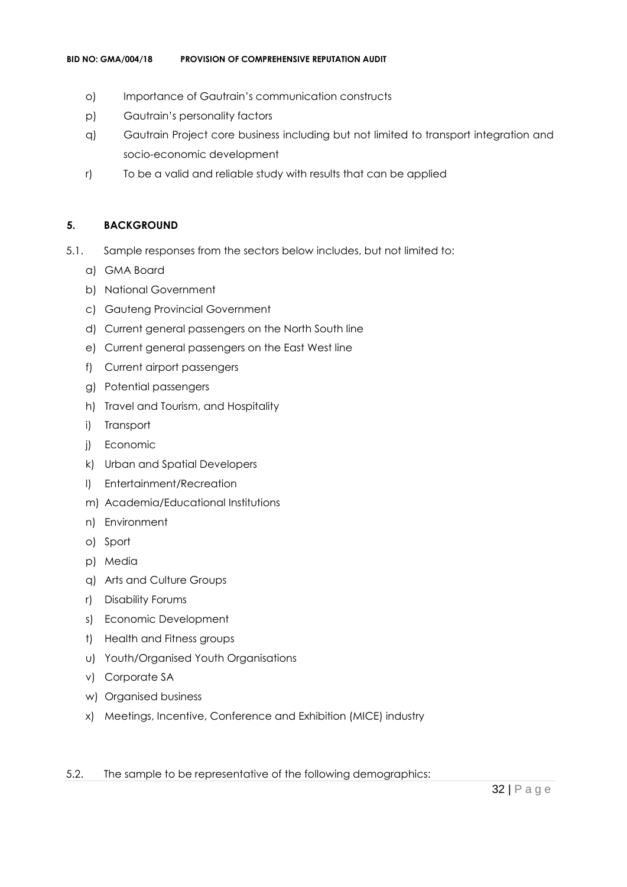o) Importance of Gautrain's communication constructs

p) Gautrain's personality factors

q) Gautrain Project core business including but not limited to transport integration and socio-economic development

r) To be a valid and reliable study with results that can be applied

## 5. BACKGROUND

5.1. Sample responses from the sectors below includes, but not limited to:

a) GMA Board
b) National Government
c) Gauteng Provincial Government
d) Current general passengers on the North South line
e) Current general passengers on the East West line
f) Current airport passengers
g) Potential passengers
h) Travel and Tourism, and Hospitality
i) Transport
j) Economic
k) Urban and Spatial Developers
l) Entertainment/Recreation
m) Academia/Educational Institutions
n) Environment
o) Sport
p) Media
q) Arts and Culture Groups
r) Disability Forums
s) Economic Development
t) Health and Fitness groups
u) Youth/Organised Youth Organisations
v) Corporate SA
w) Organised business
x) Meetings, Incentive, Conference and Exhibition (MICE) industry

5.2. The sample to be representative of the following demographics: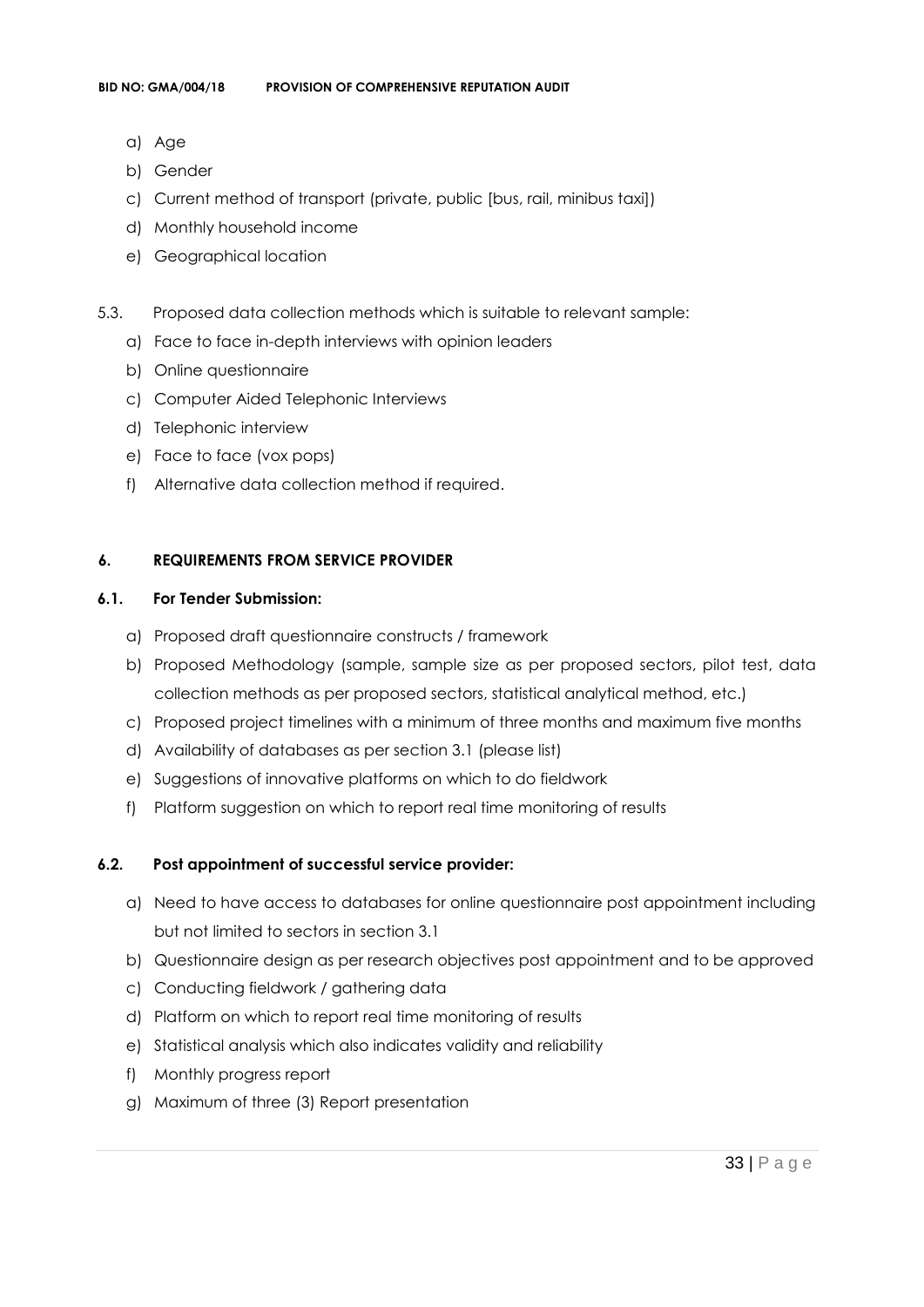a) Age
b) Gender
c) Current method of transport (private, public [bus, rail, minibus taxi])
d) Monthly household income
e) Geographical location

5.3. Proposed data collection methods which is suitable to relevant sample:

a) Face to face in-depth interviews with opinion leaders
b) Online questionnaire
c) Computer Aided Telephonic Interviews
d) Telephonic interview
e) Face to face (vox pops)
f) Alternative data collection method if required.

## 6. REQUIREMENTS FROM SERVICE PROVIDER

### 6.1. For Tender Submission:

a) Proposed draft questionnaire constructs / framework
b) Proposed Methodology (sample, sample size as per proposed sectors, pilot test, data collection methods as per proposed sectors, statistical analytical method, etc.)
c) Proposed project timelines with a minimum of three months and maximum five months
d) Availability of databases as per section 3.1 (please list)
e) Suggestions of innovative platforms on which to do fieldwork
f) Platform suggestion on which to report real time monitoring of results

### 6.2. Post appointment of successful service provider:

a) Need to have access to databases for online questionnaire post appointment including but not limited to sectors in section 3.1
b) Questionnaire design as per research objectives post appointment and to be approved
c) Conducting fieldwork / gathering data
d) Platform on which to report real time monitoring of results
e) Statistical analysis which also indicates validity and reliability
f) Monthly progress report
g) Maximum of three (3) Report presentation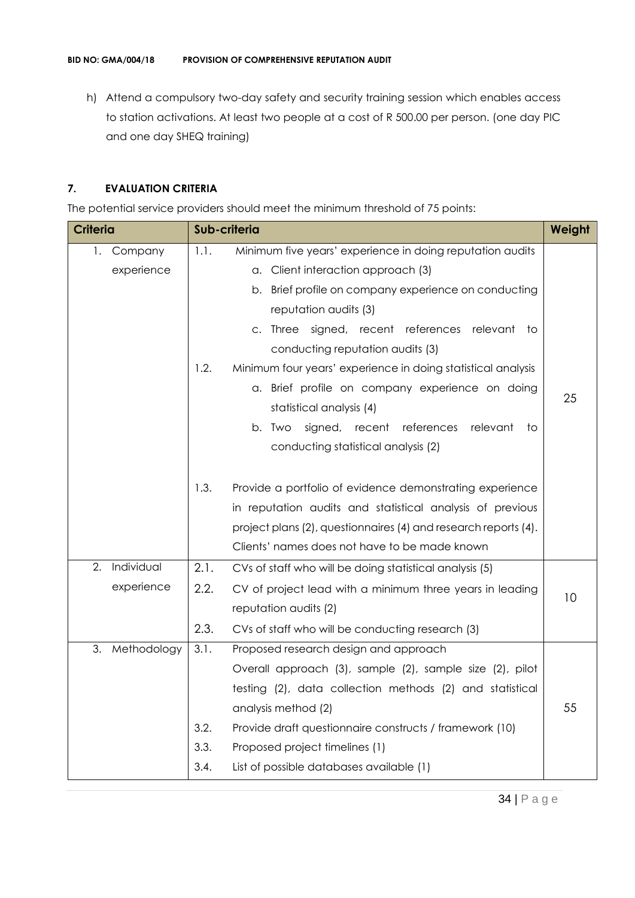h) Attend a compulsory two-day safety and security training session which enables access to station activations. At least two people at a cost of R 500.00 per person. (one day PIC and one day SHEQ training)

## 7. EVALUATION CRITERIA

The potential service providers should meet the minimum threshold of 75 points:

| Criteria | Sub-criteria | Weight |
|---|---|---|
| 1. Company experience | 1.1. Minimum five years' experience in doing reputation audits<br>a. Client interaction approach (3)<br>b. Brief profile on company experience on conducting reputation audits (3)<br>c. Three signed, recent references relevant to conducting reputation audits (3)<br>1.2. Minimum four years' experience in doing statistical analysis<br>a. Brief profile on company experience on doing statistical analysis (4)<br>b. Two signed, recent references relevant to conducting statistical analysis (2)<br>1.3. Provide a portfolio of evidence demonstrating experience in reputation audits and statistical analysis of previous project plans (2), questionnaires (4) and research reports (4). Clients' names does not have to be made known | 25 |
| 2. Individual experience | 2.1. CVs of staff who will be doing statistical analysis (5)<br>2.2. CV of project lead with a minimum three years in leading reputation audits (2)<br>2.3. CVs of staff who will be conducting research (3) | 10 |
| 3. Methodology | 3.1. Proposed research design and approach<br>Overall approach (3), sample (2), sample size (2), pilot testing (2), data collection methods (2) and statistical analysis method (2)<br>3.2. Provide draft questionnaire constructs / framework (10)<br>3.3. Proposed project timelines (1)<br>3.4. List of possible databases available (1) | 55 |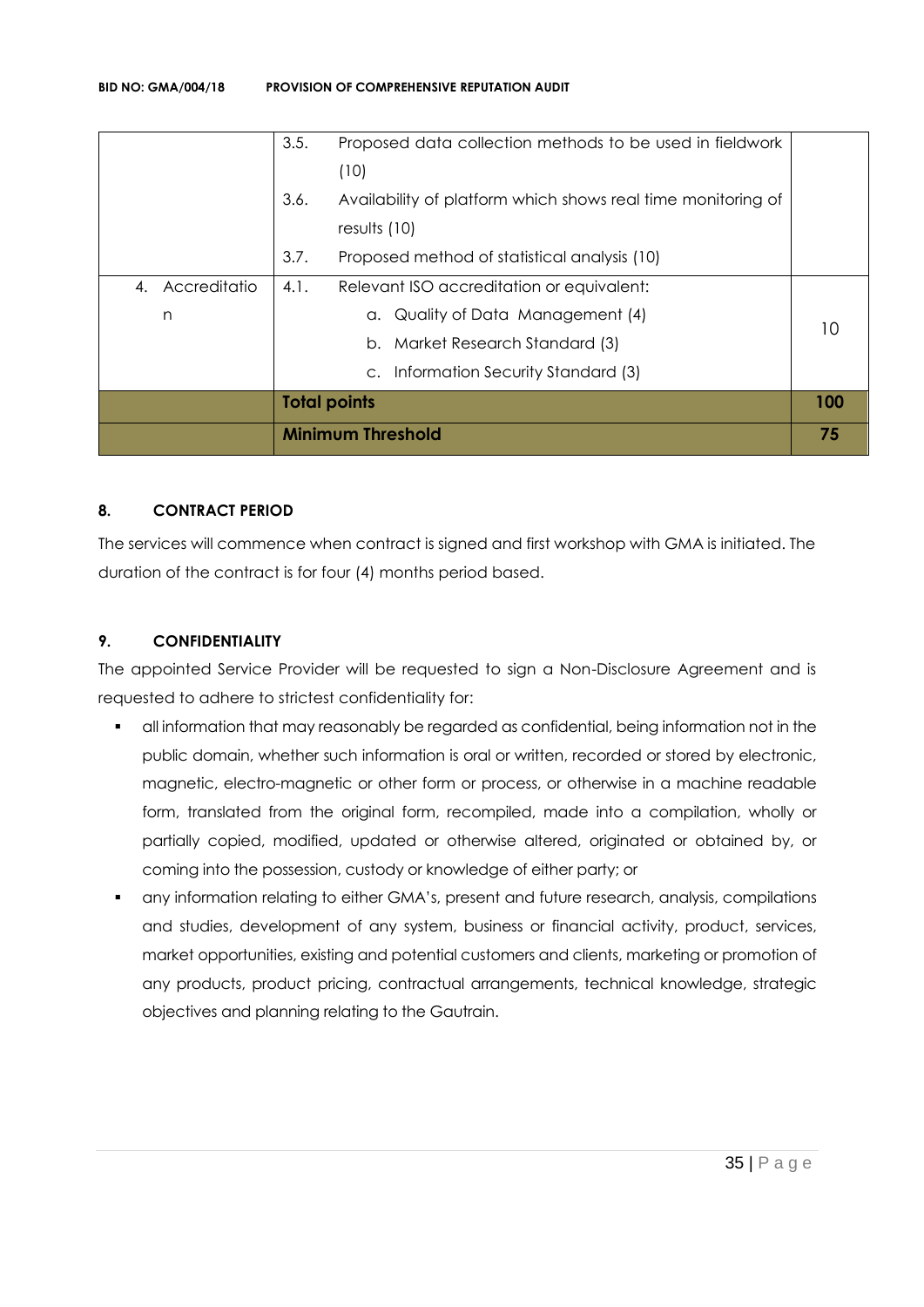|  | 3.5. | Proposed data collection methods to be used in fieldwork (10) |  |
|---|---|---|---|
|  | 3.6. | Availability of platform which shows real time monitoring of results (10) |  |
|  | 3.7. | Proposed method of statistical analysis (10) |  |
| 4. Accreditation | 4.1. | Relevant ISO accreditation or equivalent:<br>a. Quality of Data Management (4)<br>b. Market Research Standard (3)<br>c. Information Security Standard (3) | 10 |
|  | **Total points** |  | **100** |
|  | **Minimum Threshold** |  | **75** |

## 8. CONTRACT PERIOD

The services will commence when contract is signed and first workshop with GMA is initiated. The duration of the contract is for four (4) months period based.

## 9. CONFIDENTIALITY

The appointed Service Provider will be requested to sign a Non-Disclosure Agreement and is requested to adhere to strictest confidentiality for:

- all information that may reasonably be regarded as confidential, being information not in the public domain, whether such information is oral or written, recorded or stored by electronic, magnetic, electro-magnetic or other form or process, or otherwise in a machine readable form, translated from the original form, recompiled, made into a compilation, wholly or partially copied, modified, updated or otherwise altered, originated or obtained by, or coming into the possession, custody or knowledge of either party; or
- any information relating to either GMA's, present and future research, analysis, compilations and studies, development of any system, business or financial activity, product, services, market opportunities, existing and potential customers and clients, marketing or promotion of any products, product pricing, contractual arrangements, technical knowledge, strategic objectives and planning relating to the Gautrain.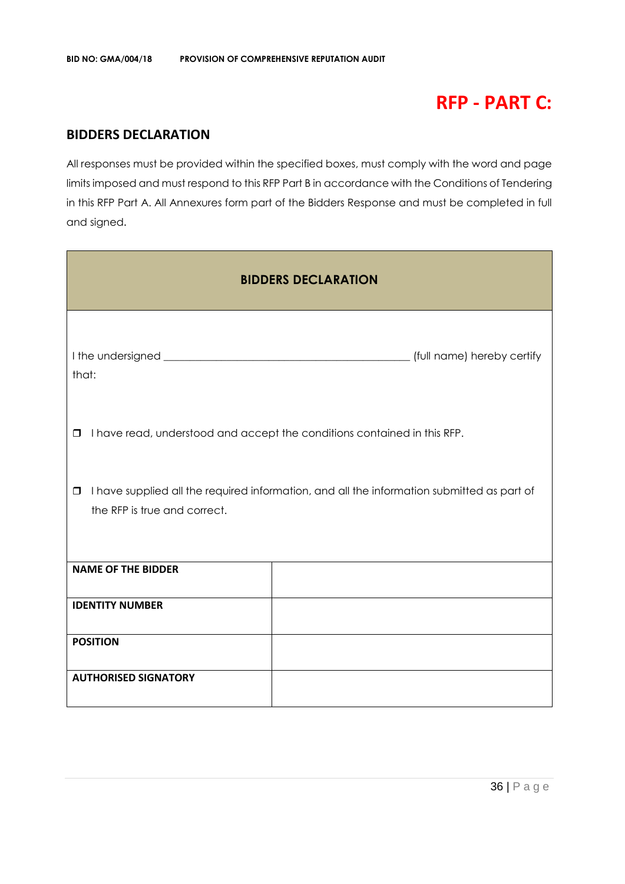# RFP - PART C:

## BIDDERS DECLARATION

All responses must be provided within the specified boxes, must comply with the word and page limits imposed and must respond to this RFP Part B in accordance with the Conditions of Tendering in this RFP Part A. All Annexures form part of the Bidders Response and must be completed in full and signed.

| **BIDDERS DECLARATION** | |
|---|---|
| I the undersigned ____________________________________________ (full name) hereby certify that:<br><br>❒ I have read, understood and accept the conditions contained in this RFP.<br><br>❒ I have supplied all the required information, and all the information submitted as part of the RFP is true and correct. | |
| **NAME OF THE BIDDER** | |
| **IDENTITY NUMBER** | |
| **POSITION** | |
| **AUTHORISED SIGNATORY** | |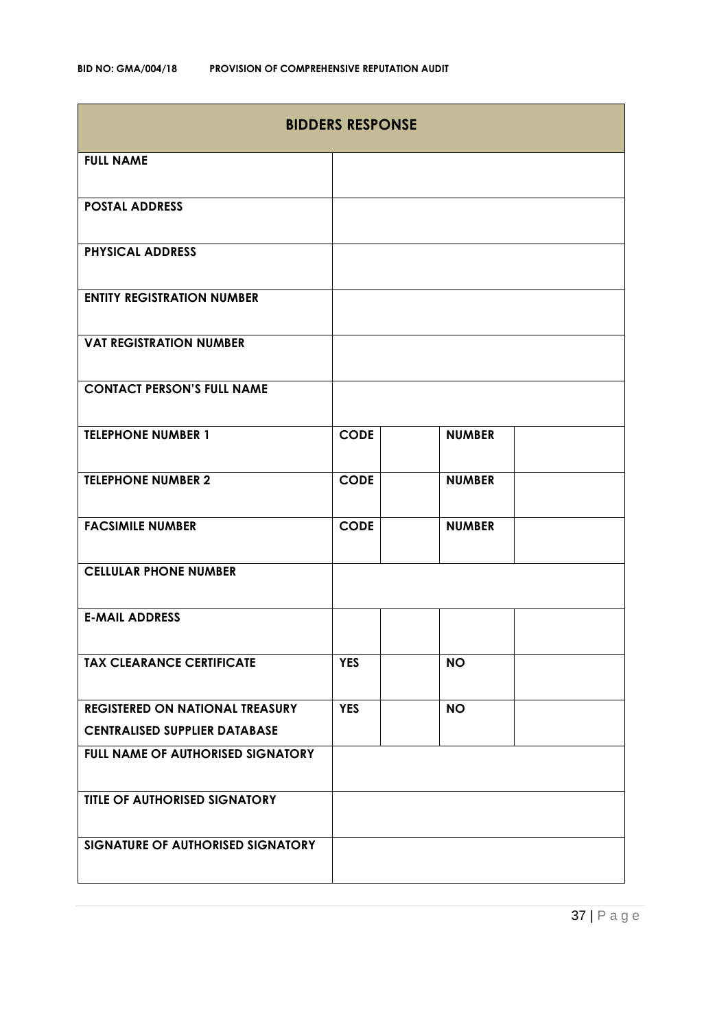| BIDDERS RESPONSE | | | | |
|---|---|---|---|---|
| **FULL NAME** | | | | |
| **POSTAL ADDRESS** | | | | |
| **PHYSICAL ADDRESS** | | | | |
| **ENTITY REGISTRATION NUMBER** | | | | |
| **VAT REGISTRATION NUMBER** | | | | |
| **CONTACT PERSON'S FULL NAME** | | | | |
| **TELEPHONE NUMBER 1** | **CODE** | | **NUMBER** | |
| **TELEPHONE NUMBER 2** | **CODE** | | **NUMBER** | |
| **FACSIMILE NUMBER** | **CODE** | | **NUMBER** | |
| **CELLULAR PHONE NUMBER** | | | | |
| **E-MAIL ADDRESS** | | | | |
| **TAX CLEARANCE CERTIFICATE** | **YES** | | **NO** | |
| **REGISTERED ON NATIONAL TREASURY CENTRALISED SUPPLIER DATABASE** | **YES** | | **NO** | |
| **FULL NAME OF AUTHORISED SIGNATORY** | | | | |
| **TITLE OF AUTHORISED SIGNATORY** | | | | |
| **SIGNATURE OF AUTHORISED SIGNATORY** | | | | |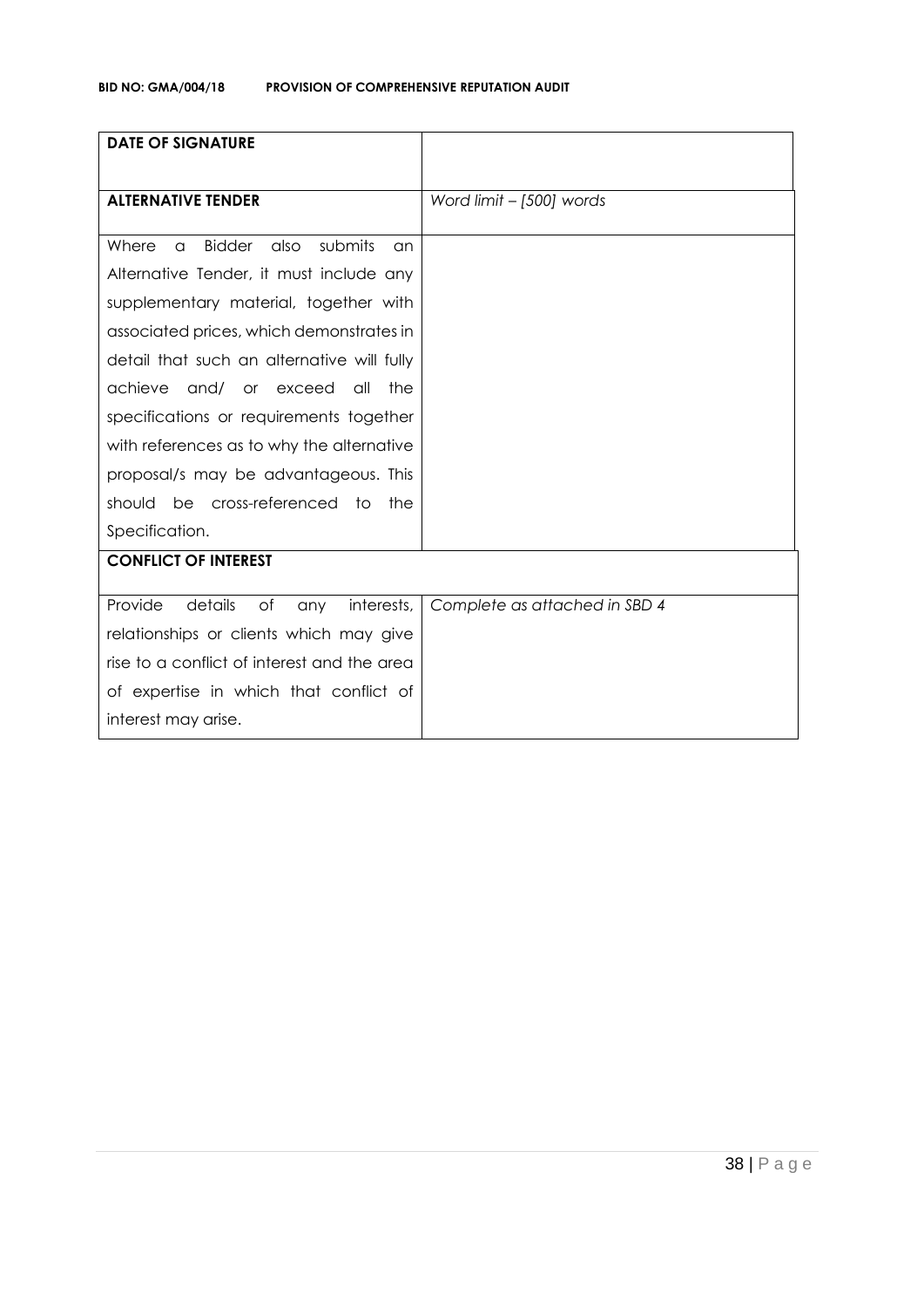| **DATE OF SIGNATURE** | |
|---|---|
| **ALTERNATIVE TENDER** | *Word limit – [500] words* |
| Where a Bidder also submits an Alternative Tender, it must include any supplementary material, together with associated prices, which demonstrates in detail that such an alternative will fully achieve and/ or exceed all the specifications or requirements together with references as to why the alternative proposal/s may be advantageous. This should be cross-referenced to the Specification. | |
| **CONFLICT OF INTEREST** | |
| Provide details of any interests, relationships or clients which may give rise to a conflict of interest and the area of expertise in which that conflict of interest may arise. | *Complete as attached in SBD 4* |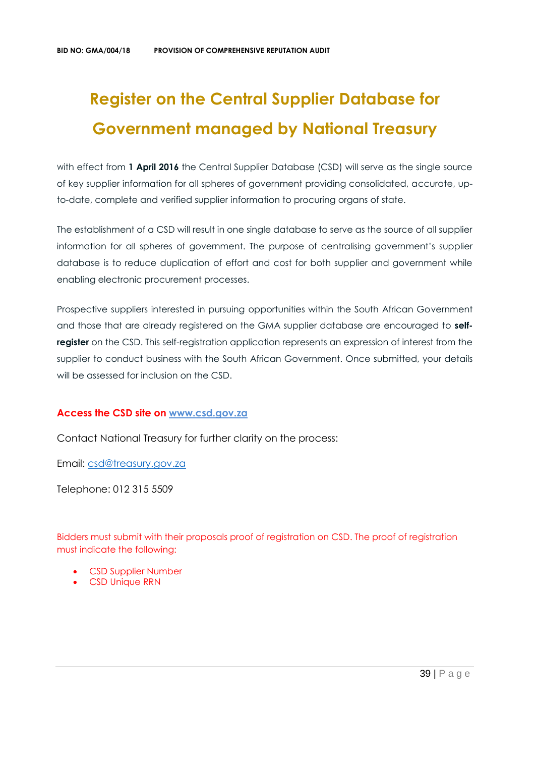# Register on the Central Supplier Database for Government managed by National Treasury

with effect from **1 April 2016** the Central Supplier Database (CSD) will serve as the single source of key supplier information for all spheres of government providing consolidated, accurate, up-to-date, complete and verified supplier information to procuring organs of state.

The establishment of a CSD will result in one single database to serve as the source of all supplier information for all spheres of government. The purpose of centralising government's supplier database is to reduce duplication of effort and cost for both supplier and government while enabling electronic procurement processes.

Prospective suppliers interested in pursuing opportunities within the South African Government and those that are already registered on the GMA supplier database are encouraged to **self-register** on the CSD. This self-registration application represents an expression of interest from the supplier to conduct business with the South African Government. Once submitted, your details will be assessed for inclusion on the CSD.

**Access the CSD site on [www.csd.gov.za](http://www.csd.gov.za)**

Contact National Treasury for further clarity on the process:

Email: [csd@treasury.gov.za](mailto:csd@treasury.gov.za)

Telephone: 012 315 5509

Bidders must submit with their proposals proof of registration on CSD. The proof of registration must indicate the following:

- CSD Supplier Number
- CSD Unique RRN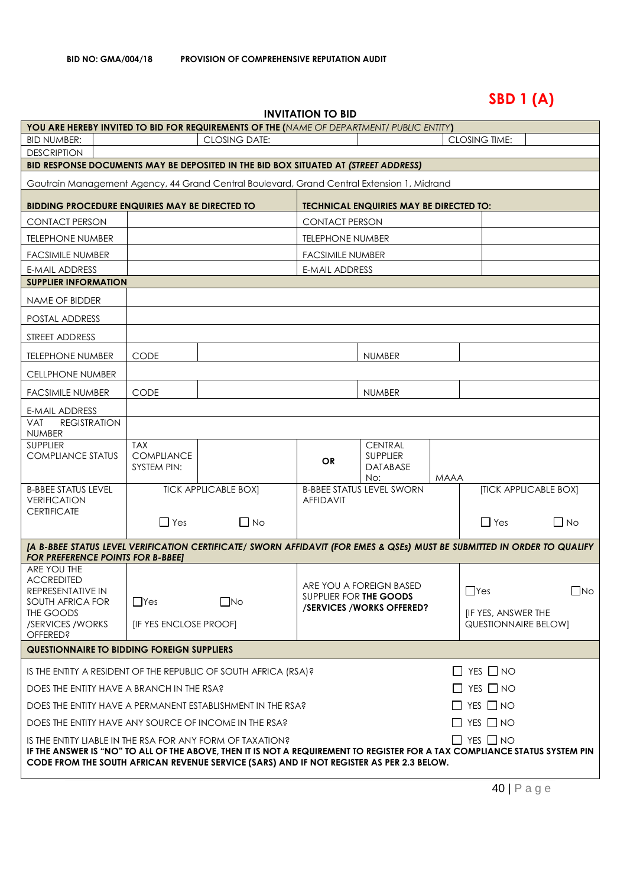**BID NO: GMA/004/18 PROVISION OF COMPREHENSIVE REPUTATION AUDIT**

**SBD 1 (A)**

**INVITATION TO BID**

| **YOU ARE HEREBY INVITED TO BID FOR REQUIREMENTS OF THE (*NAME OF DEPARTMENT/ PUBLIC ENTITY*)** | | | | | | |
|---|---|---|---|---|---|---|
| BID NUMBER: | | CLOSING DATE: | | | CLOSING TIME: | |
| DESCRIPTION | | | | | | |
| **BID RESPONSE DOCUMENTS MAY BE DEPOSITED IN THE BID BOX SITUATED AT (*STREET ADDRESS*)** | | | | | | |
| Gautrain Management Agency, 44 Grand Central Boulevard, Grand Central Extension 1, Midrand | | | | | | |

| **BIDDING PROCEDURE ENQUIRIES MAY BE DIRECTED TO** | | **TECHNICAL ENQUIRIES MAY BE DIRECTED TO:** | |
|---|---|---|---|
| CONTACT PERSON | | CONTACT PERSON | |
| TELEPHONE NUMBER | | TELEPHONE NUMBER | |
| FACSIMILE NUMBER | | FACSIMILE NUMBER | |
| E-MAIL ADDRESS | | E-MAIL ADDRESS | |

| **SUPPLIER INFORMATION** | | | | | |
|---|---|---|---|---|---|
| NAME OF BIDDER | | | | | |
| POSTAL ADDRESS | | | | | |
| STREET ADDRESS | | | | | |
| TELEPHONE NUMBER | CODE | | | NUMBER | |
| CELLPHONE NUMBER | | | | | |
| FACSIMILE NUMBER | CODE | | | NUMBER | |
| E-MAIL ADDRESS | | | | | |
| VAT REGISTRATION NUMBER | | | | | |
| SUPPLIER COMPLIANCE STATUS | TAX COMPLIANCE SYSTEM PIN: | | **OR** | CENTRAL SUPPLIER DATABASE No: | MAAA |
| B-BBEE STATUS LEVEL VERIFICATION CERTIFICATE | TICK APPLICABLE BOX] ☐ Yes ☐ No | | B-BBEE STATUS LEVEL SWORN AFFIDAVIT | | [TICK APPLICABLE BOX] ☐ Yes ☐ No |
| ***[A B-BBEE STATUS LEVEL VERIFICATION CERTIFICATE/ SWORN AFFIDAVIT (FOR EMES & QSEs) MUST BE SUBMITTED IN ORDER TO QUALIFY FOR PREFERENCE POINTS FOR B-BBEE]*** | | | | | |
| ARE YOU THE ACCREDITED REPRESENTATIVE IN SOUTH AFRICA FOR THE GOODS /SERVICES /WORKS OFFERED? | ☐Yes ☐No [IF YES ENCLOSE PROOF] | | ARE YOU A FOREIGN BASED SUPPLIER FOR **THE GOODS /SERVICES /WORKS OFFERED?** | | ☐Yes ☐No [IF YES, ANSWER THE QUESTIONNAIRE BELOW] |

| **QUESTIONNAIRE TO BIDDING FOREIGN SUPPLIERS** | |
|---|---|
| IS THE ENTITY A RESIDENT OF THE REPUBLIC OF SOUTH AFRICA (RSA)? | ☐ YES ☐ NO |
| DOES THE ENTITY HAVE A BRANCH IN THE RSA? | ☐ YES ☐ NO |
| DOES THE ENTITY HAVE A PERMANENT ESTABLISHMENT IN THE RSA? | ☐ YES ☐ NO |
| DOES THE ENTITY HAVE ANY SOURCE OF INCOME IN THE RSA? | ☐ YES ☐ NO |
| IS THE ENTITY LIABLE IN THE RSA FOR ANY FORM OF TAXATION? | ☐ YES ☐ NO |

**IF THE ANSWER IS "NO" TO ALL OF THE ABOVE, THEN IT IS NOT A REQUIREMENT TO REGISTER FOR A TAX COMPLIANCE STATUS SYSTEM PIN CODE FROM THE SOUTH AFRICAN REVENUE SERVICE (SARS) AND IF NOT REGISTER AS PER 2.3 BELOW.**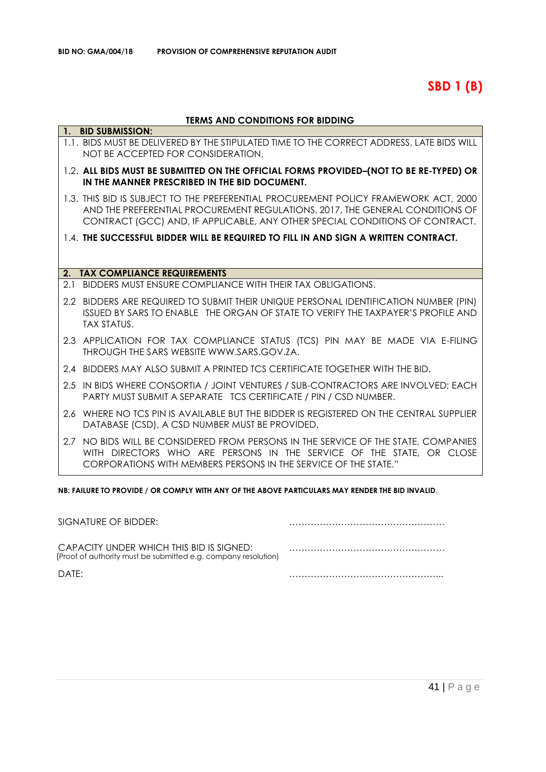**BID NO: GMA/004/18 PROVISION OF COMPREHENSIVE REPUTATION AUDIT**

# SBD 1 (B)

## TERMS AND CONDITIONS FOR BIDDING

**1. BID SUBMISSION:**

1.1. BIDS MUST BE DELIVERED BY THE STIPULATED TIME TO THE CORRECT ADDRESS. LATE BIDS WILL NOT BE ACCEPTED FOR CONSIDERATION.

1.2. **ALL BIDS MUST BE SUBMITTED ON THE OFFICIAL FORMS PROVIDED–(NOT TO BE RE-TYPED) OR IN THE MANNER PRESCRIBED IN THE BID DOCUMENT.**

1.3. THIS BID IS SUBJECT TO THE PREFERENTIAL PROCUREMENT POLICY FRAMEWORK ACT, 2000 AND THE PREFERENTIAL PROCUREMENT REGULATIONS, 2017, THE GENERAL CONDITIONS OF CONTRACT (GCC) AND, IF APPLICABLE, ANY OTHER SPECIAL CONDITIONS OF CONTRACT.

1.4. **THE SUCCESSFUL BIDDER WILL BE REQUIRED TO FILL IN AND SIGN A WRITTEN CONTRACT.**

**2. TAX COMPLIANCE REQUIREMENTS**

2.1 BIDDERS MUST ENSURE COMPLIANCE WITH THEIR TAX OBLIGATIONS.

2.2 BIDDERS ARE REQUIRED TO SUBMIT THEIR UNIQUE PERSONAL IDENTIFICATION NUMBER (PIN) ISSUED BY SARS TO ENABLE THE ORGAN OF STATE TO VERIFY THE TAXPAYER'S PROFILE AND TAX STATUS.

2.3 APPLICATION FOR TAX COMPLIANCE STATUS (TCS) PIN MAY BE MADE VIA E-FILING THROUGH THE SARS WEBSITE WWW.SARS.GOV.ZA.

2.4 BIDDERS MAY ALSO SUBMIT A PRINTED TCS CERTIFICATE TOGETHER WITH THE BID.

2.5 IN BIDS WHERE CONSORTIA / JOINT VENTURES / SUB-CONTRACTORS ARE INVOLVED; EACH PARTY MUST SUBMIT A SEPARATE TCS CERTIFICATE / PIN / CSD NUMBER.

2.6 WHERE NO TCS PIN IS AVAILABLE BUT THE BIDDER IS REGISTERED ON THE CENTRAL SUPPLIER DATABASE (CSD), A CSD NUMBER MUST BE PROVIDED.

2.7 NO BIDS WILL BE CONSIDERED FROM PERSONS IN THE SERVICE OF THE STATE, COMPANIES WITH DIRECTORS WHO ARE PERSONS IN THE SERVICE OF THE STATE, OR CLOSE CORPORATIONS WITH MEMBERS PERSONS IN THE SERVICE OF THE STATE."

**NB: FAILURE TO PROVIDE / OR COMPLY WITH ANY OF THE ABOVE PARTICULARS MAY RENDER THE BID INVALID**.

SIGNATURE OF BIDDER: ……………………………………………

CAPACITY UNDER WHICH THIS BID IS SIGNED: ……………………………………………
(Proof of authority must be submitted e.g. company resolution)

DATE: ……………………………………………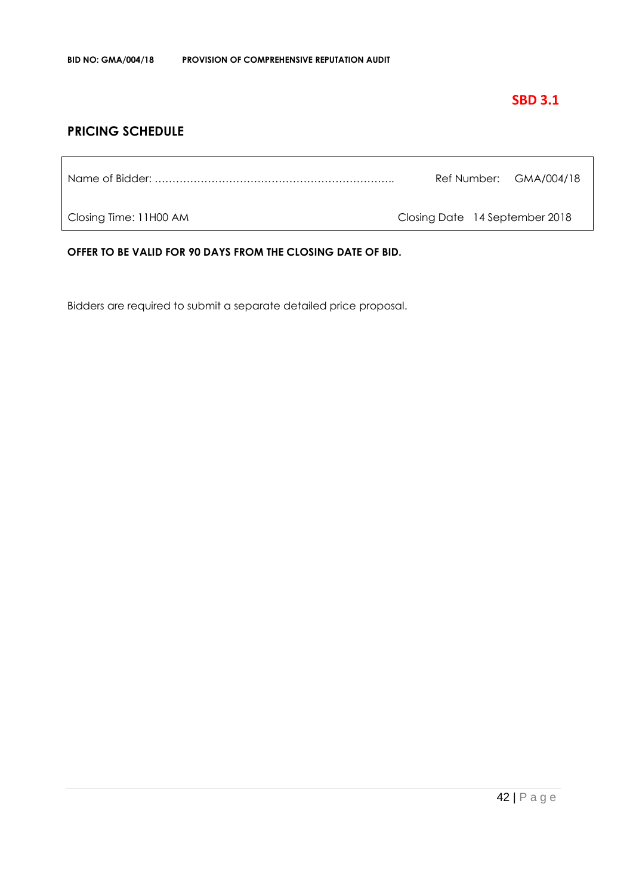**SBD 3.1**

## PRICING SCHEDULE

| | |
|---|---|
| Name of Bidder: ………………………………………………………….. | Ref Number: GMA/004/18 |
| Closing Time: 11H00 AM | Closing Date 14 September 2018 |

**OFFER TO BE VALID FOR 90 DAYS FROM THE CLOSING DATE OF BID.**

Bidders are required to submit a separate detailed price proposal.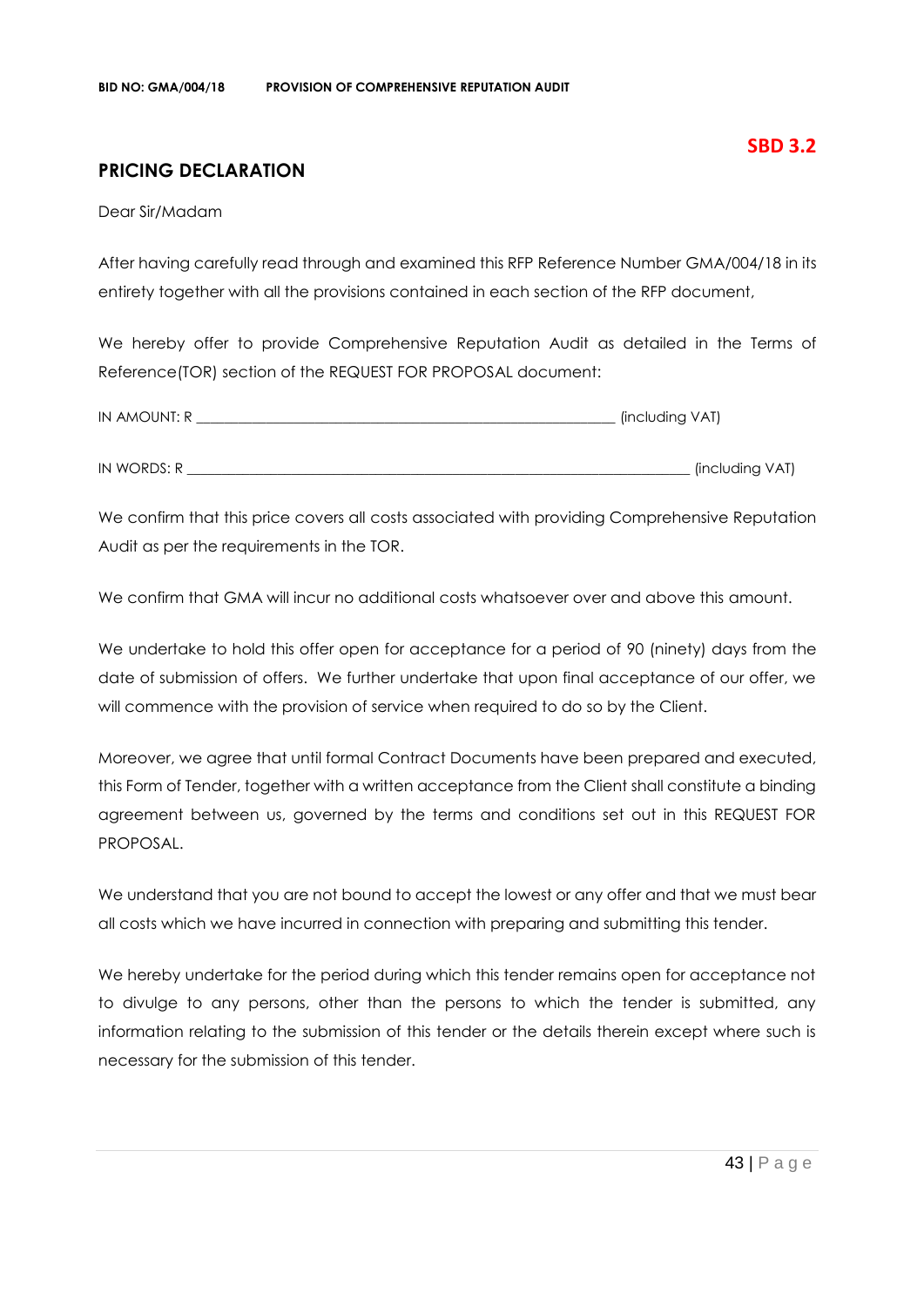**SBD 3.2**

## PRICING DECLARATION

Dear Sir/Madam

After having carefully read through and examined this RFP Reference Number GMA/004/18 in its entirety together with all the provisions contained in each section of the RFP document,

We hereby offer to provide Comprehensive Reputation Audit as detailed in the Terms of Reference(TOR) section of the REQUEST FOR PROPOSAL document:

IN AMOUNT: R ____________________________________________________________ (including VAT)

IN WORDS: R _______________________________________________________________________ (including VAT)

We confirm that this price covers all costs associated with providing Comprehensive Reputation Audit as per the requirements in the TOR.

We confirm that GMA will incur no additional costs whatsoever over and above this amount.

We undertake to hold this offer open for acceptance for a period of 90 (ninety) days from the date of submission of offers. We further undertake that upon final acceptance of our offer, we will commence with the provision of service when required to do so by the Client.

Moreover, we agree that until formal Contract Documents have been prepared and executed, this Form of Tender, together with a written acceptance from the Client shall constitute a binding agreement between us, governed by the terms and conditions set out in this REQUEST FOR PROPOSAL.

We understand that you are not bound to accept the lowest or any offer and that we must bear all costs which we have incurred in connection with preparing and submitting this tender.

We hereby undertake for the period during which this tender remains open for acceptance not to divulge to any persons, other than the persons to which the tender is submitted, any information relating to the submission of this tender or the details therein except where such is necessary for the submission of this tender.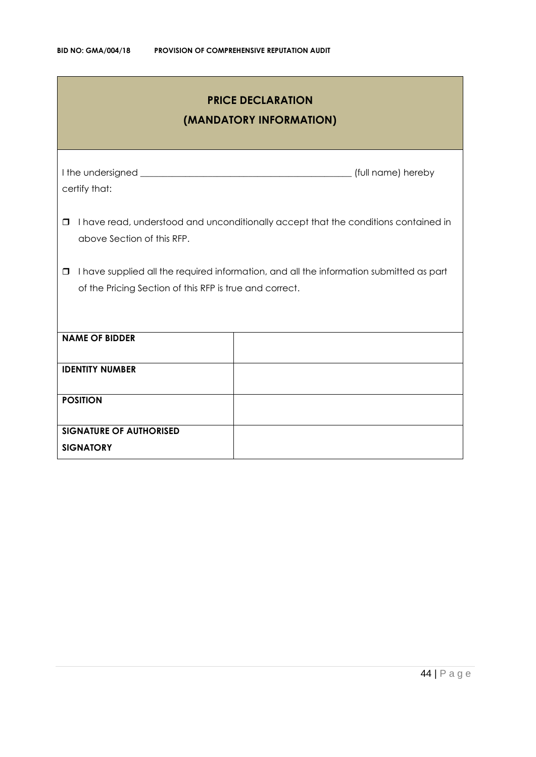## PRICE DECLARATION
## (MANDATORY INFORMATION)

I the undersigned _____________________________________________ (full name) hereby certify that:

- ☐ I have read, understood and unconditionally accept that the conditions contained in above Section of this RFP.
- ☐ I have supplied all the required information, and all the information submitted as part of the Pricing Section of this RFP is true and correct.

| | |
|---|---|
| **NAME OF BIDDER** | |
| **IDENTITY NUMBER** | |
| **POSITION** | |
| **SIGNATURE OF AUTHORISED SIGNATORY** | |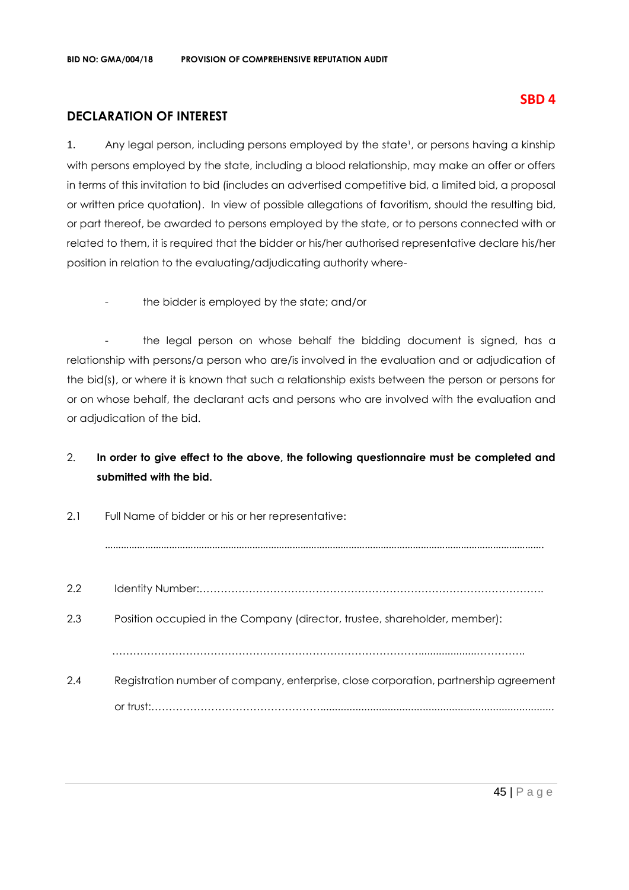**SBD 4**

## DECLARATION OF INTEREST

1. Any legal person, including persons employed by the state[1], or persons having a kinship with persons employed by the state, including a blood relationship, may make an offer or offers in terms of this invitation to bid (includes an advertised competitive bid, a limited bid, a proposal or written price quotation). In view of possible allegations of favoritism, should the resulting bid, or part thereof, be awarded to persons employed by the state, or to persons connected with or related to them, it is required that the bidder or his/her authorised representative declare his/her position in relation to the evaluating/adjudicating authority where-

- the bidder is employed by the state; and/or

- the legal person on whose behalf the bidding document is signed, has a relationship with persons/a person who are/is involved in the evaluation and or adjudication of the bid(s), or where it is known that such a relationship exists between the person or persons for or on whose behalf, the declarant acts and persons who are involved with the evaluation and or adjudication of the bid.

2. **In order to give effect to the above, the following questionnaire must be completed and submitted with the bid.**

2.1 Full Name of bidder or his or her representative:

..........................................................................................................................................................

2.2 Identity Number:………………………………………………………………………………………

2.3 Position occupied in the Company (director, trustee, shareholder, member):

……………………………………………………………………………………..................……………

2.4 Registration number of company, enterprise, close corporation, partnership agreement or trust:…………………………………………...............................................................................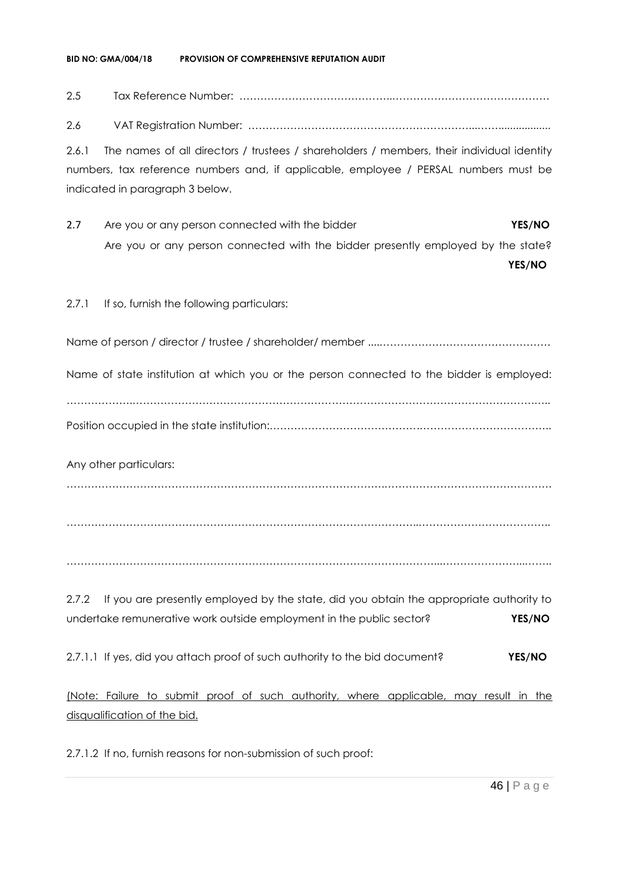2.5 Tax Reference Number: ……………………………………..………………………………………

2.6 VAT Registration Number: ………………………………………………………..……..................

2.6.1 The names of all directors / trustees / shareholders / members, their individual identity numbers, tax reference numbers and, if applicable, employee / PERSAL numbers must be indicated in paragraph 3 below.

2.7 Are you or any person connected with the bidder **YES/NO**

Are you or any person connected with the bidder presently employed by the state? **YES/NO**

2.7.1 If so, furnish the following particulars:

Name of person / director / trustee / shareholder/ member ....…………………………………………

Name of state institution at which you or the person connected to the bidder is employed:

……………….………………………………………………………………………………………………..

Position occupied in the state institution:…………………………………….……………………………..

Any other particulars:

………………………………………………………………………….……………………………………

……………………………………………………………………………………..……………………………..

…………………………………………………………………………………………....……………………...…….

2.7.2 If you are presently employed by the state, did you obtain the appropriate authority to undertake remunerative work outside employment in the public sector? **YES/NO**

2.7.1.1 If yes, did you attach proof of such authority to the bid document? **YES/NO**

<u>(Note: Failure to submit proof of such authority, where applicable, may result in the disqualification of the bid.</u>

2.7.1.2 If no, furnish reasons for non-submission of such proof: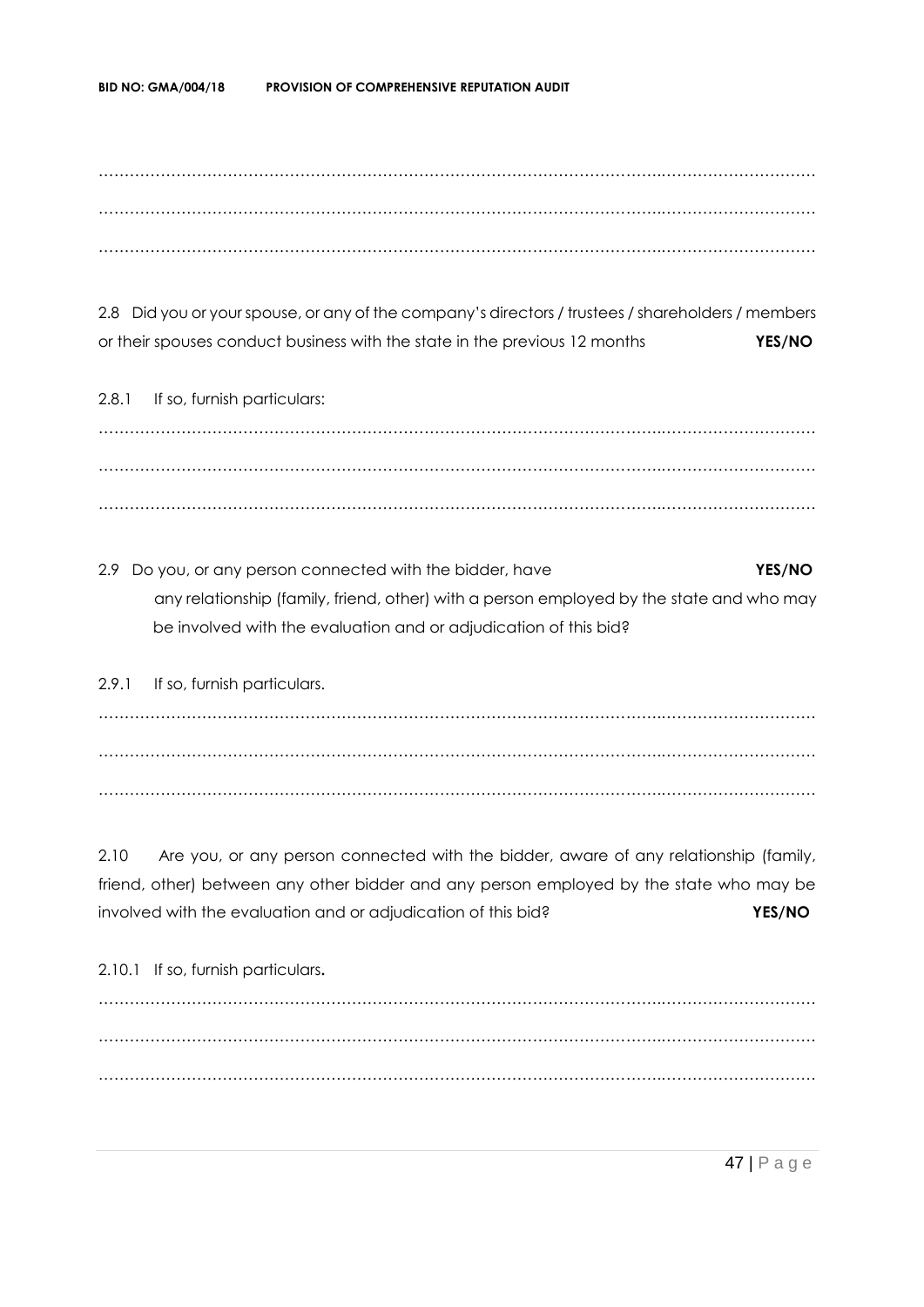……………………………………………………………………………………………………………………………
……………………………………………………………………………………………………………………………
……………………………………………………………………………………………………………………………

2.8 Did you or your spouse, or any of the company's directors / trustees / shareholders / members or their spouses conduct business with the state in the previous 12 months **YES/NO**

2.8.1 If so, furnish particulars:

……………………………………………………………………………………………………………………………
……………………………………………………………………………………………………………………………
……………………………………………………………………………………………………………………………

2.9 Do you, or any person connected with the bidder, have **YES/NO** any relationship (family, friend, other) with a person employed by the state and who may be involved with the evaluation and or adjudication of this bid?

2.9.1 If so, furnish particulars.

……………………………………………………………………………………………………………………………
……………………………………………………………………………………………………………………………
……………………………………………………………………………………………………………………………

2.10 Are you, or any person connected with the bidder, aware of any relationship (family, friend, other) between any other bidder and any person employed by the state who may be involved with the evaluation and or adjudication of this bid? **YES/NO**

2.10.1 If so, furnish particulars**.**

……………………………………………………………………………………………………………………………
……………………………………………………………………………………………………………………………
……………………………………………………………………………………………………………………………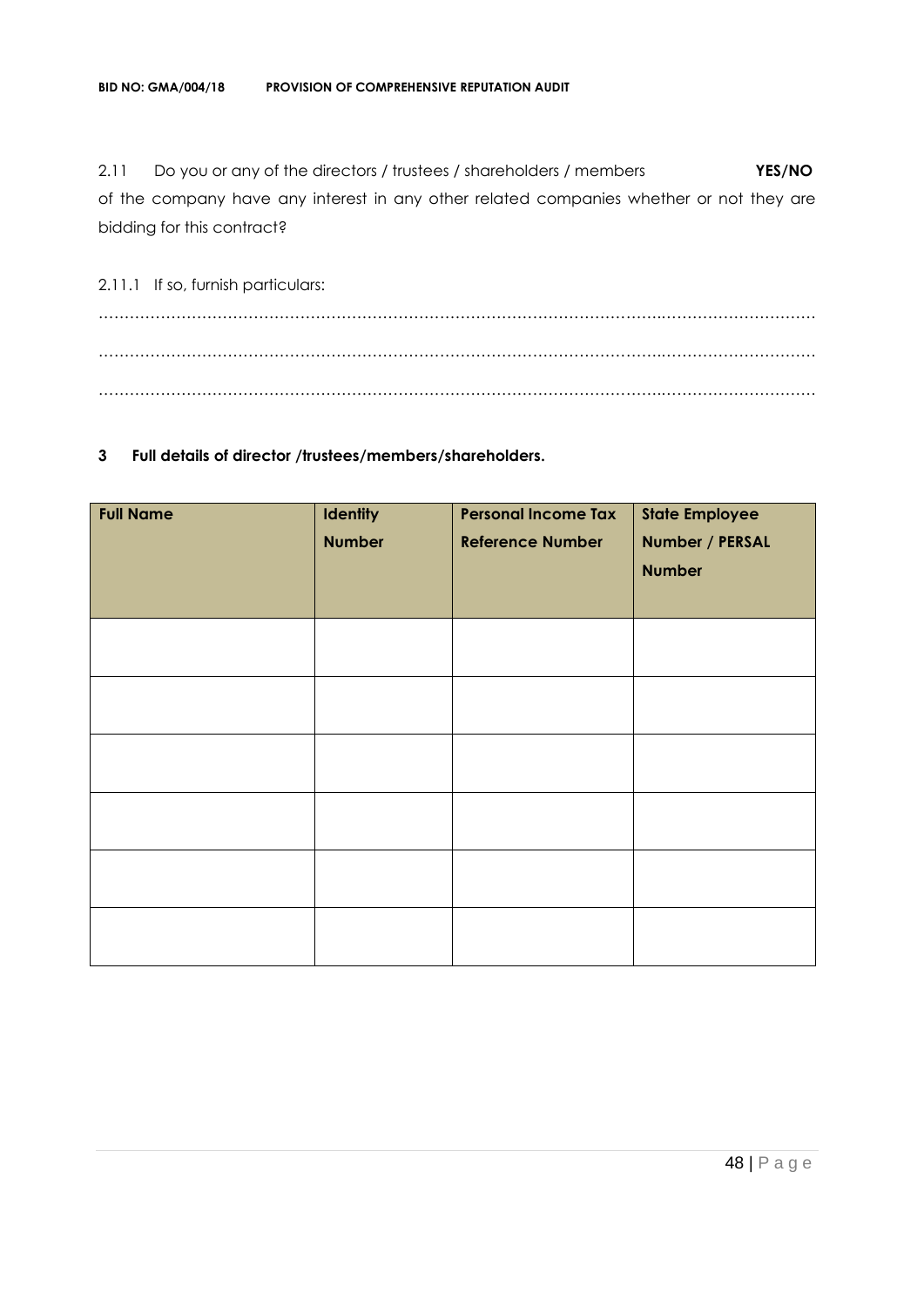2.11 Do you or any of the directors / trustees / shareholders / members **YES/NO** of the company have any interest in any other related companies whether or not they are bidding for this contract?

2.11.1 If so, furnish particulars:

…………………………………………………………………………………………………………………………

…………………………………………………………………………………………………………………………

…………………………………………………………………………………………………………………………

**3 Full details of director /trustees/members/shareholders.**

| Full Name | Identity Number | Personal Income Tax Reference Number | State Employee Number / PERSAL Number |
|---|---|---|---|
| | | | |
| | | | |
| | | | |
| | | | |
| | | | |
| | | | |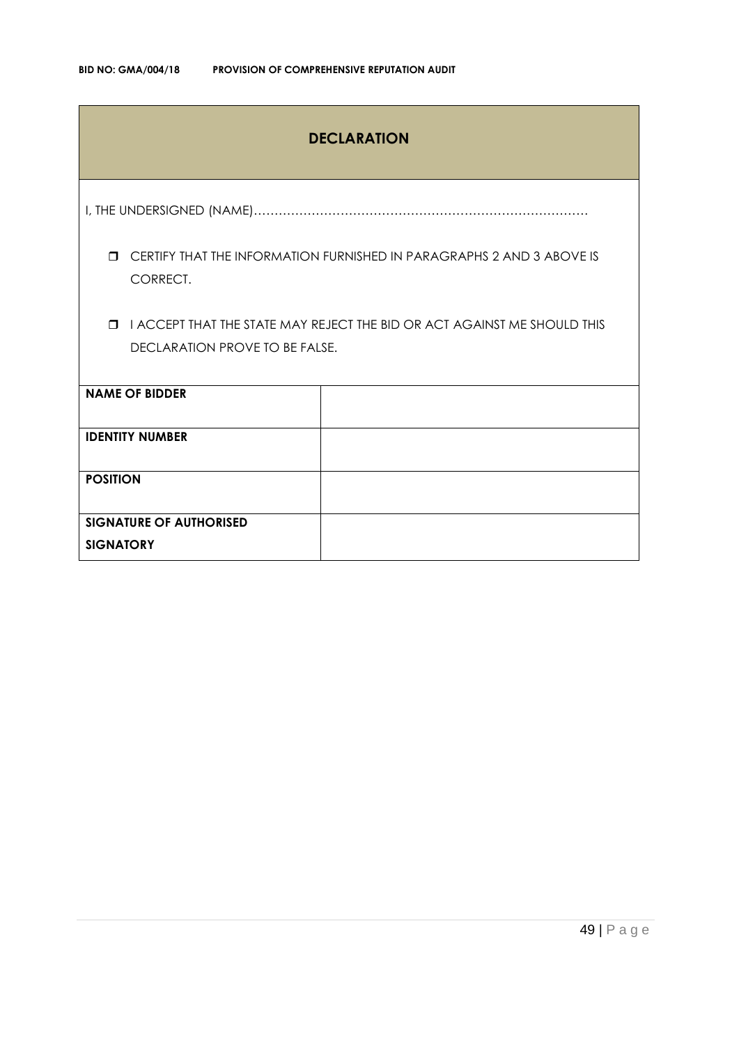## DECLARATION

I, THE UNDERSIGNED (NAME)………………………………………………………………………

- ❒ CERTIFY THAT THE INFORMATION FURNISHED IN PARAGRAPHS 2 AND 3 ABOVE IS CORRECT.
- ❒ I ACCEPT THAT THE STATE MAY REJECT THE BID OR ACT AGAINST ME SHOULD THIS DECLARATION PROVE TO BE FALSE.

| | |
|---|---|
| **NAME OF BIDDER** | |
| **IDENTITY NUMBER** | |
| **POSITION** | |
| **SIGNATURE OF AUTHORISED SIGNATORY** | |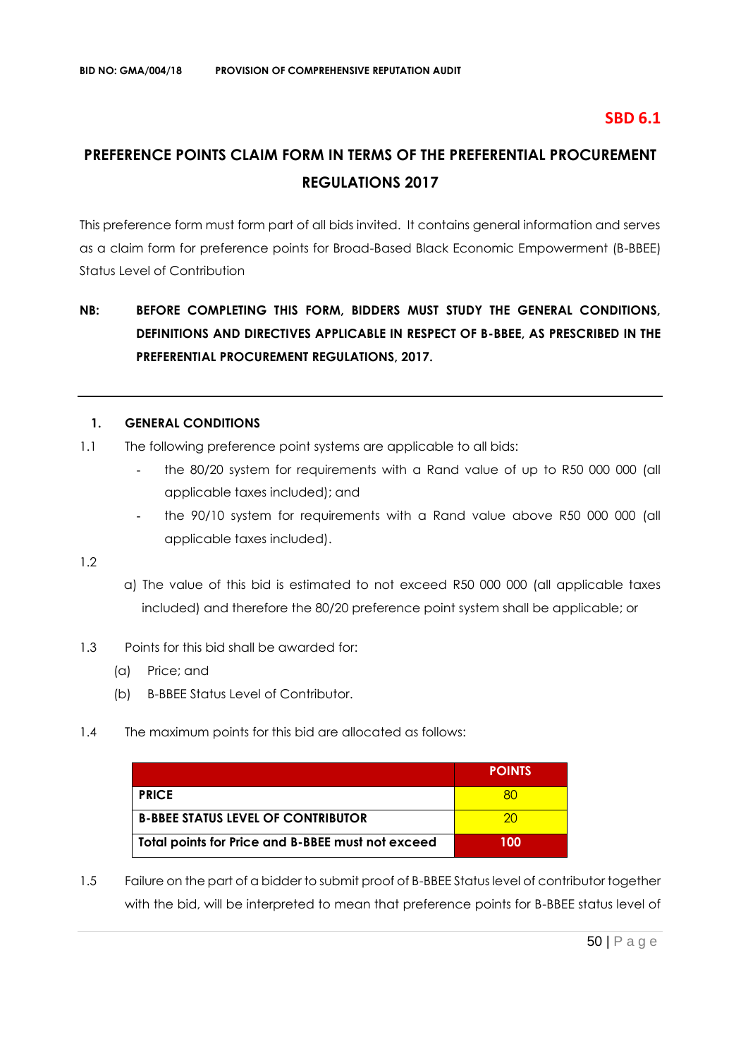**SBD 6.1**

# PREFERENCE POINTS CLAIM FORM IN TERMS OF THE PREFERENTIAL PROCUREMENT REGULATIONS 2017

This preference form must form part of all bids invited. It contains general information and serves as a claim form for preference points for Broad-Based Black Economic Empowerment (B-BBEE) Status Level of Contribution

**NB: BEFORE COMPLETING THIS FORM, BIDDERS MUST STUDY THE GENERAL CONDITIONS, DEFINITIONS AND DIRECTIVES APPLICABLE IN RESPECT OF B-BBEE, AS PRESCRIBED IN THE PREFERENTIAL PROCUREMENT REGULATIONS, 2017.**

---

## 1. GENERAL CONDITIONS

1.1 The following preference point systems are applicable to all bids:

- the 80/20 system for requirements with a Rand value of up to R50 000 000 (all applicable taxes included); and
- the 90/10 system for requirements with a Rand value above R50 000 000 (all applicable taxes included).

1.2

a) The value of this bid is estimated to not exceed R50 000 000 (all applicable taxes included) and therefore the 80/20 preference point system shall be applicable; or

1.3 Points for this bid shall be awarded for:

(a) Price; and

(b) B-BBEE Status Level of Contributor.

1.4 The maximum points for this bid are allocated as follows:

| | POINTS |
|---|---|
| **PRICE** | 80 |
| **B-BBEE STATUS LEVEL OF CONTRIBUTOR** | 20 |
| **Total points for Price and B-BBEE must not exceed** | **100** |

1.5 Failure on the part of a bidder to submit proof of B-BBEE Status level of contributor together with the bid, will be interpreted to mean that preference points for B-BBEE status level of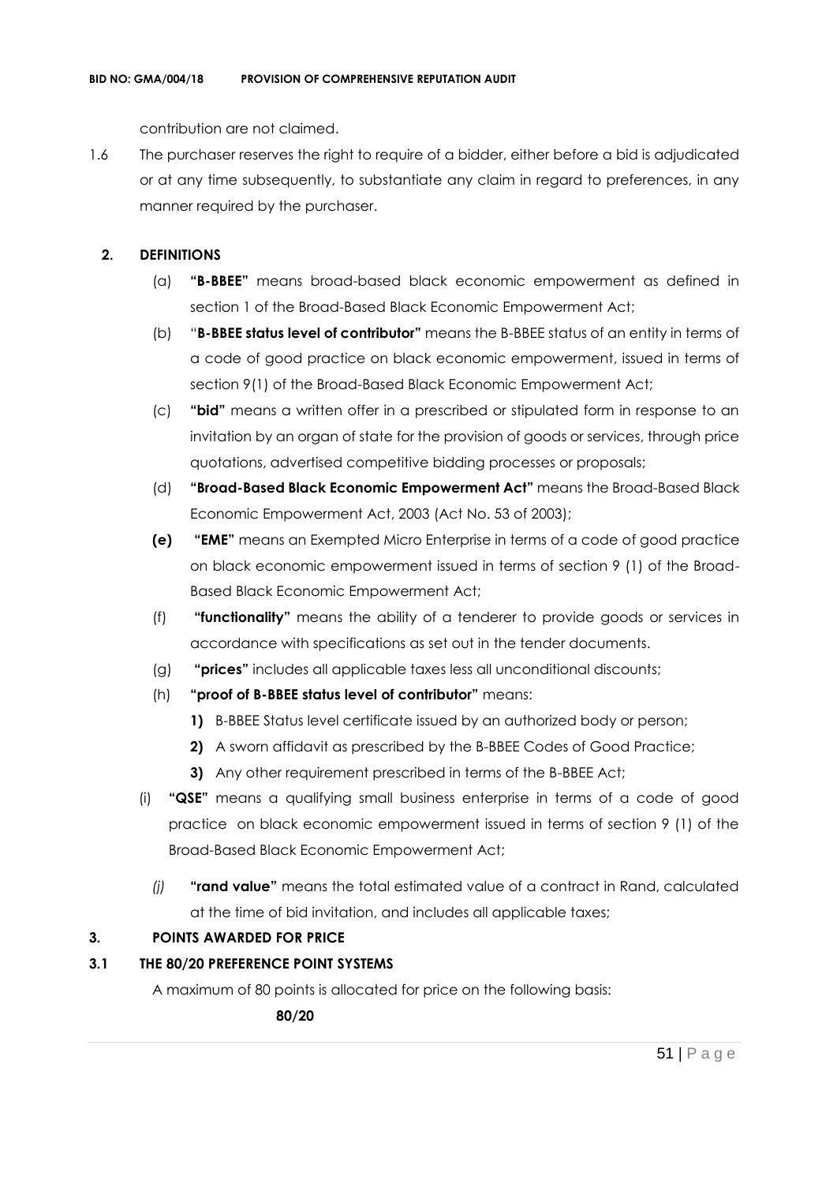contribution are not claimed.

1.6 The purchaser reserves the right to require of a bidder, either before a bid is adjudicated or at any time subsequently, to substantiate any claim in regard to preferences, in any manner required by the purchaser.

## 2. DEFINITIONS

(a) **"B-BBEE"** means broad-based black economic empowerment as defined in section 1 of the Broad-Based Black Economic Empowerment Act;

(b) "**B-BBEE status level of contributor"** means the B-BBEE status of an entity in terms of a code of good practice on black economic empowerment, issued in terms of section 9(1) of the Broad-Based Black Economic Empowerment Act;

(c) **"bid"** means a written offer in a prescribed or stipulated form in response to an invitation by an organ of state for the provision of goods or services, through price quotations, advertised competitive bidding processes or proposals;

(d) **"Broad-Based Black Economic Empowerment Act"** means the Broad-Based Black Economic Empowerment Act, 2003 (Act No. 53 of 2003);

**(e)** **"EME"** means an Exempted Micro Enterprise in terms of a code of good practice on black economic empowerment issued in terms of section 9 (1) of the Broad-Based Black Economic Empowerment Act;

(f) **"functionality"** means the ability of a tenderer to provide goods or services in accordance with specifications as set out in the tender documents.

(g) **"prices"** includes all applicable taxes less all unconditional discounts;

(h) **"proof of B-BBEE status level of contributor"** means:

**1)** B-BBEE Status level certificate issued by an authorized body or person;

**2)** A sworn affidavit as prescribed by the B-BBEE Codes of Good Practice;

**3)** Any other requirement prescribed in terms of the B-BBEE Act;

(i) **"QSE"** means a qualifying small business enterprise in terms of a code of good practice on black economic empowerment issued in terms of section 9 (1) of the Broad-Based Black Economic Empowerment Act;

*(j)* **"rand value"** means the total estimated value of a contract in Rand, calculated at the time of bid invitation, and includes all applicable taxes;

## 3. POINTS AWARDED FOR PRICE

### 3.1 THE 80/20 PREFERENCE POINT SYSTEMS

A maximum of 80 points is allocated for price on the following basis:

**80/20**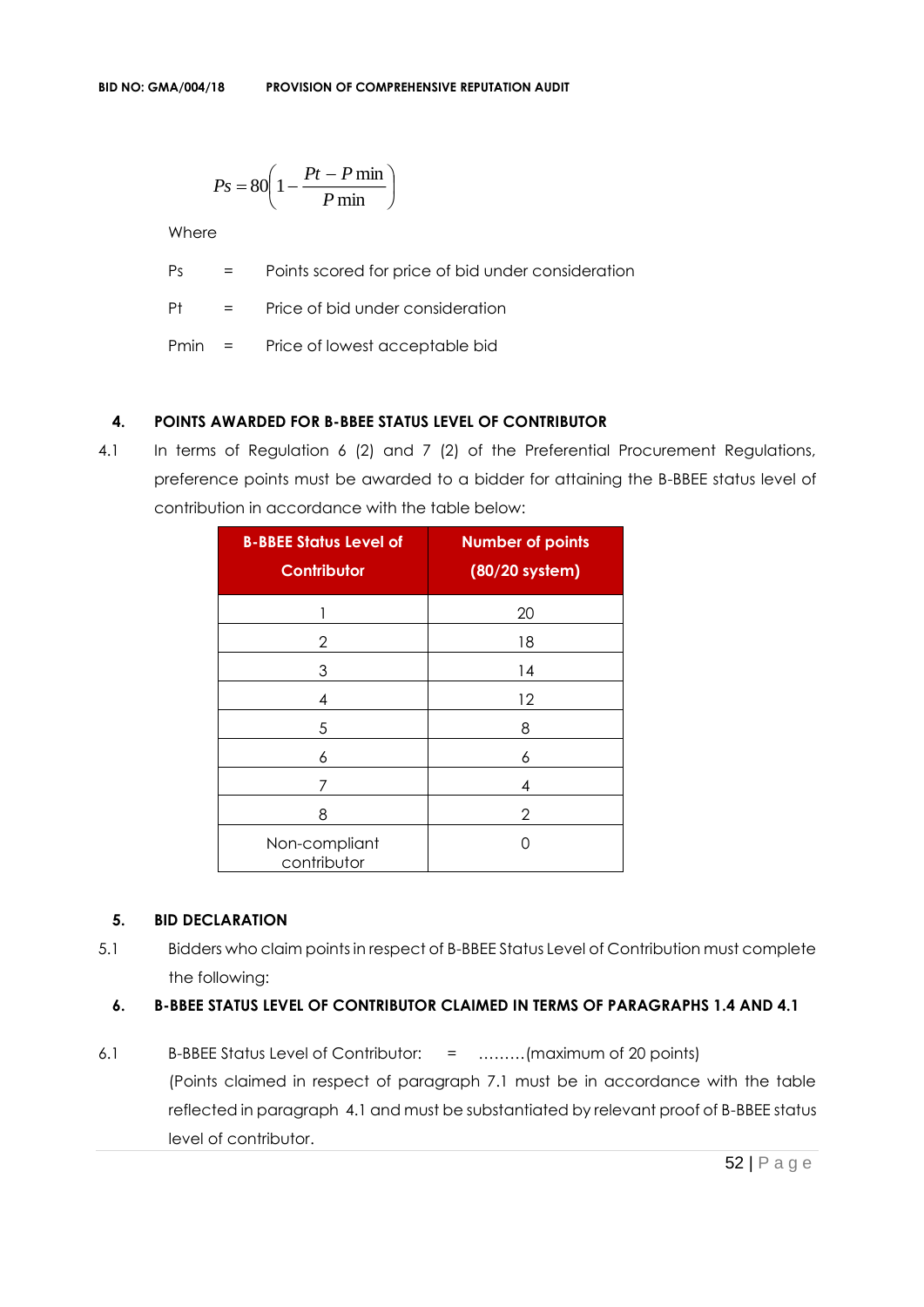$$Ps = 80\left(1 - \frac{Pt - P\min}{P\min}\right)$$

Where

Ps = Points scored for price of bid under consideration

Pt = Price of bid under consideration

Pmin = Price of lowest acceptable bid

## 4. POINTS AWARDED FOR B-BBEE STATUS LEVEL OF CONTRIBUTOR

4.1 In terms of Regulation 6 (2) and 7 (2) of the Preferential Procurement Regulations, preference points must be awarded to a bidder for attaining the B-BBEE status level of contribution in accordance with the table below:

| B-BBEE Status Level of Contributor | Number of points (80/20 system) |
|---|---|
| 1 | 20 |
| 2 | 18 |
| 3 | 14 |
| 4 | 12 |
| 5 | 8 |
| 6 | 6 |
| 7 | 4 |
| 8 | 2 |
| Non-compliant contributor | 0 |

## 5. BID DECLARATION

5.1 Bidders who claim points in respect of B-BBEE Status Level of Contribution must complete the following:

## 6. B-BBEE STATUS LEVEL OF CONTRIBUTOR CLAIMED IN TERMS OF PARAGRAPHS 1.4 AND 4.1

6.1 B-BBEE Status Level of Contributor: = ………(maximum of 20 points)

(Points claimed in respect of paragraph 7.1 must be in accordance with the table reflected in paragraph 4.1 and must be substantiated by relevant proof of B-BBEE status level of contributor.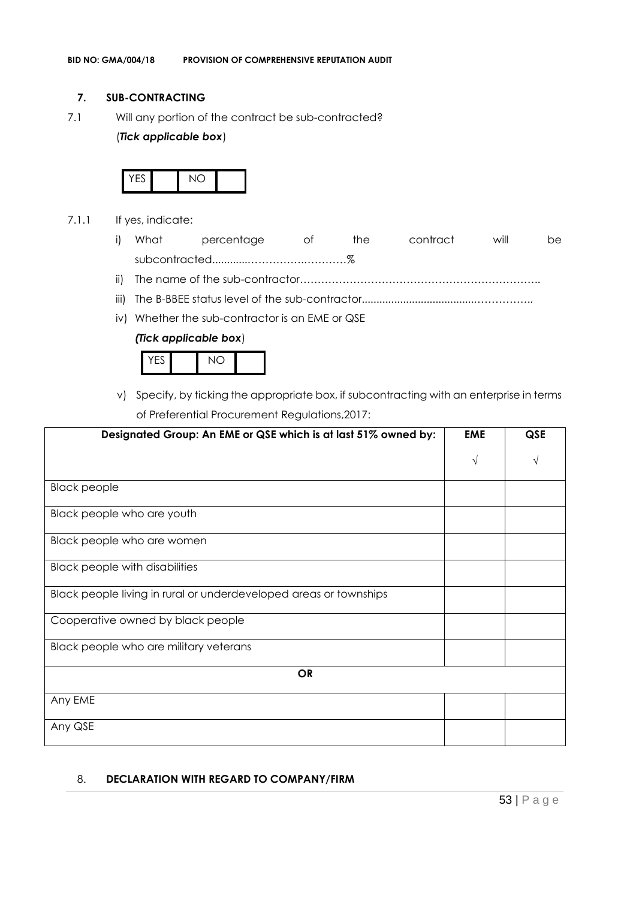## 7. SUB-CONTRACTING

7.1 Will any portion of the contract be sub-contracted?

(*Tick applicable box*)

| YES | | NO | |
|---|---|---|---|

7.1.1 If yes, indicate:

i) What percentage of the contract will be subcontracted............…………….………%

ii) The name of the sub-contractor…………………………………………………………..

iii) The B-BBEE status level of the sub-contractor......................................……………..

iv) Whether the sub-contractor is an EME or QSE

*(Tick applicable box*)

| YES | | NO | |
|---|---|---|---|

v) Specify, by ticking the appropriate box, if subcontracting with an enterprise in terms of Preferential Procurement Regulations,2017:

| Designated Group: An EME or QSE which is at last 51% owned by: | EME<br>√ | QSE<br>√ |
|---|---|---|
| Black people | | |
| Black people who are youth | | |
| Black people who are women | | |
| Black people with disabilities | | |
| Black people living in rural or underdeveloped areas or townships | | |
| Cooperative owned by black people | | |
| Black people who are military veterans | | |
| **OR** | | |
| Any EME | | |
| Any QSE | | |

## 8. DECLARATION WITH REGARD TO COMPANY/FIRM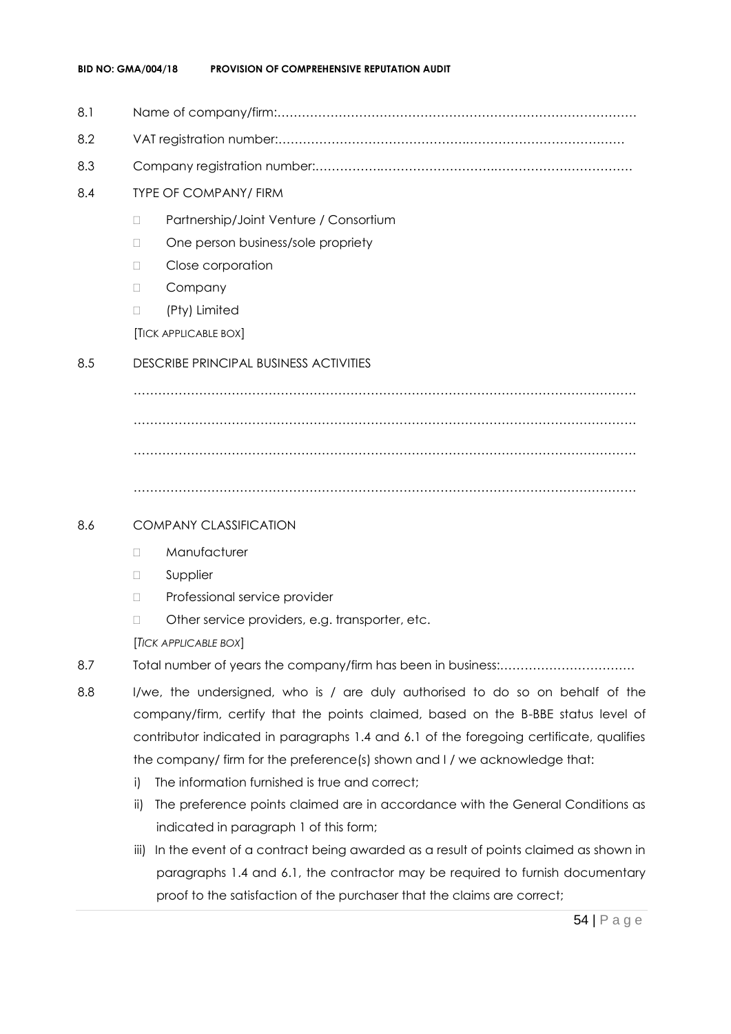8.1 Name of company/firm:…………………………………………………………………………….

8.2 VAT registration number:……………………………………….…………………………………

8.3 Company registration number:…………….……………………….…………………………….

8.4 TYPE OF COMPANY/ FIRM

- □ Partnership/Joint Venture / Consortium
- □ One person business/sole propriety
- □ Close corporation
- □ Company
- □ (Pty) Limited

[TICK APPLICABLE BOX]

8.5 DESCRIBE PRINCIPAL BUSINESS ACTIVITIES

………………………………………………………………………………………………………

………………………………………………………………………………………………………

………………………………………………………………………………………………………

………………………………………………………………………………………………………

8.6 COMPANY CLASSIFICATION

- □ Manufacturer
- □ Supplier
- □ Professional service provider
- □ Other service providers, e.g. transporter, etc.

[*TICK APPLICABLE BOX*]

8.7 Total number of years the company/firm has been in business:……………………………

8.8 I/we, the undersigned, who is / are duly authorised to do so on behalf of the company/firm, certify that the points claimed, based on the B-BBE status level of contributor indicated in paragraphs 1.4 and 6.1 of the foregoing certificate, qualifies the company/ firm for the preference(s) shown and I / we acknowledge that:

i) The information furnished is true and correct;

ii) The preference points claimed are in accordance with the General Conditions as indicated in paragraph 1 of this form;

iii) In the event of a contract being awarded as a result of points claimed as shown in paragraphs 1.4 and 6.1, the contractor may be required to furnish documentary proof to the satisfaction of the purchaser that the claims are correct;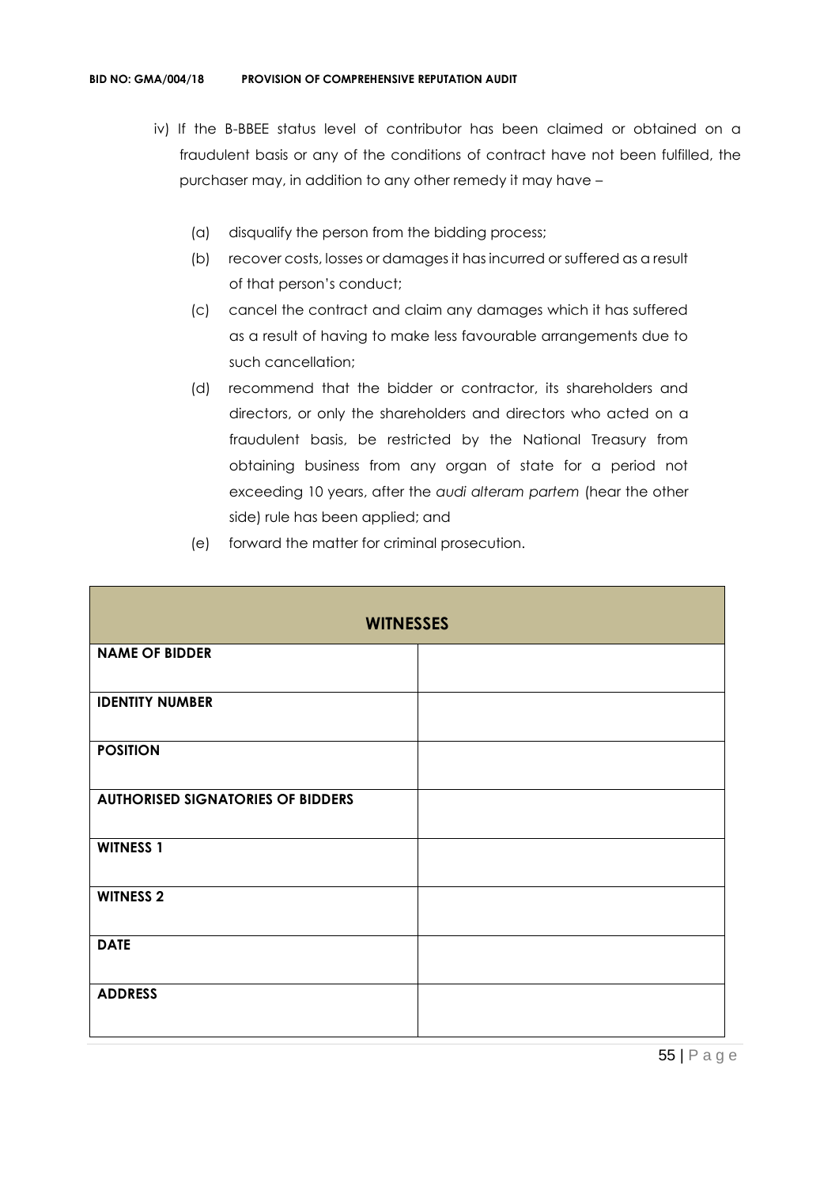iv) If the B-BBEE status level of contributor has been claimed or obtained on a fraudulent basis or any of the conditions of contract have not been fulfilled, the purchaser may, in addition to any other remedy it may have –

(a) disqualify the person from the bidding process;

(b) recover costs, losses or damages it has incurred or suffered as a result of that person's conduct;

(c) cancel the contract and claim any damages which it has suffered as a result of having to make less favourable arrangements due to such cancellation;

(d) recommend that the bidder or contractor, its shareholders and directors, or only the shareholders and directors who acted on a fraudulent basis, be restricted by the National Treasury from obtaining business from any organ of state for a period not exceeding 10 years, after the *audi alteram partem* (hear the other side) rule has been applied; and

(e) forward the matter for criminal prosecution.

| **WITNESSES** | |
|---|---|
| **NAME OF BIDDER** | |
| **IDENTITY NUMBER** | |
| **POSITION** | |
| **AUTHORISED SIGNATORIES OF BIDDERS** | |
| **WITNESS 1** | |
| **WITNESS 2** | |
| **DATE** | |
| **ADDRESS** | |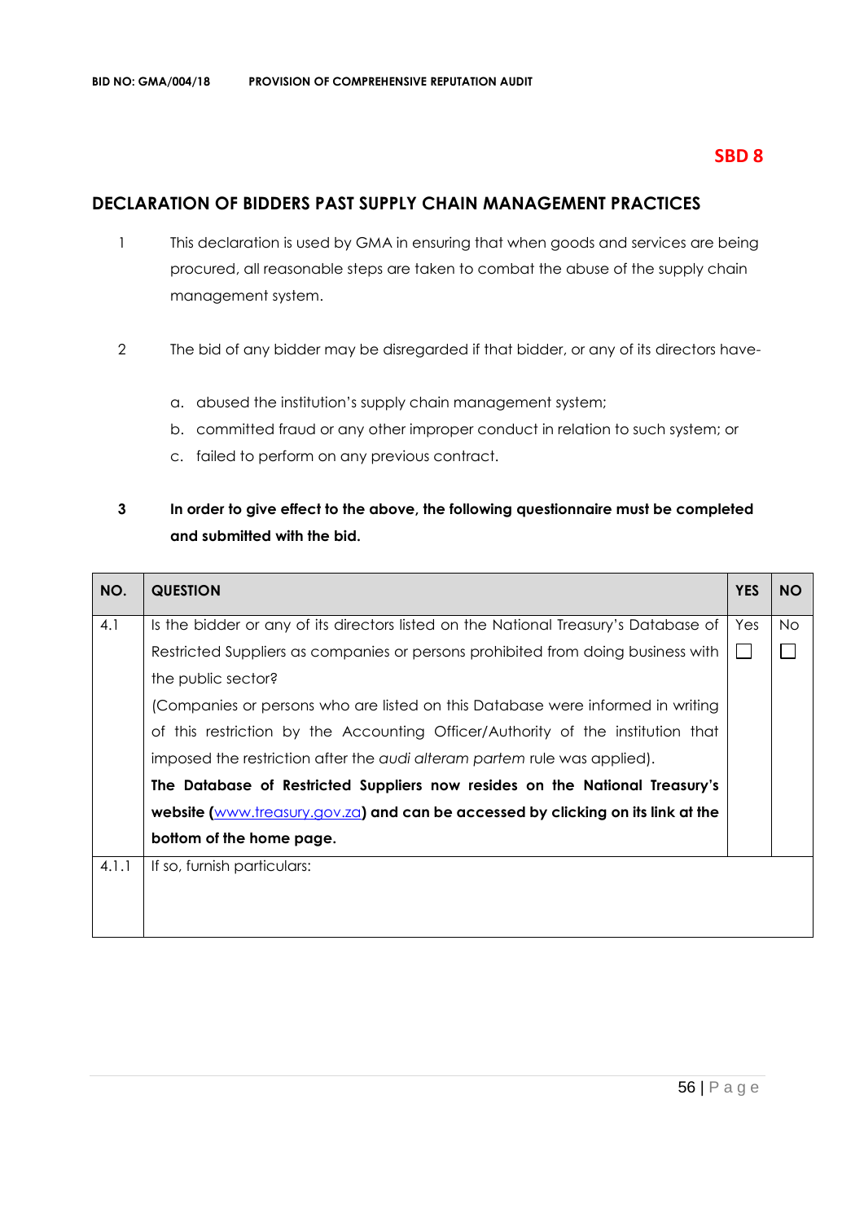**SBD 8**

## DECLARATION OF BIDDERS PAST SUPPLY CHAIN MANAGEMENT PRACTICES

1. This declaration is used by GMA in ensuring that when goods and services are being procured, all reasonable steps are taken to combat the abuse of the supply chain management system.

2. The bid of any bidder may be disregarded if that bidder, or any of its directors have-

   a. abused the institution's supply chain management system;
   b. committed fraud or any other improper conduct in relation to such system; or
   c. failed to perform on any previous contract.

3. **In order to give effect to the above, the following questionnaire must be completed and submitted with the bid.**

| NO. | QUESTION | YES | NO |
|---|---|---|---|
| 4.1 | Is the bidder or any of its directors listed on the National Treasury's Database of Restricted Suppliers as companies or persons prohibited from doing business with the public sector? (Companies or persons who are listed on this Database were informed in writing of this restriction by the Accounting Officer/Authority of the institution that imposed the restriction after the *audi alteram partem* rule was applied). **The Database of Restricted Suppliers now resides on the National Treasury's website (www.treasury.gov.za) and can be accessed by clicking on its link at the bottom of the home page.** | Yes ☐ | No ☐ |
| 4.1.1 | If so, furnish particulars: | | |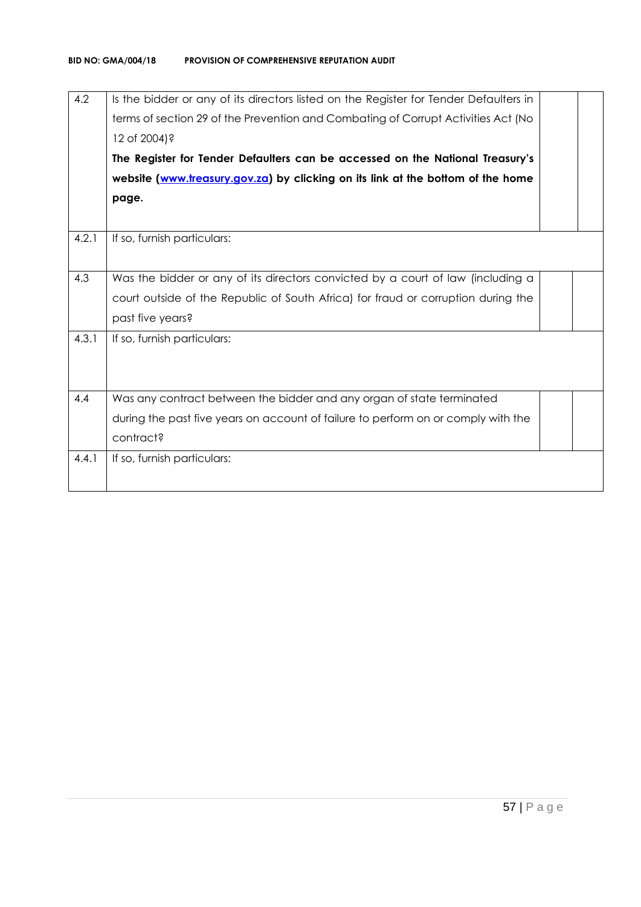| | | | |
|---|---|---|---|
| 4.2 | Is the bidder or any of its directors listed on the Register for Tender Defaulters in terms of section 29 of the Prevention and Combating of Corrupt Activities Act (No 12 of 2004)?<br>**The Register for Tender Defaulters can be accessed on the National Treasury's website ([www.treasury.gov.za](http://www.treasury.gov.za)) by clicking on its link at the bottom of the home page.** | | |
| 4.2.1 | If so, furnish particulars: | | |
| 4.3 | Was the bidder or any of its directors convicted by a court of law (including a court outside of the Republic of South Africa) for fraud or corruption during the past five years? | | |
| 4.3.1 | If so, furnish particulars: | | |
| 4.4 | Was any contract between the bidder and any organ of state terminated during the past five years on account of failure to perform on or comply with the contract? | | |
| 4.4.1 | If so, furnish particulars: | | |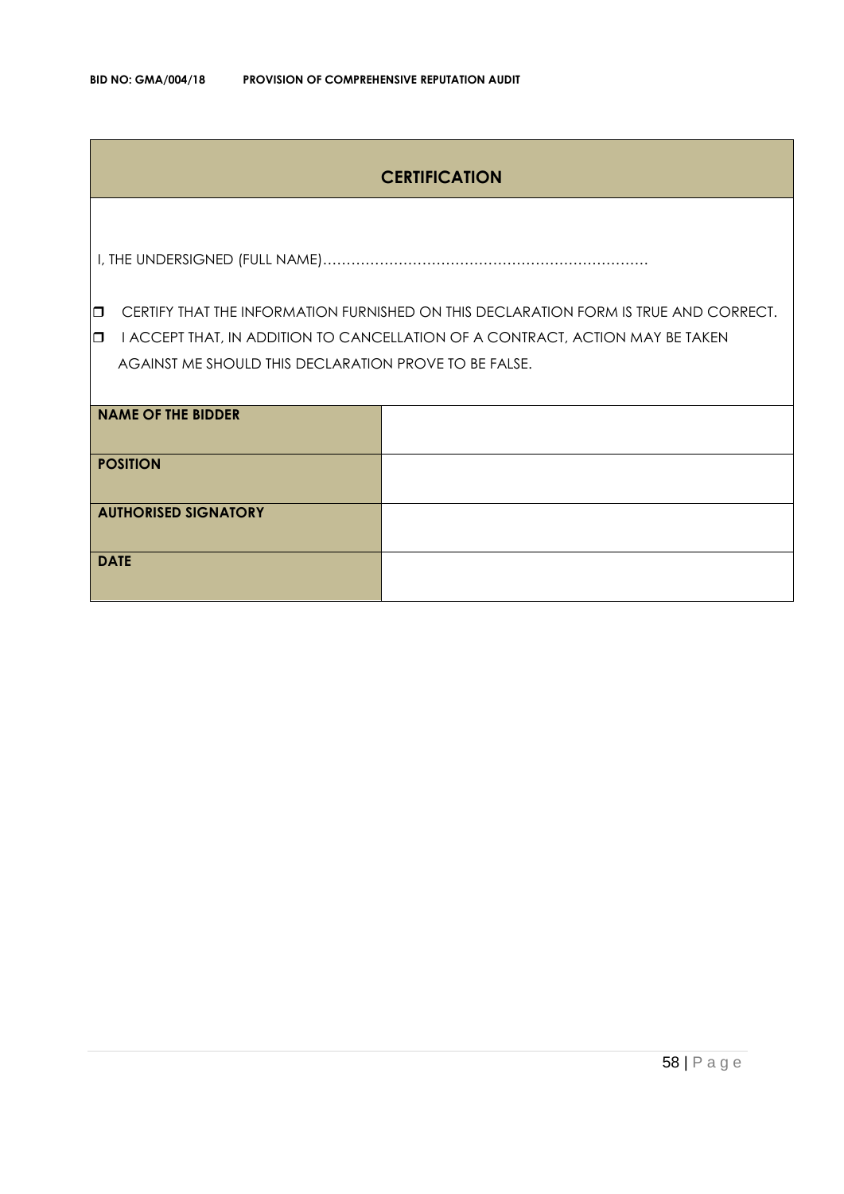## CERTIFICATION

I, THE UNDERSIGNED (FULL NAME)…………………………………………………………………

- ❐ CERTIFY THAT THE INFORMATION FURNISHED ON THIS DECLARATION FORM IS TRUE AND CORRECT.
- ❐ I ACCEPT THAT, IN ADDITION TO CANCELLATION OF A CONTRACT, ACTION MAY BE TAKEN AGAINST ME SHOULD THIS DECLARATION PROVE TO BE FALSE.

| | |
|---|---|
| **NAME OF THE BIDDER** | |
| **POSITION** | |
| **AUTHORISED SIGNATORY** | |
| **DATE** | |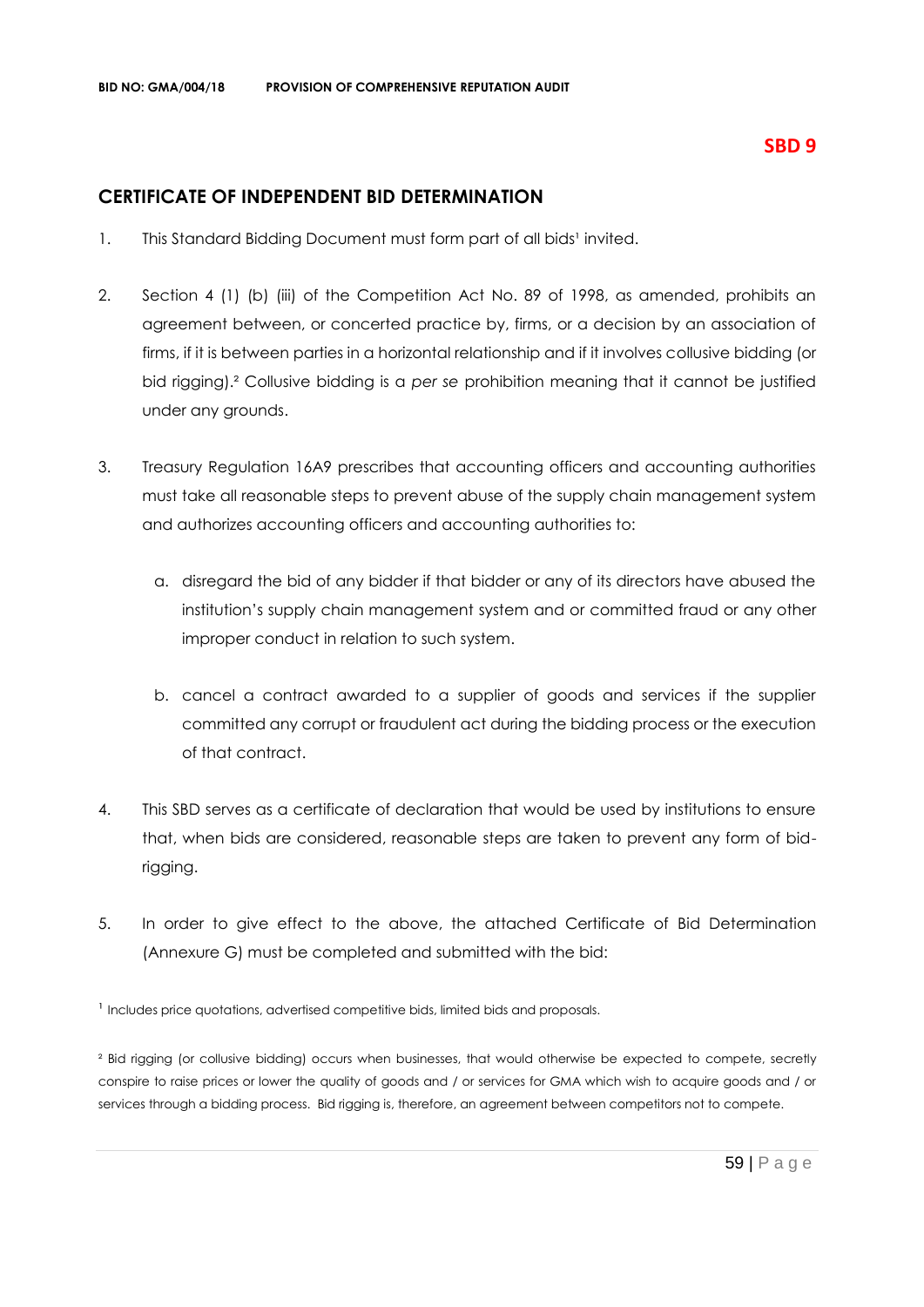**SBD 9**

## CERTIFICATE OF INDEPENDENT BID DETERMINATION

1. This Standard Bidding Document must form part of all bids[1] invited.

2. Section 4 (1) (b) (iii) of the Competition Act No. 89 of 1998, as amended, prohibits an agreement between, or concerted practice by, firms, or a decision by an association of firms, if it is between parties in a horizontal relationship and if it involves collusive bidding (or bid rigging).[2] Collusive bidding is a *per se* prohibition meaning that it cannot be justified under any grounds.

3. Treasury Regulation 16A9 prescribes that accounting officers and accounting authorities must take all reasonable steps to prevent abuse of the supply chain management system and authorizes accounting officers and accounting authorities to:

   a. disregard the bid of any bidder if that bidder or any of its directors have abused the institution's supply chain management system and or committed fraud or any other improper conduct in relation to such system.

   b. cancel a contract awarded to a supplier of goods and services if the supplier committed any corrupt or fraudulent act during the bidding process or the execution of that contract.

4. This SBD serves as a certificate of declaration that would be used by institutions to ensure that, when bids are considered, reasonable steps are taken to prevent any form of bid-rigging.

5. In order to give effect to the above, the attached Certificate of Bid Determination (Annexure G) must be completed and submitted with the bid:

[1] Includes price quotations, advertised competitive bids, limited bids and proposals.

[2] Bid rigging (or collusive bidding) occurs when businesses, that would otherwise be expected to compete, secretly conspire to raise prices or lower the quality of goods and / or services for GMA which wish to acquire goods and / or services through a bidding process. Bid rigging is, therefore, an agreement between competitors not to compete.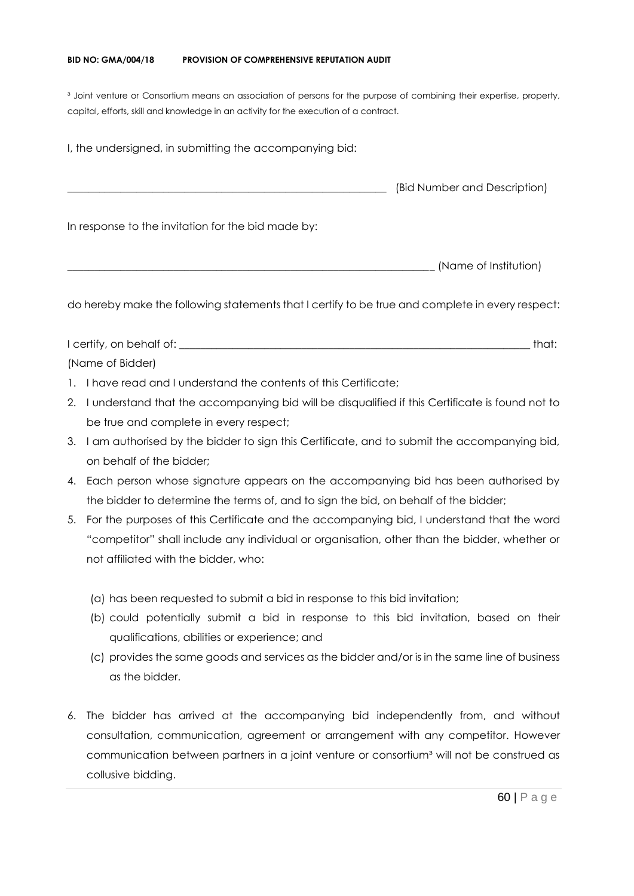³ Joint venture or Consortium means an association of persons for the purpose of combining their expertise, property, capital, efforts, skill and knowledge in an activity for the execution of a contract.

I, the undersigned, in submitting the accompanying bid:

_____________________________________________________________ (Bid Number and Description)

In response to the invitation for the bid made by:

_____________________________________________________________________ (Name of Institution)

do hereby make the following statements that I certify to be true and complete in every respect:

I certify, on behalf of: _________________________________________________________________ that:
(Name of Bidder)

1. I have read and I understand the contents of this Certificate;
2. I understand that the accompanying bid will be disqualified if this Certificate is found not to be true and complete in every respect;
3. I am authorised by the bidder to sign this Certificate, and to submit the accompanying bid, on behalf of the bidder;
4. Each person whose signature appears on the accompanying bid has been authorised by the bidder to determine the terms of, and to sign the bid, on behalf of the bidder;
5. For the purposes of this Certificate and the accompanying bid, I understand that the word "competitor" shall include any individual or organisation, other than the bidder, whether or not affiliated with the bidder, who:

   (a) has been requested to submit a bid in response to this bid invitation;
   (b) could potentially submit a bid in response to this bid invitation, based on their qualifications, abilities or experience; and
   (c) provides the same goods and services as the bidder and/or is in the same line of business as the bidder.

6. The bidder has arrived at the accompanying bid independently from, and without consultation, communication, agreement or arrangement with any competitor. However communication between partners in a joint venture or consortium³ will not be construed as collusive bidding.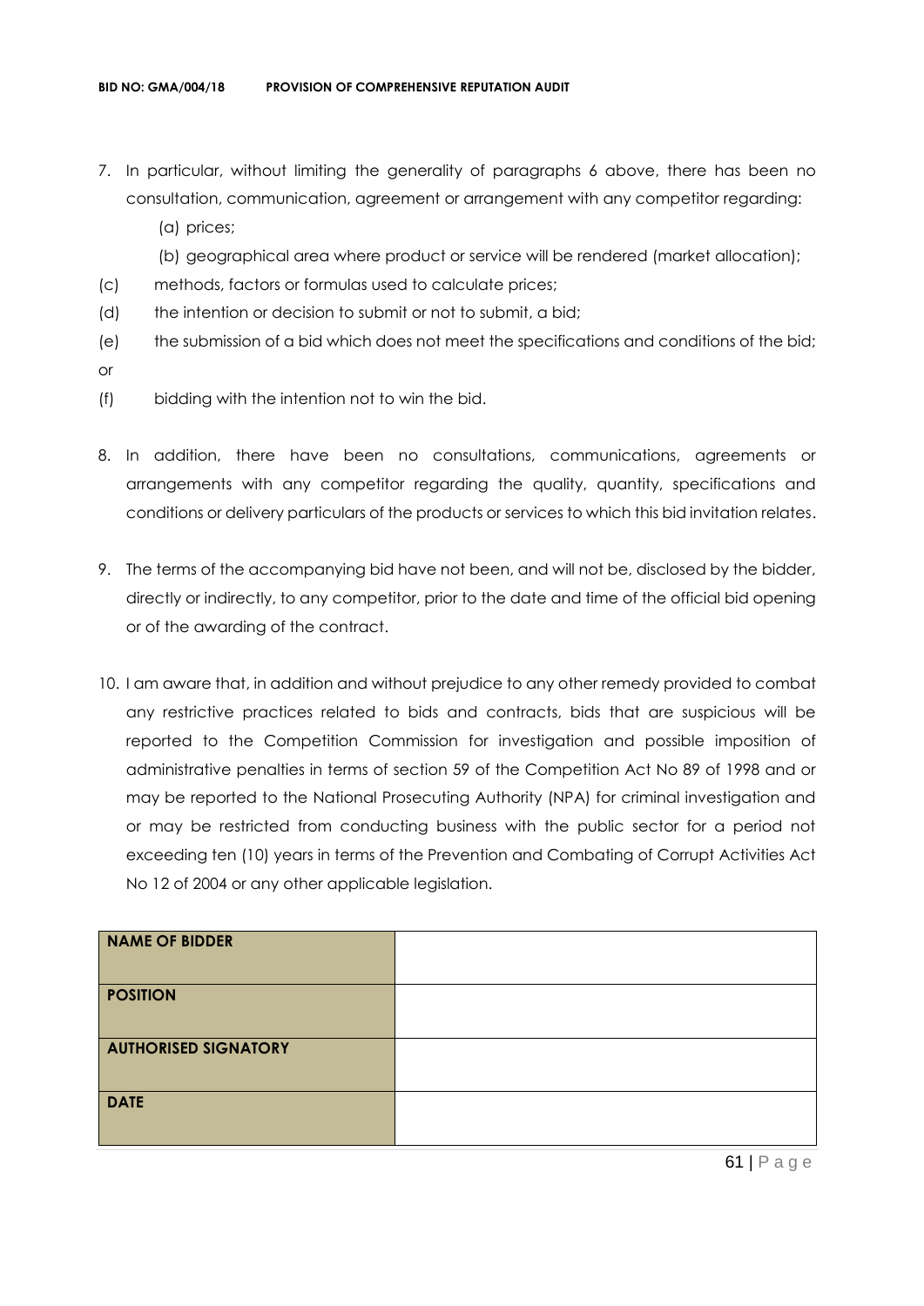7. In particular, without limiting the generality of paragraphs 6 above, there has been no consultation, communication, agreement or arrangement with any competitor regarding:
   (a) prices;
   (b) geographical area where product or service will be rendered (market allocation);

(c) methods, factors or formulas used to calculate prices;

(d) the intention or decision to submit or not to submit, a bid;

(e) the submission of a bid which does not meet the specifications and conditions of the bid; or

(f) bidding with the intention not to win the bid.

8. In addition, there have been no consultations, communications, agreements or arrangements with any competitor regarding the quality, quantity, specifications and conditions or delivery particulars of the products or services to which this bid invitation relates.

9. The terms of the accompanying bid have not been, and will not be, disclosed by the bidder, directly or indirectly, to any competitor, prior to the date and time of the official bid opening or of the awarding of the contract.

10. I am aware that, in addition and without prejudice to any other remedy provided to combat any restrictive practices related to bids and contracts, bids that are suspicious will be reported to the Competition Commission for investigation and possible imposition of administrative penalties in terms of section 59 of the Competition Act No 89 of 1998 and or may be reported to the National Prosecuting Authority (NPA) for criminal investigation and or may be restricted from conducting business with the public sector for a period not exceeding ten (10) years in terms of the Prevention and Combating of Corrupt Activities Act No 12 of 2004 or any other applicable legislation.

| | |
|---|---|
| **NAME OF BIDDER** | |
| **POSITION** | |
| **AUTHORISED SIGNATORY** | |
| **DATE** | |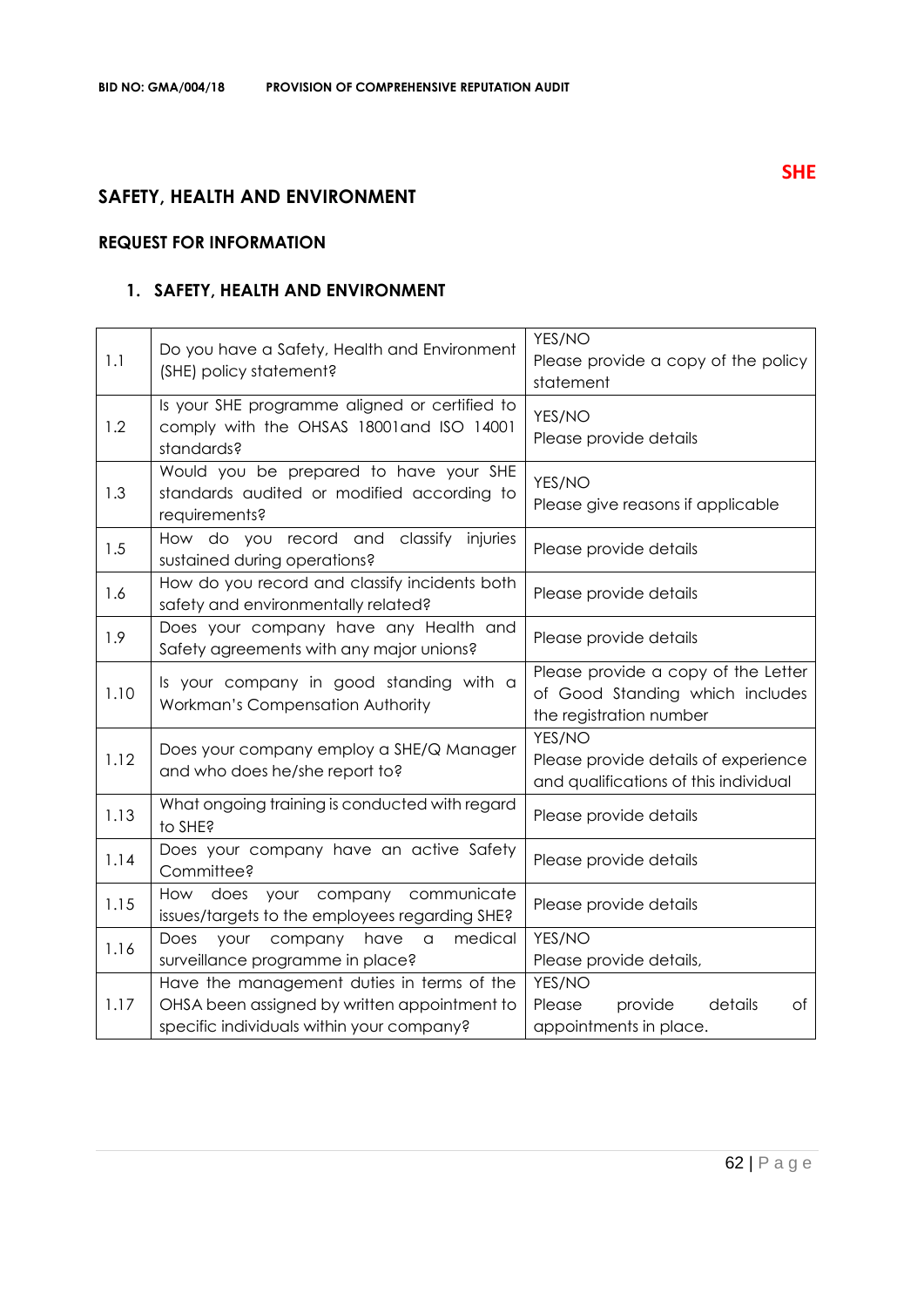**SHE**

## SAFETY, HEALTH AND ENVIRONMENT

### REQUEST FOR INFORMATION

### 1. SAFETY, HEALTH AND ENVIRONMENT

| | | |
|---|---|---|
| 1.1 | Do you have a Safety, Health and Environment (SHE) policy statement? | YES/NO<br>Please provide a copy of the policy statement |
| 1.2 | Is your SHE programme aligned or certified to comply with the OHSAS 18001and ISO 14001 standards? | YES/NO<br>Please provide details |
| 1.3 | Would you be prepared to have your SHE standards audited or modified according to requirements? | YES/NO<br>Please give reasons if applicable |
| 1.5 | How do you record and classify injuries sustained during operations? | Please provide details |
| 1.6 | How do you record and classify incidents both safety and environmentally related? | Please provide details |
| 1.9 | Does your company have any Health and Safety agreements with any major unions? | Please provide details |
| 1.10 | Is your company in good standing with a Workman's Compensation Authority | Please provide a copy of the Letter of Good Standing which includes the registration number |
| 1.12 | Does your company employ a SHE/Q Manager and who does he/she report to? | YES/NO<br>Please provide details of experience and qualifications of this individual |
| 1.13 | What ongoing training is conducted with regard to SHE? | Please provide details |
| 1.14 | Does your company have an active Safety Committee? | Please provide details |
| 1.15 | How does your company communicate issues/targets to the employees regarding SHE? | Please provide details |
| 1.16 | Does your company have a medical surveillance programme in place? | YES/NO<br>Please provide details, |
| 1.17 | Have the management duties in terms of the OHSA been assigned by written appointment to specific individuals within your company? | YES/NO<br>Please provide details of appointments in place. |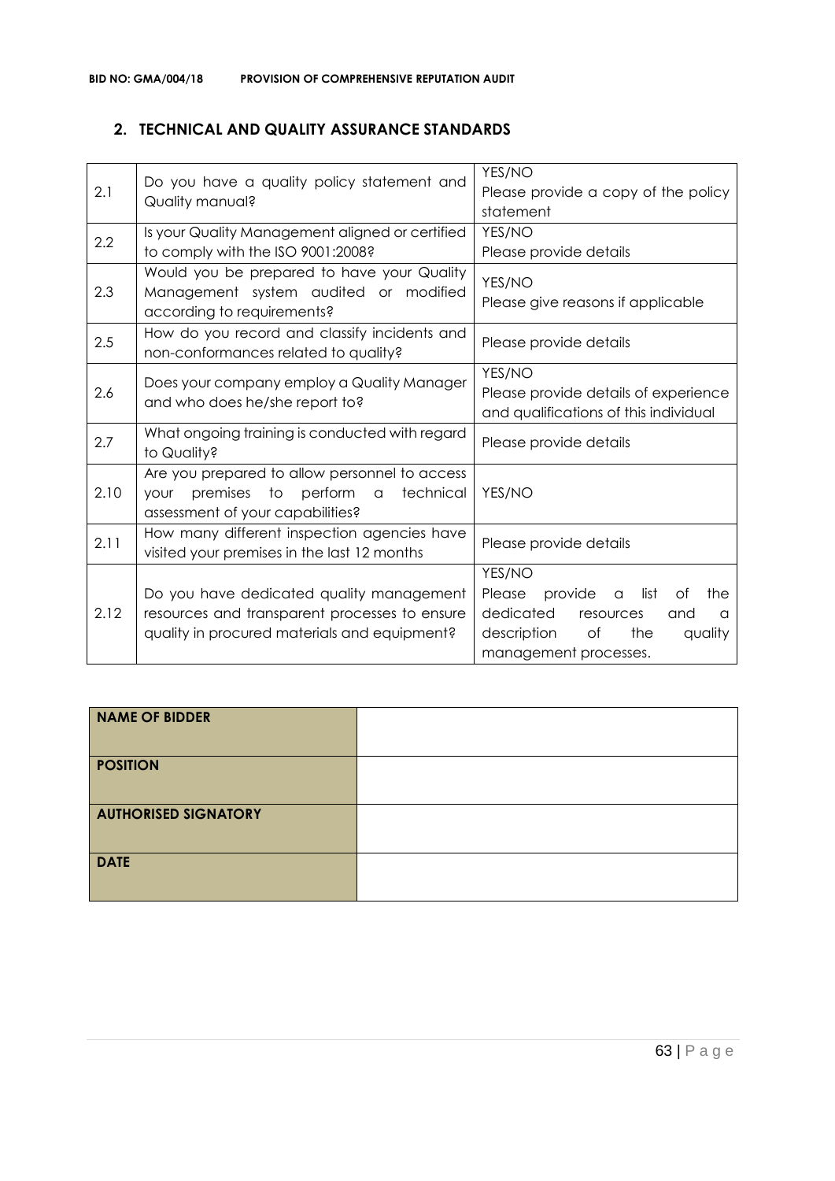## 2. TECHNICAL AND QUALITY ASSURANCE STANDARDS

| | | |
|---|---|---|
| 2.1 | Do you have a quality policy statement and Quality manual? | YES/NO<br>Please provide a copy of the policy statement |
| 2.2 | Is your Quality Management aligned or certified to comply with the ISO 9001:2008? | YES/NO<br>Please provide details |
| 2.3 | Would you be prepared to have your Quality Management system audited or modified according to requirements? | YES/NO<br>Please give reasons if applicable |
| 2.5 | How do you record and classify incidents and non-conformances related to quality? | Please provide details |
| 2.6 | Does your company employ a Quality Manager and who does he/she report to? | YES/NO<br>Please provide details of experience and qualifications of this individual |
| 2.7 | What ongoing training is conducted with regard to Quality? | Please provide details |
| 2.10 | Are you prepared to allow personnel to access your premises to perform a technical assessment of your capabilities? | YES/NO |
| 2.11 | How many different inspection agencies have visited your premises in the last 12 months | Please provide details |
| 2.12 | Do you have dedicated quality management resources and transparent processes to ensure quality in procured materials and equipment? | YES/NO<br>Please provide a list of the dedicated resources and a description of the quality management processes. |

| | |
|---|---|
| **NAME OF BIDDER** | |
| **POSITION** | |
| **AUTHORISED SIGNATORY** | |
| **DATE** | |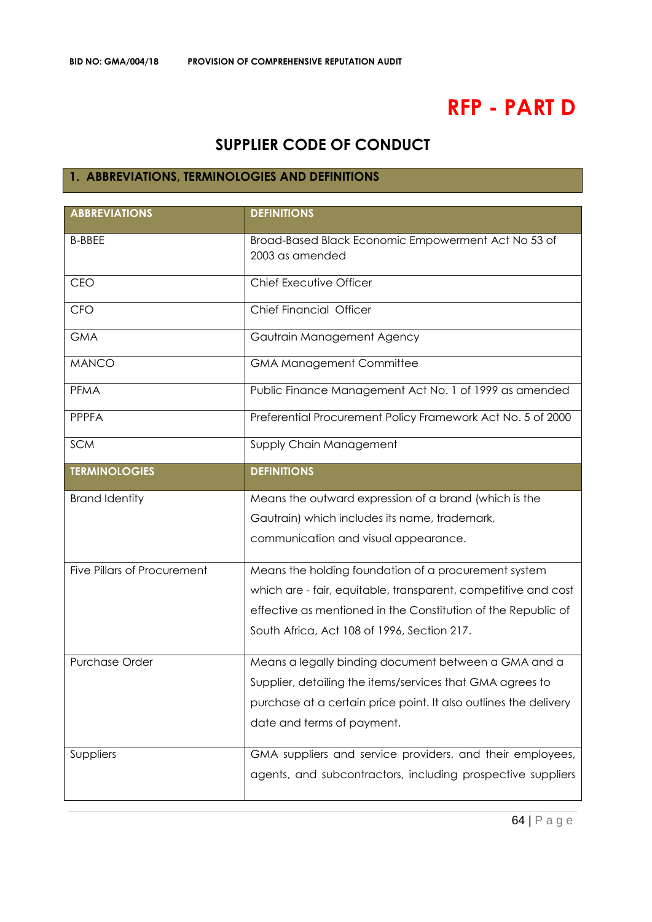# RFP - PART D

## SUPPLIER CODE OF CONDUCT

### 1. ABBREVIATIONS, TERMINOLOGIES AND DEFINITIONS

| ABBREVIATIONS | DEFINITIONS |
|---|---|
| B-BBEE | Broad-Based Black Economic Empowerment Act No 53 of 2003 as amended |
| CEO | Chief Executive Officer |
| CFO | Chief Financial Officer |
| GMA | Gautrain Management Agency |
| MANCO | GMA Management Committee |
| PFMA | Public Finance Management Act No. 1 of 1999 as amended |
| PPPFA | Preferential Procurement Policy Framework Act No. 5 of 2000 |
| SCM | Supply Chain Management |
| **TERMINOLOGIES** | **DEFINITIONS** |
| Brand Identity | Means the outward expression of a brand (which is the Gautrain) which includes its name, trademark, communication and visual appearance. |
| Five Pillars of Procurement | Means the holding foundation of a procurement system which are - fair, equitable, transparent, competitive and cost effective as mentioned in the Constitution of the Republic of South Africa, Act 108 of 1996, Section 217. |
| Purchase Order | Means a legally binding document between a GMA and a Supplier, detailing the items/services that GMA agrees to purchase at a certain price point. It also outlines the delivery date and terms of payment. |
| Suppliers | GMA suppliers and service providers, and their employees, agents, and subcontractors, including prospective suppliers |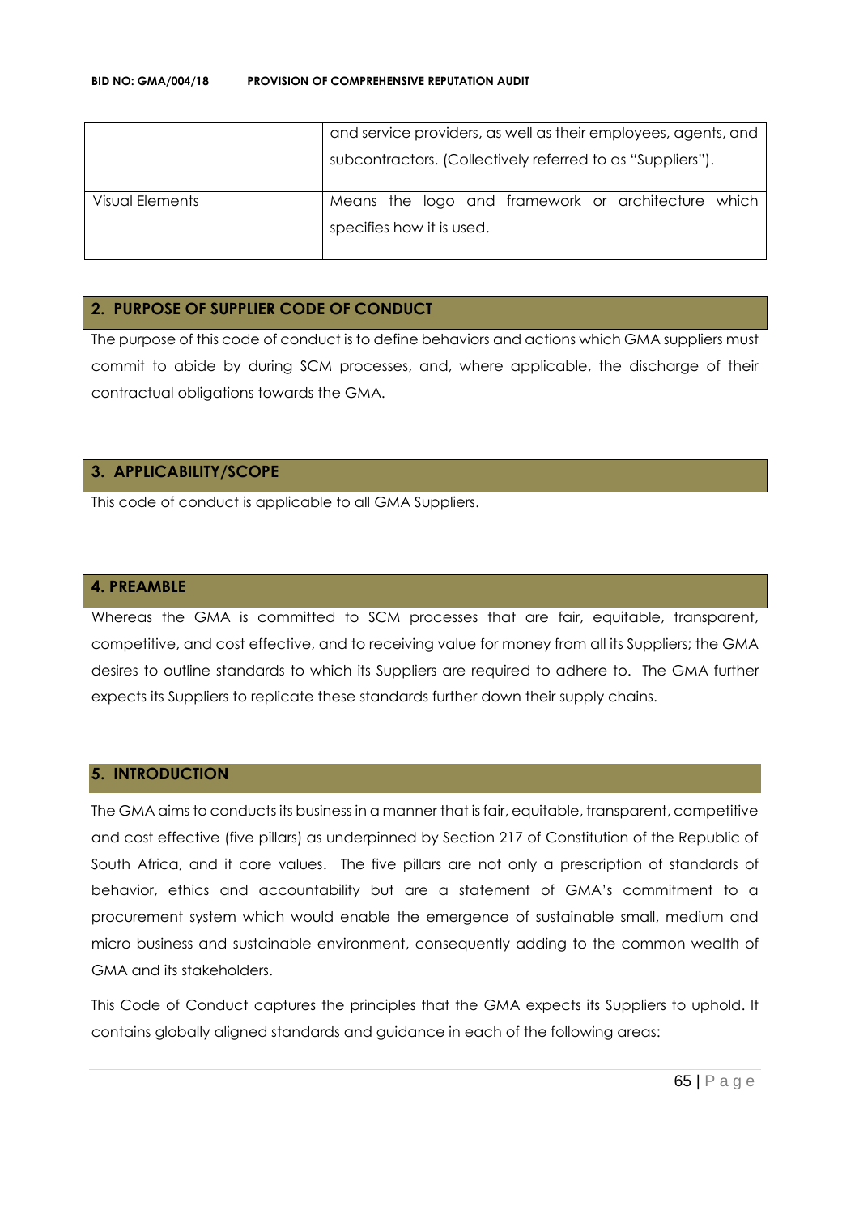|  |  |
|---|---|
|  | and service providers, as well as their employees, agents, and subcontractors. (Collectively referred to as "Suppliers"). |
| Visual Elements | Means the logo and framework or architecture which specifies how it is used. |

## 2. PURPOSE OF SUPPLIER CODE OF CONDUCT

The purpose of this code of conduct is to define behaviors and actions which GMA suppliers must commit to abide by during SCM processes, and, where applicable, the discharge of their contractual obligations towards the GMA.

## 3. APPLICABILITY/SCOPE

This code of conduct is applicable to all GMA Suppliers.

## 4. PREAMBLE

Whereas the GMA is committed to SCM processes that are fair, equitable, transparent, competitive, and cost effective, and to receiving value for money from all its Suppliers; the GMA desires to outline standards to which its Suppliers are required to adhere to. The GMA further expects its Suppliers to replicate these standards further down their supply chains.

## 5. INTRODUCTION

The GMA aims to conducts its business in a manner that is fair, equitable, transparent, competitive and cost effective (five pillars) as underpinned by Section 217 of Constitution of the Republic of South Africa, and it core values. The five pillars are not only a prescription of standards of behavior, ethics and accountability but are a statement of GMA's commitment to a procurement system which would enable the emergence of sustainable small, medium and micro business and sustainable environment, consequently adding to the common wealth of GMA and its stakeholders.

This Code of Conduct captures the principles that the GMA expects its Suppliers to uphold. It contains globally aligned standards and guidance in each of the following areas: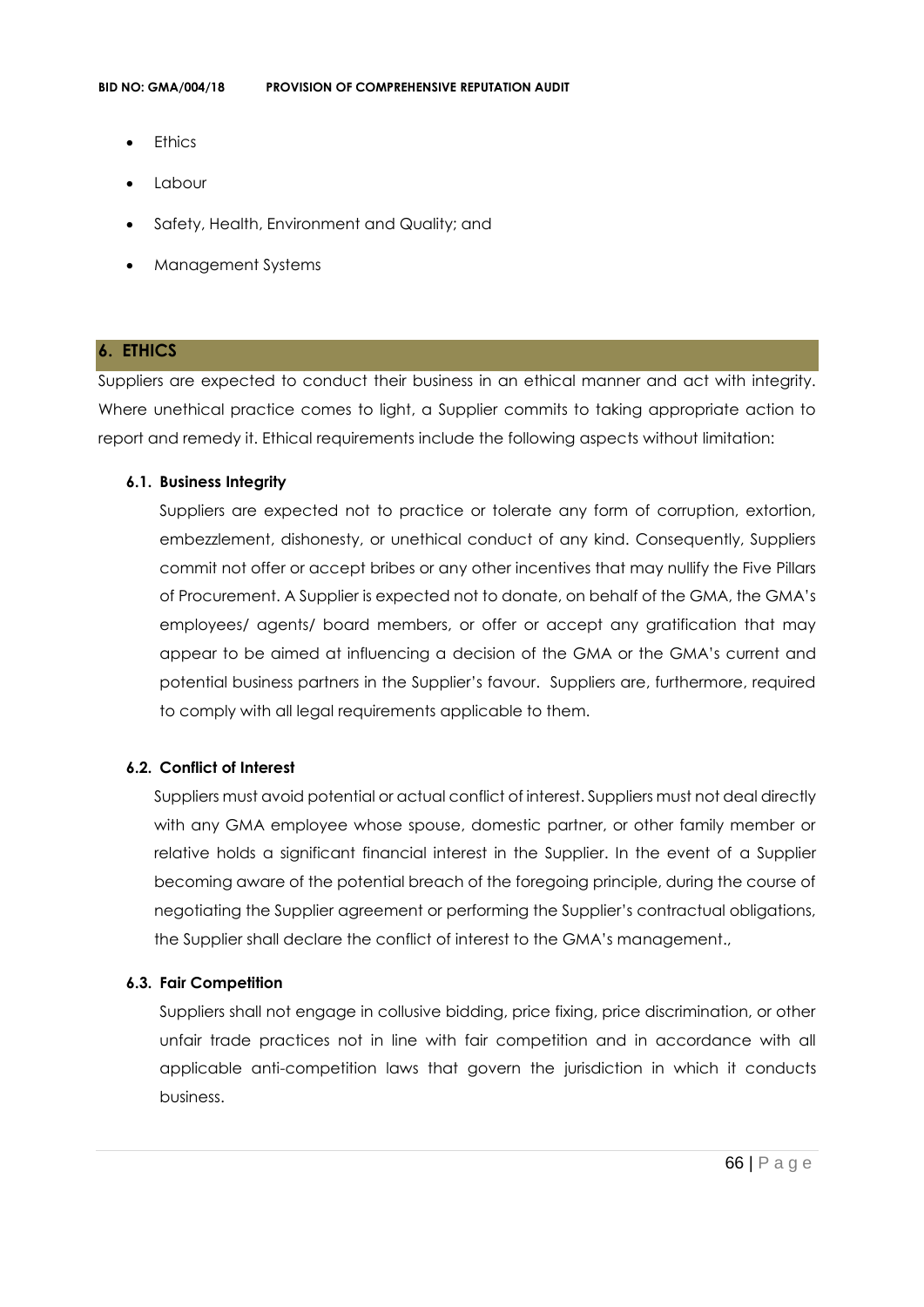- Ethics
- Labour
- Safety, Health, Environment and Quality; and
- Management Systems

## 6. ETHICS

Suppliers are expected to conduct their business in an ethical manner and act with integrity. Where unethical practice comes to light, a Supplier commits to taking appropriate action to report and remedy it. Ethical requirements include the following aspects without limitation:

### 6.1. Business Integrity

Suppliers are expected not to practice or tolerate any form of corruption, extortion, embezzlement, dishonesty, or unethical conduct of any kind. Consequently, Suppliers commit not offer or accept bribes or any other incentives that may nullify the Five Pillars of Procurement. A Supplier is expected not to donate, on behalf of the GMA, the GMA's employees/ agents/ board members, or offer or accept any gratification that may appear to be aimed at influencing a decision of the GMA or the GMA's current and potential business partners in the Supplier's favour. Suppliers are, furthermore, required to comply with all legal requirements applicable to them.

### 6.2. Conflict of Interest

Suppliers must avoid potential or actual conflict of interest. Suppliers must not deal directly with any GMA employee whose spouse, domestic partner, or other family member or relative holds a significant financial interest in the Supplier. In the event of a Supplier becoming aware of the potential breach of the foregoing principle, during the course of negotiating the Supplier agreement or performing the Supplier's contractual obligations, the Supplier shall declare the conflict of interest to the GMA's management.,

### 6.3. Fair Competition

Suppliers shall not engage in collusive bidding, price fixing, price discrimination, or other unfair trade practices not in line with fair competition and in accordance with all applicable anti-competition laws that govern the jurisdiction in which it conducts business.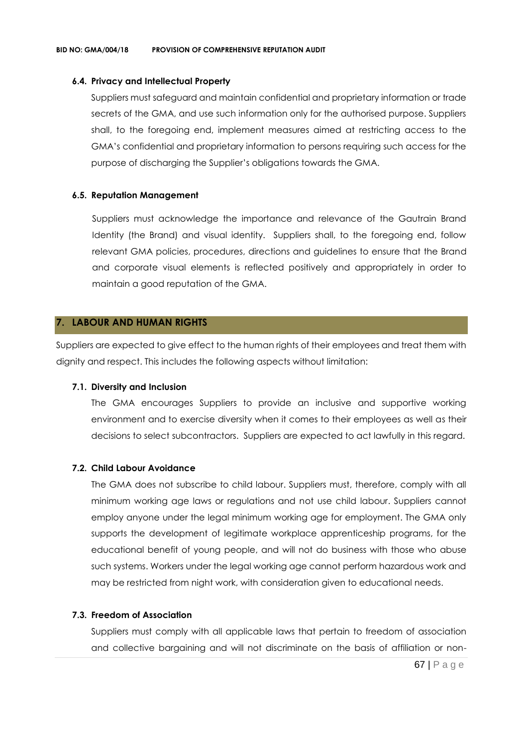#### 6.4. Privacy and Intellectual Property

Suppliers must safeguard and maintain confidential and proprietary information or trade secrets of the GMA, and use such information only for the authorised purpose. Suppliers shall, to the foregoing end, implement measures aimed at restricting access to the GMA's confidential and proprietary information to persons requiring such access for the purpose of discharging the Supplier's obligations towards the GMA.

#### 6.5. Reputation Management

Suppliers must acknowledge the importance and relevance of the Gautrain Brand Identity (the Brand) and visual identity. Suppliers shall, to the foregoing end, follow relevant GMA policies, procedures, directions and guidelines to ensure that the Brand and corporate visual elements is reflected positively and appropriately in order to maintain a good reputation of the GMA.

## 7. LABOUR AND HUMAN RIGHTS

Suppliers are expected to give effect to the human rights of their employees and treat them with dignity and respect. This includes the following aspects without limitation:

#### 7.1. Diversity and Inclusion

The GMA encourages Suppliers to provide an inclusive and supportive working environment and to exercise diversity when it comes to their employees as well as their decisions to select subcontractors. Suppliers are expected to act lawfully in this regard.

#### 7.2. Child Labour Avoidance

The GMA does not subscribe to child labour. Suppliers must, therefore, comply with all minimum working age laws or regulations and not use child labour. Suppliers cannot employ anyone under the legal minimum working age for employment. The GMA only supports the development of legitimate workplace apprenticeship programs, for the educational benefit of young people, and will not do business with those who abuse such systems. Workers under the legal working age cannot perform hazardous work and may be restricted from night work, with consideration given to educational needs.

#### 7.3. Freedom of Association

Suppliers must comply with all applicable laws that pertain to freedom of association and collective bargaining and will not discriminate on the basis of affiliation or non-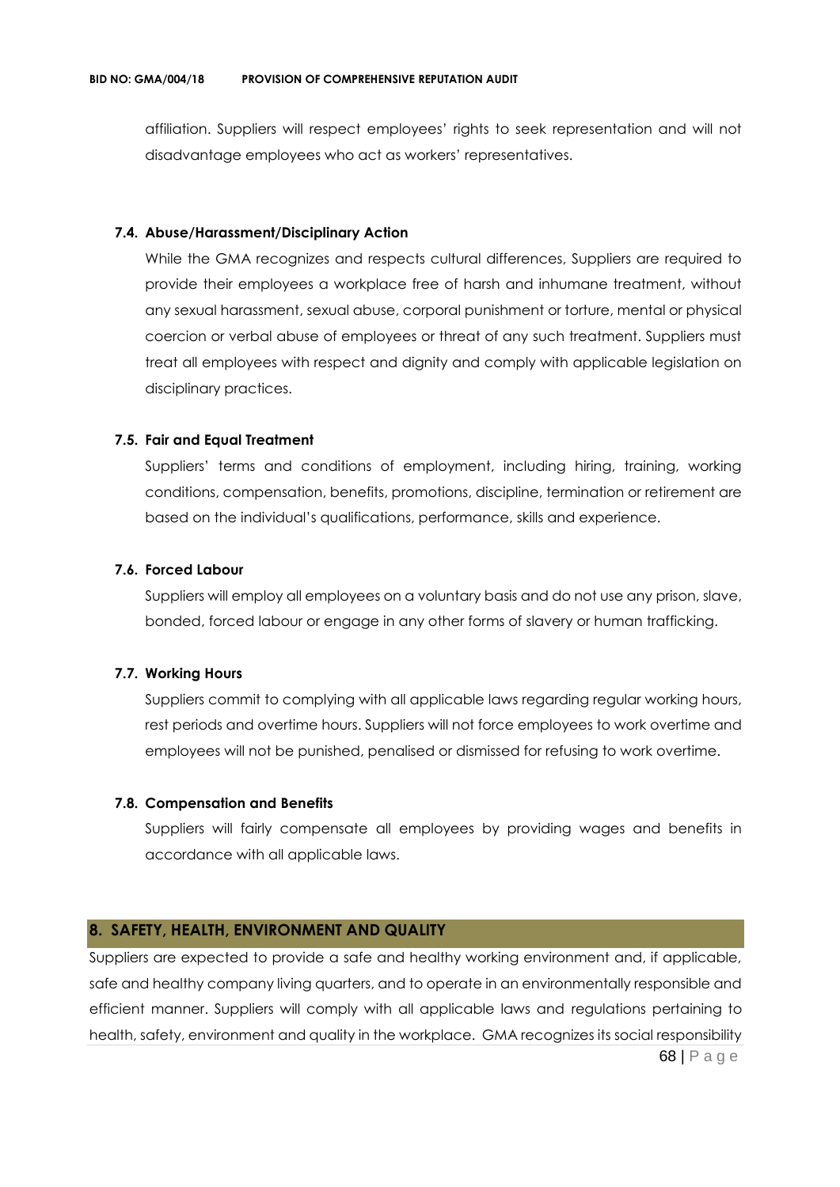affiliation. Suppliers will respect employees' rights to seek representation and will not disadvantage employees who act as workers' representatives.

### 7.4. Abuse/Harassment/Disciplinary Action

While the GMA recognizes and respects cultural differences, Suppliers are required to provide their employees a workplace free of harsh and inhumane treatment, without any sexual harassment, sexual abuse, corporal punishment or torture, mental or physical coercion or verbal abuse of employees or threat of any such treatment. Suppliers must treat all employees with respect and dignity and comply with applicable legislation on disciplinary practices.

### 7.5. Fair and Equal Treatment

Suppliers' terms and conditions of employment, including hiring, training, working conditions, compensation, benefits, promotions, discipline, termination or retirement are based on the individual's qualifications, performance, skills and experience.

### 7.6. Forced Labour

Suppliers will employ all employees on a voluntary basis and do not use any prison, slave, bonded, forced labour or engage in any other forms of slavery or human trafficking.

### 7.7. Working Hours

Suppliers commit to complying with all applicable laws regarding regular working hours, rest periods and overtime hours. Suppliers will not force employees to work overtime and employees will not be punished, penalised or dismissed for refusing to work overtime.

### 7.8. Compensation and Benefits

Suppliers will fairly compensate all employees by providing wages and benefits in accordance with all applicable laws.

## 8. SAFETY, HEALTH, ENVIRONMENT AND QUALITY

Suppliers are expected to provide a safe and healthy working environment and, if applicable, safe and healthy company living quarters, and to operate in an environmentally responsible and efficient manner. Suppliers will comply with all applicable laws and regulations pertaining to health, safety, environment and quality in the workplace. GMA recognizes its social responsibility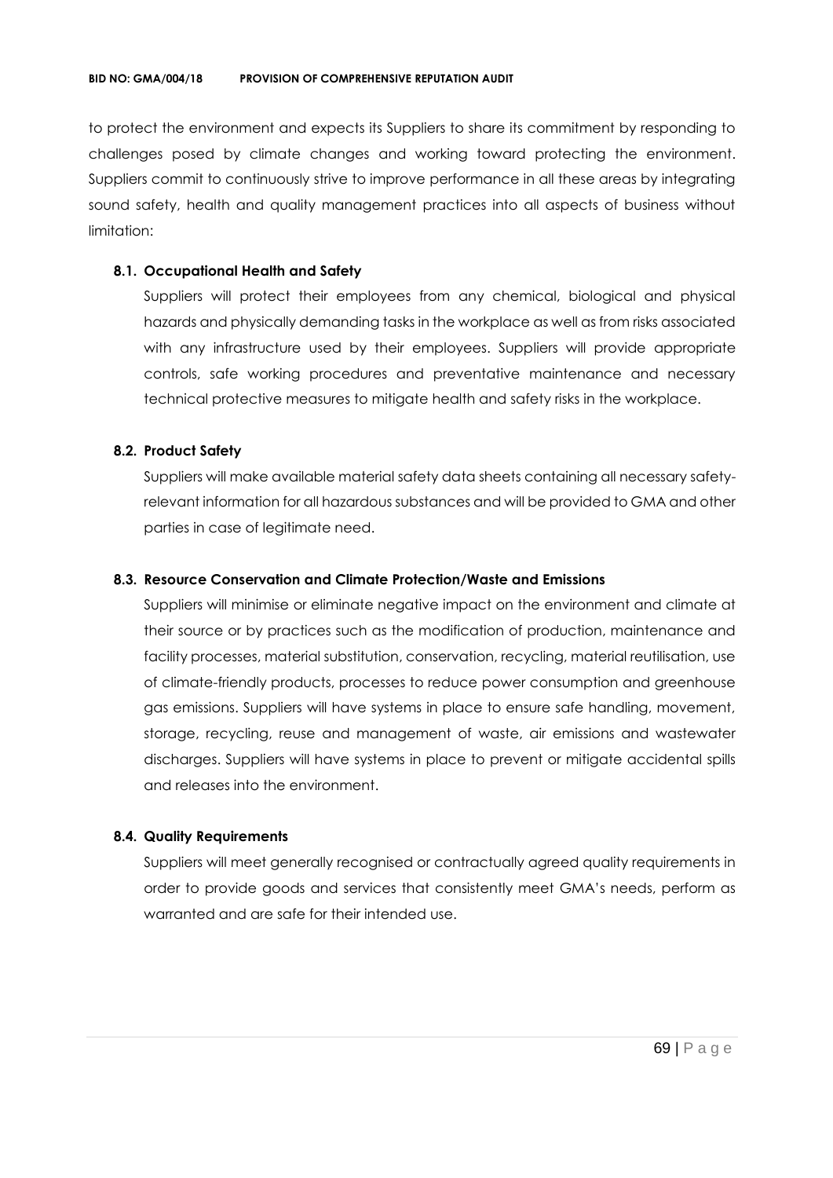to protect the environment and expects its Suppliers to share its commitment by responding to challenges posed by climate changes and working toward protecting the environment. Suppliers commit to continuously strive to improve performance in all these areas by integrating sound safety, health and quality management practices into all aspects of business without limitation:

### 8.1. Occupational Health and Safety

Suppliers will protect their employees from any chemical, biological and physical hazards and physically demanding tasks in the workplace as well as from risks associated with any infrastructure used by their employees. Suppliers will provide appropriate controls, safe working procedures and preventative maintenance and necessary technical protective measures to mitigate health and safety risks in the workplace.

### 8.2. Product Safety

Suppliers will make available material safety data sheets containing all necessary safety-relevant information for all hazardous substances and will be provided to GMA and other parties in case of legitimate need.

### 8.3. Resource Conservation and Climate Protection/Waste and Emissions

Suppliers will minimise or eliminate negative impact on the environment and climate at their source or by practices such as the modification of production, maintenance and facility processes, material substitution, conservation, recycling, material reutilisation, use of climate-friendly products, processes to reduce power consumption and greenhouse gas emissions. Suppliers will have systems in place to ensure safe handling, movement, storage, recycling, reuse and management of waste, air emissions and wastewater discharges. Suppliers will have systems in place to prevent or mitigate accidental spills and releases into the environment.

### 8.4. Quality Requirements

Suppliers will meet generally recognised or contractually agreed quality requirements in order to provide goods and services that consistently meet GMA's needs, perform as warranted and are safe for their intended use.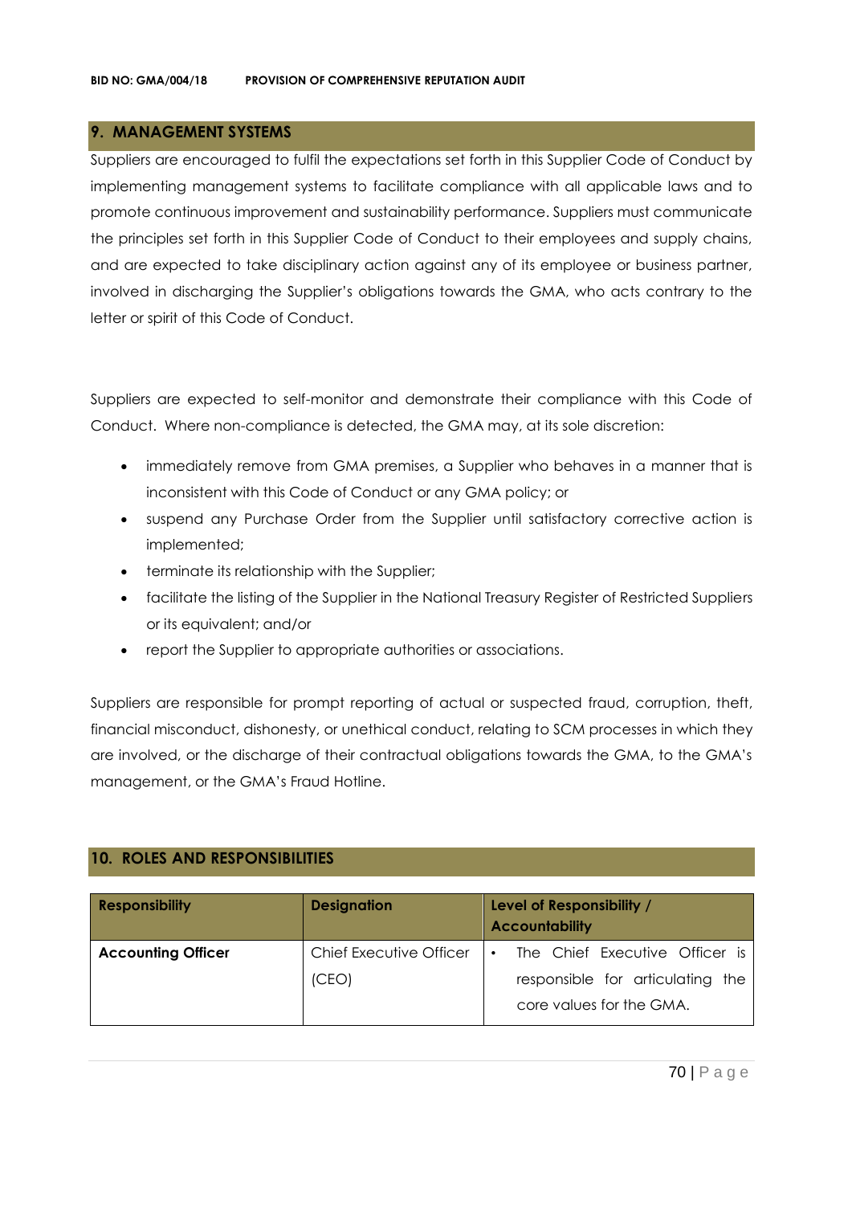## 9. MANAGEMENT SYSTEMS

Suppliers are encouraged to fulfil the expectations set forth in this Supplier Code of Conduct by implementing management systems to facilitate compliance with all applicable laws and to promote continuous improvement and sustainability performance. Suppliers must communicate the principles set forth in this Supplier Code of Conduct to their employees and supply chains, and are expected to take disciplinary action against any of its employee or business partner, involved in discharging the Supplier's obligations towards the GMA, who acts contrary to the letter or spirit of this Code of Conduct.

Suppliers are expected to self-monitor and demonstrate their compliance with this Code of Conduct. Where non-compliance is detected, the GMA may, at its sole discretion:

- immediately remove from GMA premises, a Supplier who behaves in a manner that is inconsistent with this Code of Conduct or any GMA policy; or
- suspend any Purchase Order from the Supplier until satisfactory corrective action is implemented;
- terminate its relationship with the Supplier;
- facilitate the listing of the Supplier in the National Treasury Register of Restricted Suppliers or its equivalent; and/or
- report the Supplier to appropriate authorities or associations.

Suppliers are responsible for prompt reporting of actual or suspected fraud, corruption, theft, financial misconduct, dishonesty, or unethical conduct, relating to SCM processes in which they are involved, or the discharge of their contractual obligations towards the GMA, to the GMA's management, or the GMA's Fraud Hotline.

## 10. ROLES AND RESPONSIBILITIES

| Responsibility | Designation | Level of Responsibility / Accountability |
|---|---|---|
| **Accounting Officer** | Chief Executive Officer (CEO) | • The Chief Executive Officer is responsible for articulating the core values for the GMA. |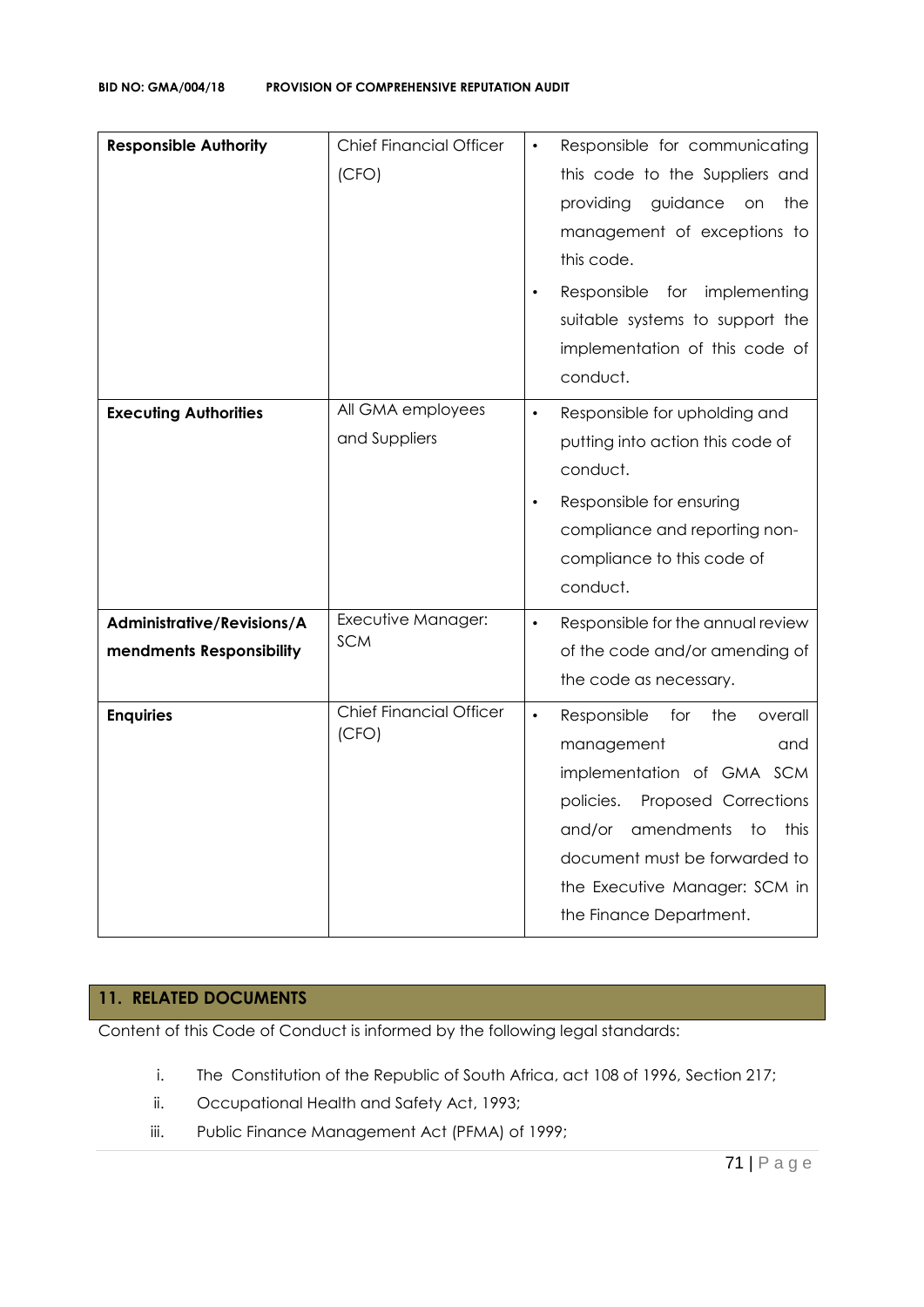| **Responsible Authority** | Chief Financial Officer (CFO) | • Responsible for communicating this code to the Suppliers and providing guidance on the management of exceptions to this code.<br>• Responsible for implementing suitable systems to support the implementation of this code of conduct. |
|---|---|---|
| **Executing Authorities** | All GMA employees and Suppliers | • Responsible for upholding and putting into action this code of conduct.<br>• Responsible for ensuring compliance and reporting non-compliance to this code of conduct. |
| **Administrative/Revisions/Amendments Responsibility** | Executive Manager: SCM | • Responsible for the annual review of the code and/or amending of the code as necessary. |
| **Enquiries** | Chief Financial Officer (CFO) | • Responsible for the overall management and implementation of GMA SCM policies. Proposed Corrections and/or amendments to this document must be forwarded to the Executive Manager: SCM in the Finance Department. |

## 11. RELATED DOCUMENTS

Content of this Code of Conduct is informed by the following legal standards:

i. The Constitution of the Republic of South Africa, act 108 of 1996, Section 217;
ii. Occupational Health and Safety Act, 1993;
iii. Public Finance Management Act (PFMA) of 1999;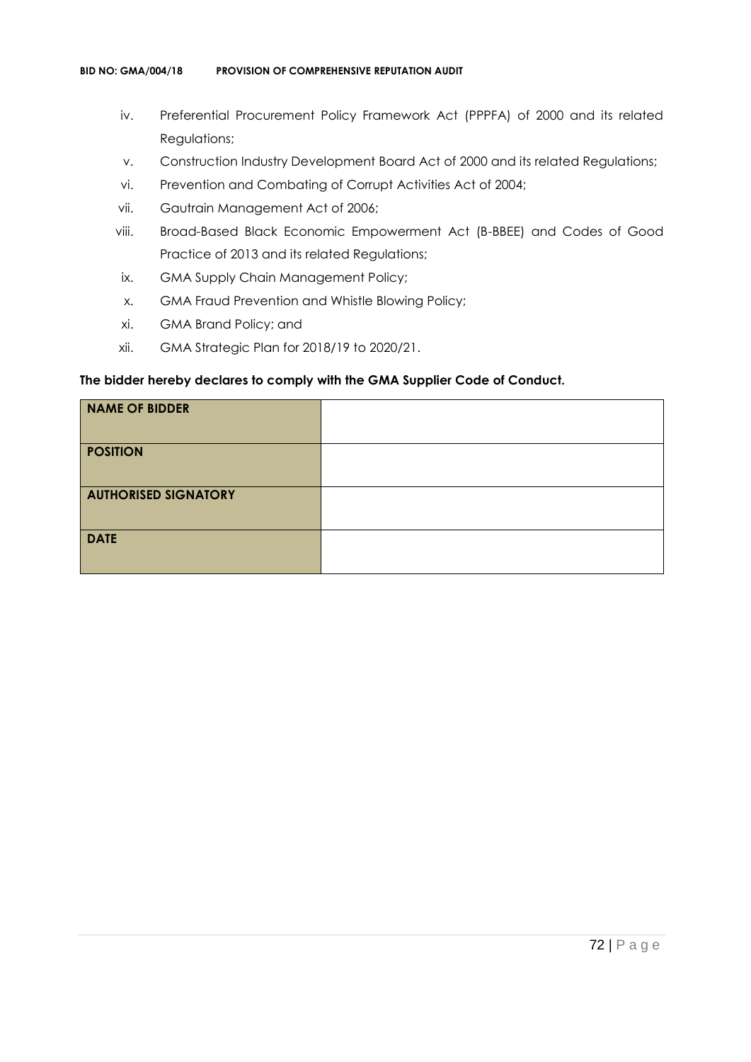iv. Preferential Procurement Policy Framework Act (PPPFA) of 2000 and its related Regulations;

v. Construction Industry Development Board Act of 2000 and its related Regulations;

vi. Prevention and Combating of Corrupt Activities Act of 2004;

vii. Gautrain Management Act of 2006;

viii. Broad-Based Black Economic Empowerment Act (B-BBEE) and Codes of Good Practice of 2013 and its related Regulations;

ix. GMA Supply Chain Management Policy;

x. GMA Fraud Prevention and Whistle Blowing Policy;

xi. GMA Brand Policy; and

xii. GMA Strategic Plan for 2018/19 to 2020/21.

**The bidder hereby declares to comply with the GMA Supplier Code of Conduct.**

| | |
|---|---|
| **NAME OF BIDDER** | |
| **POSITION** | |
| **AUTHORISED SIGNATORY** | |
| **DATE** | |